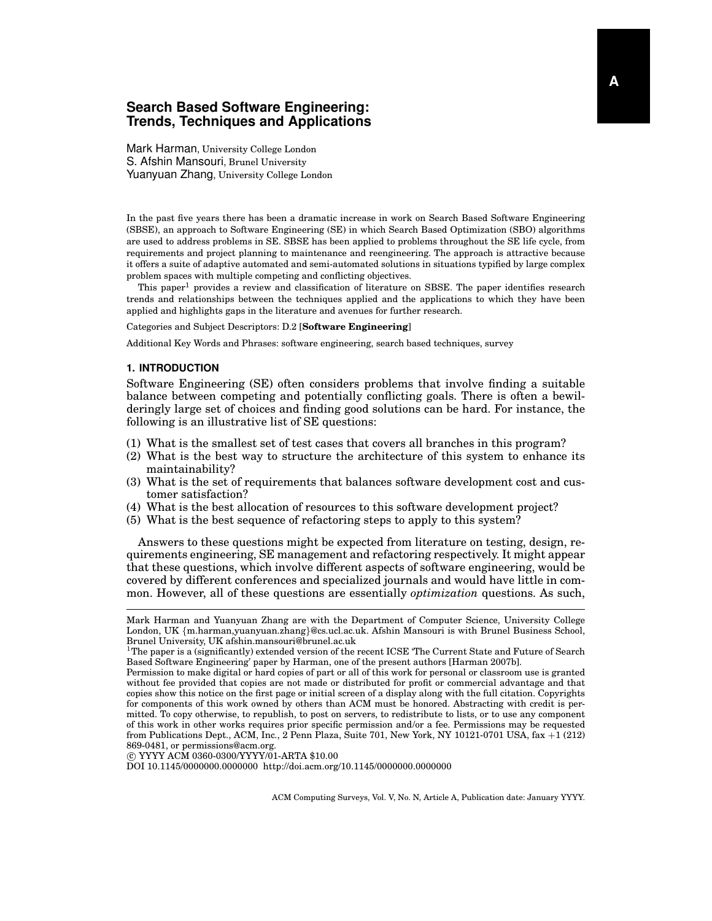# Search Based Software Engineering: Trends, Techniques and Applications

Mark Harman, University College London
S. Afshin Mansouri, Brunel University
Yuanyuan Zhang, University College London

In the past five years there has been a dramatic increase in work on Search Based Software Engineering (SBSE), an approach to Software Engineering (SE) in which Search Based Optimization (SBO) algorithms are used to address problems in SE. SBSE has been applied to problems throughout the SE life cycle, from requirements and project planning to maintenance and reengineering. The approach is attractive because it offers a suite of adaptive automated and semi-automated solutions in situations typified by large complex problem spaces with multiple competing and conflicting objectives.

This paper[1] provides a review and classification of literature on SBSE. The paper identifies research trends and relationships between the techniques applied and the applications to which they have been applied and highlights gaps in the literature and avenues for further research.

Categories and Subject Descriptors: D.2 [**Software Engineering**]

Additional Key Words and Phrases: software engineering, search based techniques, survey

## 1. INTRODUCTION

Software Engineering (SE) often considers problems that involve finding a suitable balance between competing and potentially conflicting goals. There is often a bewilderingly large set of choices and finding good solutions can be hard. For instance, the following is an illustrative list of SE questions:

(1) What is the smallest set of test cases that covers all branches in this program?
(2) What is the best way to structure the architecture of this system to enhance its maintainability?
(3) What is the set of requirements that balances software development cost and customer satisfaction?
(4) What is the best allocation of resources to this software development project?
(5) What is the best sequence of refactoring steps to apply to this system?

Answers to these questions might be expected from literature on testing, design, requirements engineering, SE management and refactoring respectively. It might appear that these questions, which involve different aspects of software engineering, would be covered by different conferences and specialized journals and would have little in common. However, all of these questions are essentially *optimization* questions. As such,

---

Mark Harman and Yuanyuan Zhang are with the Department of Computer Science, University College London, UK {m.harman,yuanyuan.zhang}@cs.ucl.ac.uk. Afshin Mansouri is with Brunel Business School, Brunel University, UK afshin.mansouri@brunel.ac.uk

[1] The paper is a (significantly) extended version of the recent ICSE 'The Current State and Future of Search Based Software Engineering' paper by Harman, one of the present authors [Harman 2007b].

Permission to make digital or hard copies of part or all of this work for personal or classroom use is granted without fee provided that copies are not made or distributed for profit or commercial advantage and that copies show this notice on the first page or initial screen of a display along with the full citation. Copyrights for components of this work owned by others than ACM must be honored. Abstracting with credit is permitted. To copy otherwise, to republish, to post on servers, to redistribute to lists, or to use any component of this work in other works requires prior specific permission and/or a fee. Permissions may be requested from Publications Dept., ACM, Inc., 2 Penn Plaza, Suite 701, New York, NY 10121-0701 USA, fax +1 (212) 869-0481, or permissions@acm.org.

© YYYY ACM 0360-0300/YYYY/01-ARTA $10.00
DOI 10.1145/0000000.0000000 http://doi.acm.org/10.1145/0000000.0000000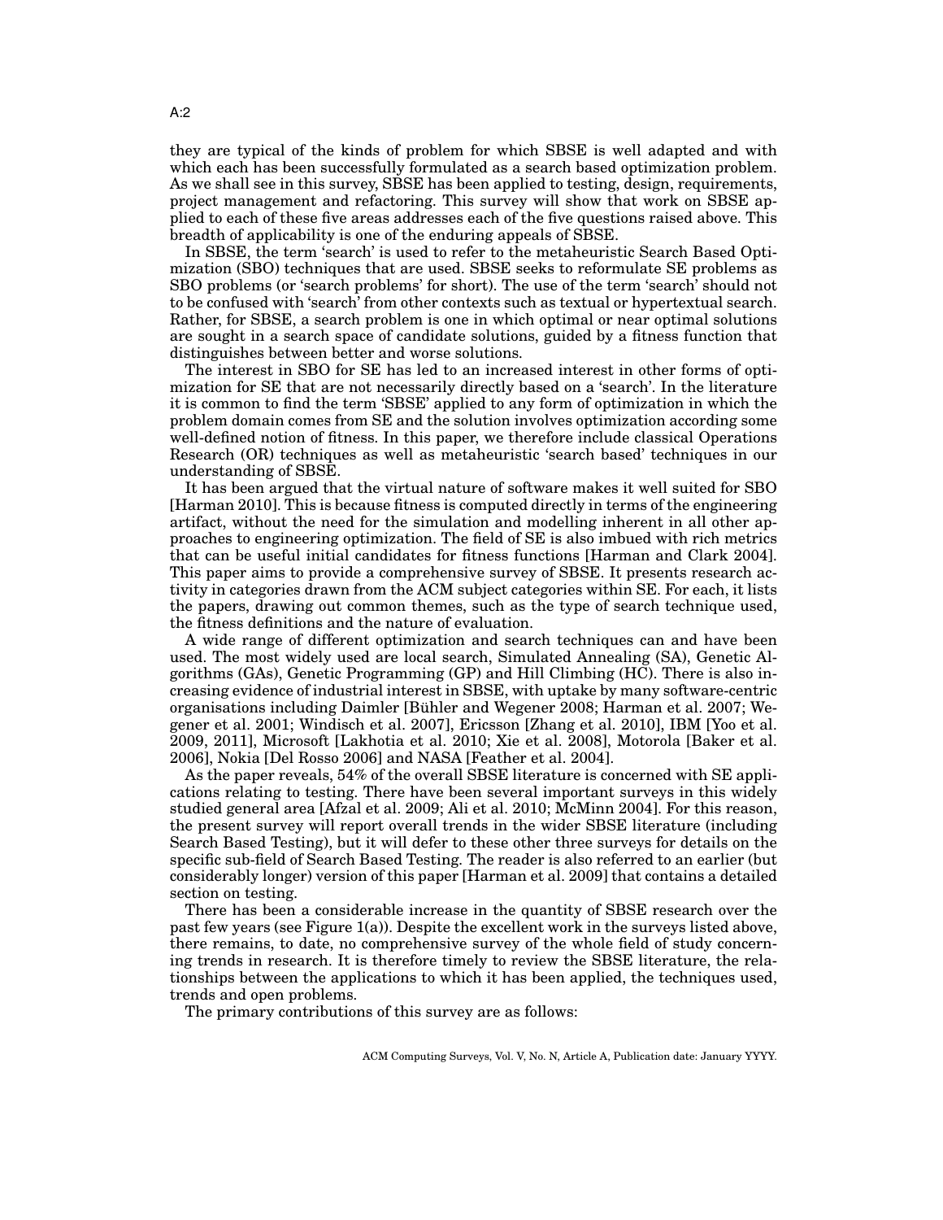they are typical of the kinds of problem for which SBSE is well adapted and with which each has been successfully formulated as a search based optimization problem. As we shall see in this survey, SBSE has been applied to testing, design, requirements, project management and refactoring. This survey will show that work on SBSE applied to each of these five areas addresses each of the five questions raised above. This breadth of applicability is one of the enduring appeals of SBSE.

In SBSE, the term 'search' is used to refer to the metaheuristic Search Based Optimization (SBO) techniques that are used. SBSE seeks to reformulate SE problems as SBO problems (or 'search problems' for short). The use of the term 'search' should not to be confused with 'search' from other contexts such as textual or hypertextual search. Rather, for SBSE, a search problem is one in which optimal or near optimal solutions are sought in a search space of candidate solutions, guided by a fitness function that distinguishes between better and worse solutions.

The interest in SBO for SE has led to an increased interest in other forms of optimization for SE that are not necessarily directly based on a 'search'. In the literature it is common to find the term 'SBSE' applied to any form of optimization in which the problem domain comes from SE and the solution involves optimization according some well-defined notion of fitness. In this paper, we therefore include classical Operations Research (OR) techniques as well as metaheuristic 'search based' techniques in our understanding of SBSE.

It has been argued that the virtual nature of software makes it well suited for SBO [Harman 2010]. This is because fitness is computed directly in terms of the engineering artifact, without the need for the simulation and modelling inherent in all other approaches to engineering optimization. The field of SE is also imbued with rich metrics that can be useful initial candidates for fitness functions [Harman and Clark 2004]. This paper aims to provide a comprehensive survey of SBSE. It presents research activity in categories drawn from the ACM subject categories within SE. For each, it lists the papers, drawing out common themes, such as the type of search technique used, the fitness definitions and the nature of evaluation.

A wide range of different optimization and search techniques can and have been used. The most widely used are local search, Simulated Annealing (SA), Genetic Algorithms (GAs), Genetic Programming (GP) and Hill Climbing (HC). There is also increasing evidence of industrial interest in SBSE, with uptake by many software-centric organisations including Daimler [Bühler and Wegener 2008; Harman et al. 2007; Wegener et al. 2001; Windisch et al. 2007], Ericsson [Zhang et al. 2010], IBM [Yoo et al. 2009, 2011], Microsoft [Lakhotia et al. 2010; Xie et al. 2008], Motorola [Baker et al. 2006], Nokia [Del Rosso 2006] and NASA [Feather et al. 2004].

As the paper reveals, 54% of the overall SBSE literature is concerned with SE applications relating to testing. There have been several important surveys in this widely studied general area [Afzal et al. 2009; Ali et al. 2010; McMinn 2004]. For this reason, the present survey will report overall trends in the wider SBSE literature (including Search Based Testing), but it will defer to these other three surveys for details on the specific sub-field of Search Based Testing. The reader is also referred to an earlier (but considerably longer) version of this paper [Harman et al. 2009] that contains a detailed section on testing.

There has been a considerable increase in the quantity of SBSE research over the past few years (see Figure 1(a)). Despite the excellent work in the surveys listed above, there remains, to date, no comprehensive survey of the whole field of study concerning trends in research. It is therefore timely to review the SBSE literature, the relationships between the applications to which it has been applied, the techniques used, trends and open problems.

The primary contributions of this survey are as follows: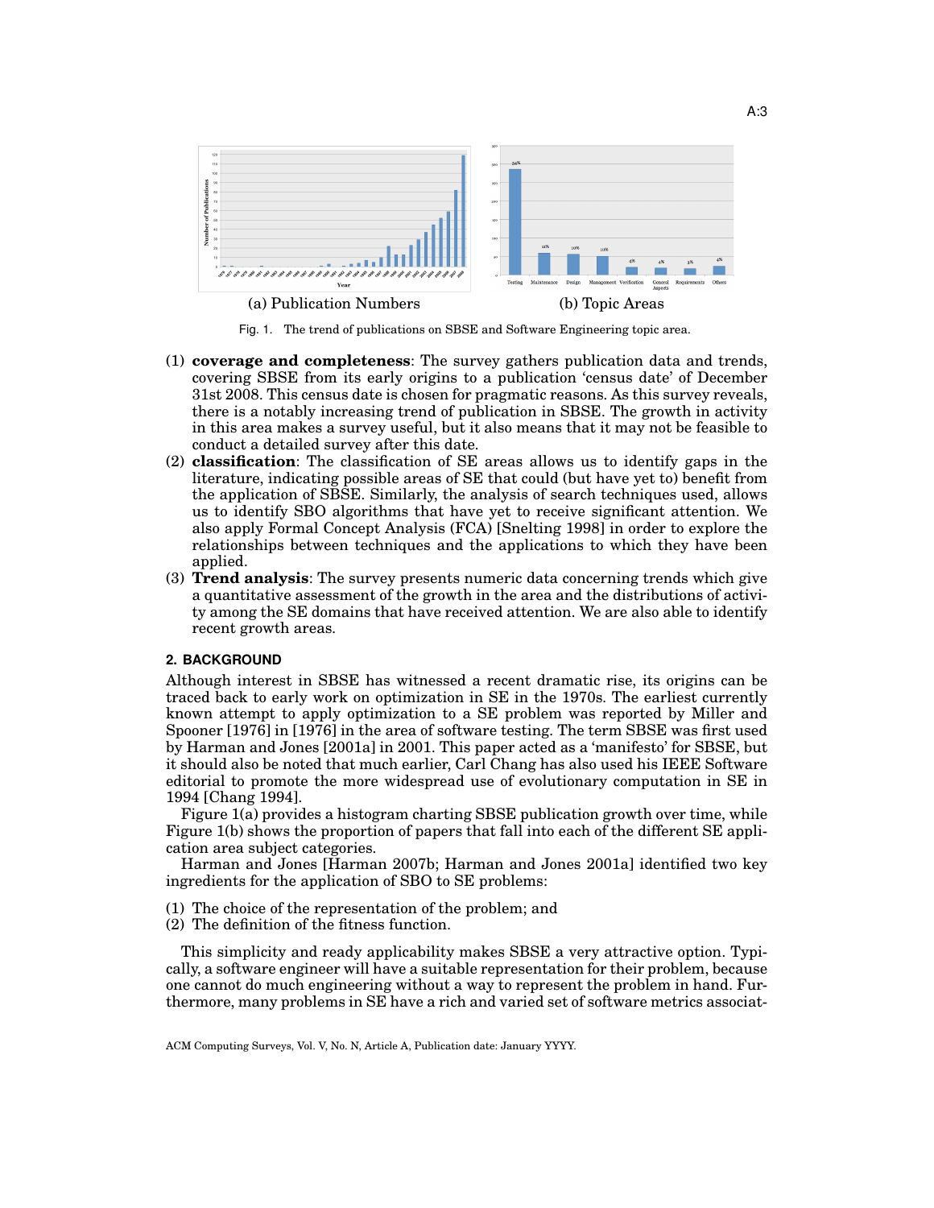(a) Publication Numbers

(b) Topic Areas

Fig. 1. The trend of publications on SBSE and Software Engineering topic area.

(1) **coverage and completeness**: The survey gathers publication data and trends, covering SBSE from its early origins to a publication 'census date' of December 31st 2008. This census date is chosen for pragmatic reasons. As this survey reveals, there is a notably increasing trend of publication in SBSE. The growth in activity in this area makes a survey useful, but it also means that it may not be feasible to conduct a detailed survey after this date.

(2) **classification**: The classification of SE areas allows us to identify gaps in the literature, indicating possible areas of SE that could (but have yet to) benefit from the application of SBSE. Similarly, the analysis of search techniques used, allows us to identify SBO algorithms that have yet to receive significant attention. We also apply Formal Concept Analysis (FCA) [Snelting 1998] in order to explore the relationships between techniques and the applications to which they have been applied.

(3) **Trend analysis**: The survey presents numeric data concerning trends which give a quantitative assessment of the growth in the area and the distributions of activity among the SE domains that have received attention. We are also able to identify recent growth areas.

## 2. BACKGROUND

Although interest in SBSE has witnessed a recent dramatic rise, its origins can be traced back to early work on optimization in SE in the 1970s. The earliest currently known attempt to apply optimization to a SE problem was reported by Miller and Spooner [1976] in [1976] in the area of software testing. The term SBSE was first used by Harman and Jones [2001a] in 2001. This paper acted as a 'manifesto' for SBSE, but it should also be noted that much earlier, Carl Chang has also used his IEEE Software editorial to promote the more widespread use of evolutionary computation in SE in 1994 [Chang 1994].

Figure 1(a) provides a histogram charting SBSE publication growth over time, while Figure 1(b) shows the proportion of papers that fall into each of the different SE application area subject categories.

Harman and Jones [Harman 2007b; Harman and Jones 2001a] identified two key ingredients for the application of SBO to SE problems:

(1) The choice of the representation of the problem; and
(2) The definition of the fitness function.

This simplicity and ready applicability makes SBSE a very attractive option. Typically, a software engineer will have a suitable representation for their problem, because one cannot do much engineering without a way to represent the problem in hand. Furthermore, many problems in SE have a rich and varied set of software metrics associat-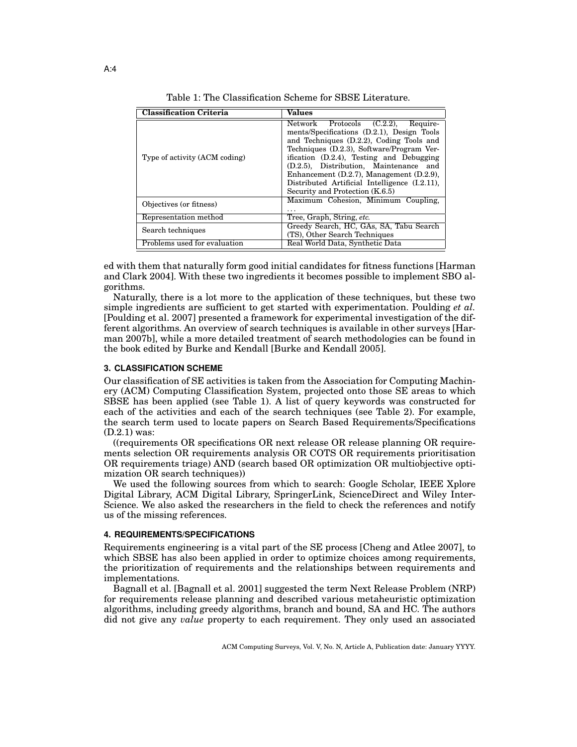Table 1: The Classification Scheme for SBSE Literature.

| Classification Criteria | Values |
|---|---|
| Type of activity (ACM coding) | Network Protocols (C.2.2), Requirements/Specifications (D.2.1), Design Tools and Techniques (D.2.2), Coding Tools and Techniques (D.2.3), Software/Program Verification (D.2.4), Testing and Debugging (D.2.5), Distribution, Maintenance and Enhancement (D.2.7), Management (D.2.9), Distributed Artificial Intelligence (I.2.11), Security and Protection (K.6.5) |
| Objectives (or fitness) | Maximum Cohesion, Minimum Coupling, ... |
| Representation method | Tree, Graph, String, *etc.* |
| Search techniques | Greedy Search, HC, GAs, SA, Tabu Search (TS), Other Search Techniques |
| Problems used for evaluation | Real World Data, Synthetic Data |

ed with them that naturally form good initial candidates for fitness functions [Harman and Clark 2004]. With these two ingredients it becomes possible to implement SBO algorithms.

Naturally, there is a lot more to the application of these techniques, but these two simple ingredients are sufficient to get started with experimentation. Poulding *et al.* [Poulding et al. 2007] presented a framework for experimental investigation of the different algorithms. An overview of search techniques is available in other surveys [Harman 2007b], while a more detailed treatment of search methodologies can be found in the book edited by Burke and Kendall [Burke and Kendall 2005].

## 3. CLASSIFICATION SCHEME

Our classification of SE activities is taken from the Association for Computing Machinery (ACM) Computing Classification System, projected onto those SE areas to which SBSE has been applied (see Table 1). A list of query keywords was constructed for each of the activities and each of the search techniques (see Table 2). For example, the search term used to locate papers on Search Based Requirements/Specifications (D.2.1) was:

((requirements OR specifications OR next release OR release planning OR requirements selection OR requirements analysis OR COTS OR requirements prioritisation OR requirements triage) AND (search based OR optimization OR multiobjective optimization OR search techniques))

We used the following sources from which to search: Google Scholar, IEEE Xplore Digital Library, ACM Digital Library, SpringerLink, ScienceDirect and Wiley InterScience. We also asked the researchers in the field to check the references and notify us of the missing references.

## 4. REQUIREMENTS/SPECIFICATIONS

Requirements engineering is a vital part of the SE process [Cheng and Atlee 2007], to which SBSE has also been applied in order to optimize choices among requirements, the prioritization of requirements and the relationships between requirements and implementations.

Bagnall et al. [Bagnall et al. 2001] suggested the term Next Release Problem (NRP) for requirements release planning and described various metaheuristic optimization algorithms, including greedy algorithms, branch and bound, SA and HC. The authors did not give any *value* property to each requirement. They only used an associated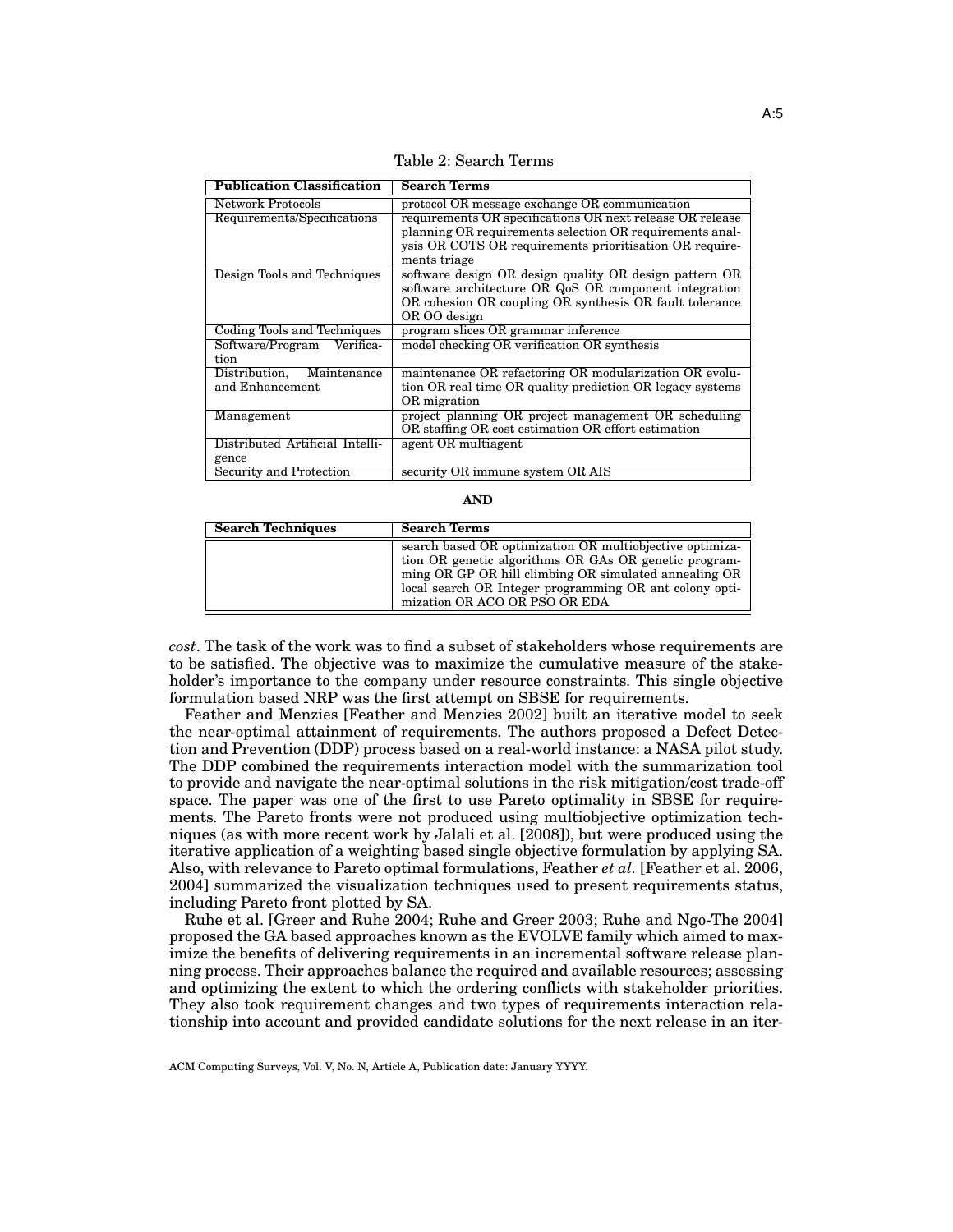Table 2: Search Terms

| Publication Classification | Search Terms |
|---|---|
| Network Protocols | protocol OR message exchange OR communication |
| Requirements/Specifications | requirements OR specifications OR next release OR release planning OR requirements selection OR requirements analysis OR COTS OR requirements prioritisation OR requirements triage |
| Design Tools and Techniques | software design OR design quality OR design pattern OR software architecture OR QoS OR component integration OR cohesion OR coupling OR synthesis OR fault tolerance OR OO design |
| Coding Tools and Techniques | program slices OR grammar inference |
| Software/Program Verification | model checking OR verification OR synthesis |
| Distribution, Maintenance and Enhancement | maintenance OR refactoring OR modularization OR evolution OR real time OR quality prediction OR legacy systems OR migration |
| Management | project planning OR project management OR scheduling OR staffing OR cost estimation OR effort estimation |
| Distributed Artificial Intelligence | agent OR multiagent |
| Security and Protection | security OR immune system OR AIS |

**AND**

| Search Techniques | Search Terms |
|---|---|
| | search based OR optimization OR multiobjective optimization OR genetic algorithms OR GAs OR genetic programming OR GP OR hill climbing OR simulated annealing OR local search OR Integer programming OR ant colony optimization OR ACO OR PSO OR EDA |

*cost*. The task of the work was to find a subset of stakeholders whose requirements are to be satisfied. The objective was to maximize the cumulative measure of the stakeholder's importance to the company under resource constraints. This single objective formulation based NRP was the first attempt on SBSE for requirements.

Feather and Menzies [Feather and Menzies 2002] built an iterative model to seek the near-optimal attainment of requirements. The authors proposed a Defect Detection and Prevention (DDP) process based on a real-world instance: a NASA pilot study. The DDP combined the requirements interaction model with the summarization tool to provide and navigate the near-optimal solutions in the risk mitigation/cost trade-off space. The paper was one of the first to use Pareto optimality in SBSE for requirements. The Pareto fronts were not produced using multiobjective optimization techniques (as with more recent work by Jalali et al. [2008]), but were produced using the iterative application of a weighting based single objective formulation by applying SA. Also, with relevance to Pareto optimal formulations, Feather *et al.* [Feather et al. 2006, 2004] summarized the visualization techniques used to present requirements status, including Pareto front plotted by SA.

Ruhe et al. [Greer and Ruhe 2004; Ruhe and Greer 2003; Ruhe and Ngo-The 2004] proposed the GA based approaches known as the EVOLVE family which aimed to maximize the benefits of delivering requirements in an incremental software release planning process. Their approaches balance the required and available resources; assessing and optimizing the extent to which the ordering conflicts with stakeholder priorities. They also took requirement changes and two types of requirements interaction relationship into account and provided candidate solutions for the next release in an iter-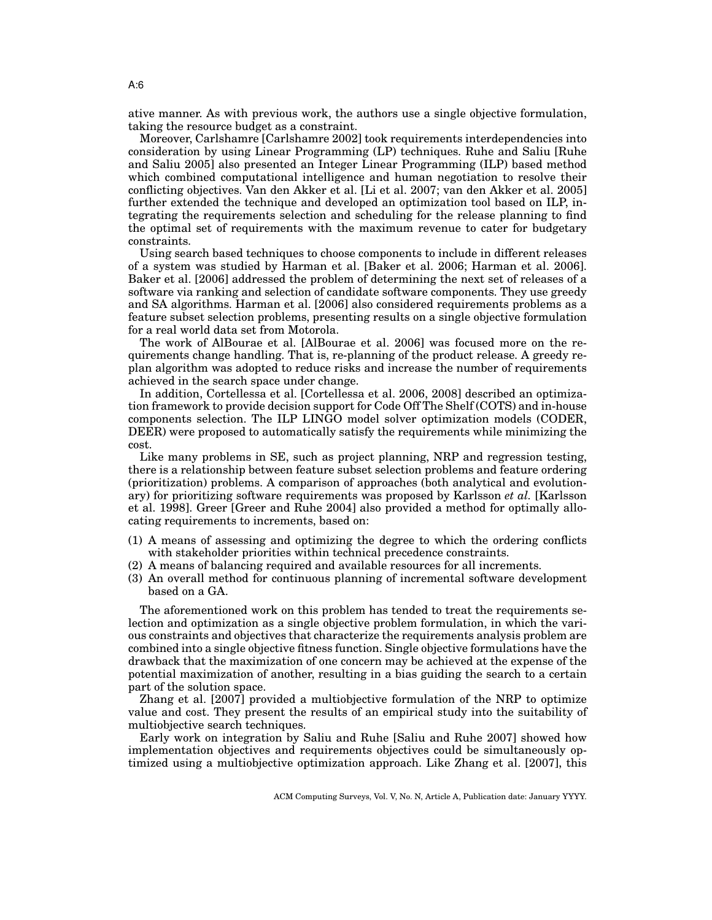ative manner. As with previous work, the authors use a single objective formulation, taking the resource budget as a constraint.

Moreover, Carlshamre [Carlshamre 2002] took requirements interdependencies into consideration by using Linear Programming (LP) techniques. Ruhe and Saliu [Ruhe and Saliu 2005] also presented an Integer Linear Programming (ILP) based method which combined computational intelligence and human negotiation to resolve their conflicting objectives. Van den Akker et al. [Li et al. 2007; van den Akker et al. 2005] further extended the technique and developed an optimization tool based on ILP, integrating the requirements selection and scheduling for the release planning to find the optimal set of requirements with the maximum revenue to cater for budgetary constraints.

Using search based techniques to choose components to include in different releases of a system was studied by Harman et al. [Baker et al. 2006; Harman et al. 2006]. Baker et al. [2006] addressed the problem of determining the next set of releases of a software via ranking and selection of candidate software components. They use greedy and SA algorithms. Harman et al. [2006] also considered requirements problems as a feature subset selection problems, presenting results on a single objective formulation for a real world data set from Motorola.

The work of AlBourae et al. [AlBourae et al. 2006] was focused more on the requirements change handling. That is, re-planning of the product release. A greedy replan algorithm was adopted to reduce risks and increase the number of requirements achieved in the search space under change.

In addition, Cortellessa et al. [Cortellessa et al. 2006, 2008] described an optimization framework to provide decision support for Code Off The Shelf (COTS) and in-house components selection. The ILP LINGO model solver optimization models (CODER, DEER) were proposed to automatically satisfy the requirements while minimizing the cost.

Like many problems in SE, such as project planning, NRP and regression testing, there is a relationship between feature subset selection problems and feature ordering (prioritization) problems. A comparison of approaches (both analytical and evolutionary) for prioritizing software requirements was proposed by Karlsson *et al.* [Karlsson et al. 1998]. Greer [Greer and Ruhe 2004] also provided a method for optimally allocating requirements to increments, based on:

(1) A means of assessing and optimizing the degree to which the ordering conflicts with stakeholder priorities within technical precedence constraints.
(2) A means of balancing required and available resources for all increments.
(3) An overall method for continuous planning of incremental software development based on a GA.

The aforementioned work on this problem has tended to treat the requirements selection and optimization as a single objective problem formulation, in which the various constraints and objectives that characterize the requirements analysis problem are combined into a single objective fitness function. Single objective formulations have the drawback that the maximization of one concern may be achieved at the expense of the potential maximization of another, resulting in a bias guiding the search to a certain part of the solution space.

Zhang et al. [2007] provided a multiobjective formulation of the NRP to optimize value and cost. They present the results of an empirical study into the suitability of multiobjective search techniques.

Early work on integration by Saliu and Ruhe [Saliu and Ruhe 2007] showed how implementation objectives and requirements objectives could be simultaneously optimized using a multiobjective optimization approach. Like Zhang et al. [2007], this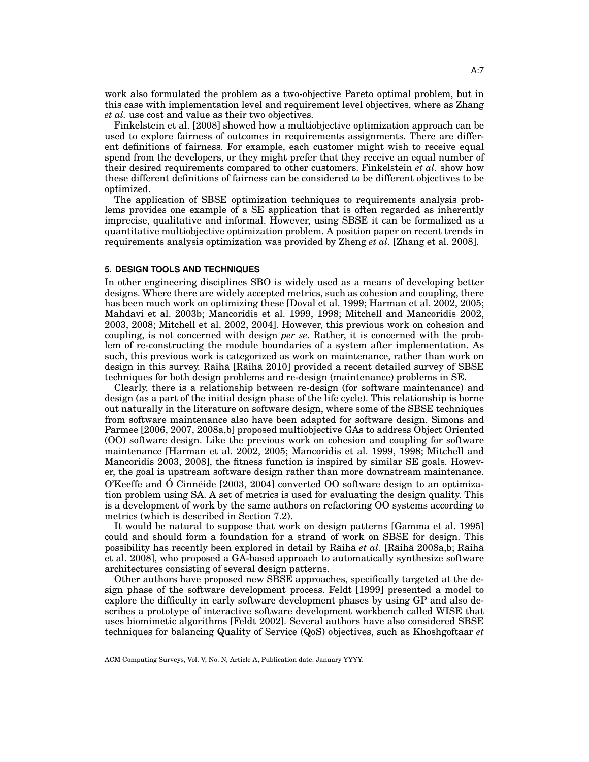work also formulated the problem as a two-objective Pareto optimal problem, but in this case with implementation level and requirement level objectives, where as Zhang *et al.* use cost and value as their two objectives.

Finkelstein et al. [2008] showed how a multiobjective optimization approach can be used to explore fairness of outcomes in requirements assignments. There are different definitions of fairness. For example, each customer might wish to receive equal spend from the developers, or they might prefer that they receive an equal number of their desired requirements compared to other customers. Finkelstein *et al.* show how these different definitions of fairness can be considered to be different objectives to be optimized.

The application of SBSE optimization techniques to requirements analysis problems provides one example of a SE application that is often regarded as inherently imprecise, qualitative and informal. However, using SBSE it can be formalized as a quantitative multiobjective optimization problem. A position paper on recent trends in requirements analysis optimization was provided by Zheng *et al.* [Zhang et al. 2008].

## 5. DESIGN TOOLS AND TECHNIQUES

In other engineering disciplines SBO is widely used as a means of developing better designs. Where there are widely accepted metrics, such as cohesion and coupling, there has been much work on optimizing these [Doval et al. 1999; Harman et al. 2002, 2005; Mahdavi et al. 2003b; Mancoridis et al. 1999, 1998; Mitchell and Mancoridis 2002, 2003, 2008; Mitchell et al. 2002, 2004]. However, this previous work on cohesion and coupling, is not concerned with design *per se*. Rather, it is concerned with the problem of re-constructing the module boundaries of a system after implementation. As such, this previous work is categorized as work on maintenance, rather than work on design in this survey. Räihä [Räihä 2010] provided a recent detailed survey of SBSE techniques for both design problems and re-design (maintenance) problems in SE.

Clearly, there is a relationship between re-design (for software maintenance) and design (as a part of the initial design phase of the life cycle). This relationship is borne out naturally in the literature on software design, where some of the SBSE techniques from software maintenance also have been adapted for software design. Simons and Parmee [2006, 2007, 2008a,b] proposed multiobjective GAs to address Object Oriented (OO) software design. Like the previous work on cohesion and coupling for software maintenance [Harman et al. 2002, 2005; Mancoridis et al. 1999, 1998; Mitchell and Mancoridis 2003, 2008], the fitness function is inspired by similar SE goals. However, the goal is upstream software design rather than more downstream maintenance. O'Keeffe and Ó Cinnéide [2003, 2004] converted OO software design to an optimization problem using SA. A set of metrics is used for evaluating the design quality. This is a development of work by the same authors on refactoring OO systems according to metrics (which is described in Section 7.2).

It would be natural to suppose that work on design patterns [Gamma et al. 1995] could and should form a foundation for a strand of work on SBSE for design. This possibility has recently been explored in detail by Räihä *et al.* [Räihä 2008a,b; Räihä et al. 2008], who proposed a GA-based approach to automatically synthesize software architectures consisting of several design patterns.

Other authors have proposed new SBSE approaches, specifically targeted at the design phase of the software development process. Feldt [1999] presented a model to explore the difficulty in early software development phases by using GP and also describes a prototype of interactive software development workbench called WISE that uses biomimetic algorithms [Feldt 2002]. Several authors have also considered SBSE techniques for balancing Quality of Service (QoS) objectives, such as Khoshgoftaar *et*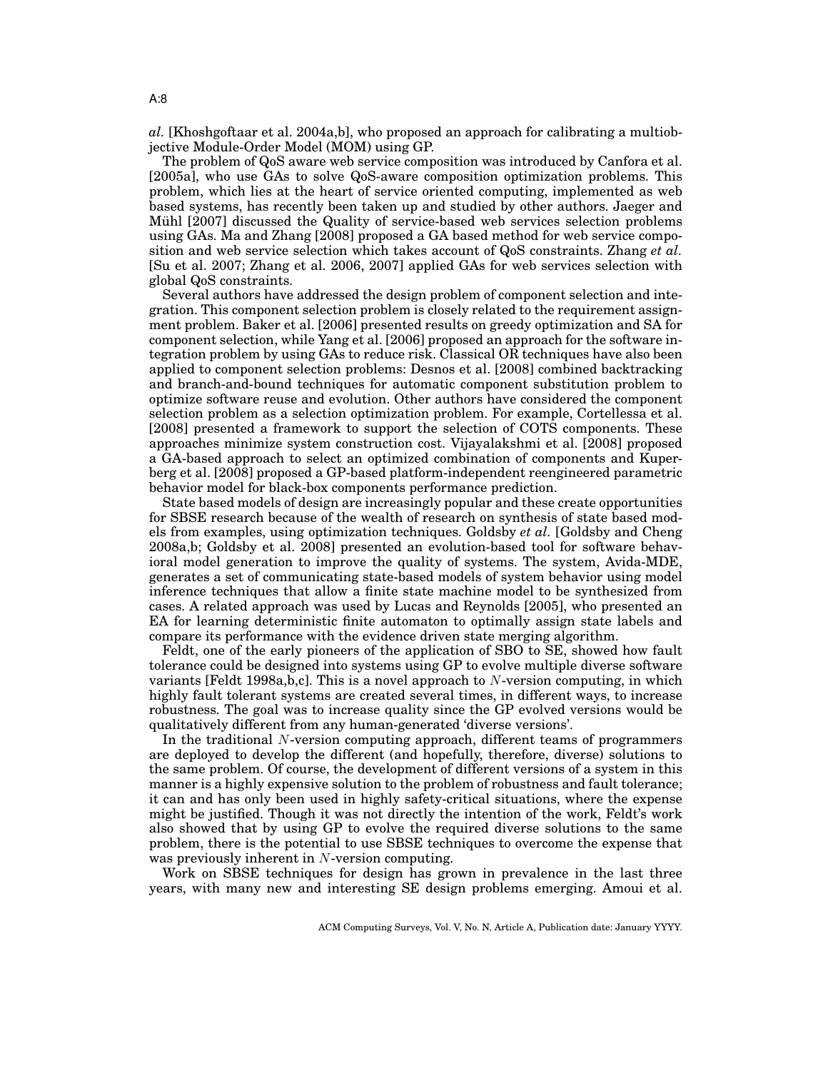*al.* [Khoshgoftaar et al. 2004a,b], who proposed an approach for calibrating a multiobjective Module-Order Model (MOM) using GP.

The problem of QoS aware web service composition was introduced by Canfora et al. [2005a], who use GAs to solve QoS-aware composition optimization problems. This problem, which lies at the heart of service oriented computing, implemented as web based systems, has recently been taken up and studied by other authors. Jaeger and Mühl [2007] discussed the Quality of service-based web services selection problems using GAs. Ma and Zhang [2008] proposed a GA based method for web service composition and web service selection which takes account of QoS constraints. Zhang *et al.* [Su et al. 2007; Zhang et al. 2006, 2007] applied GAs for web services selection with global QoS constraints.

Several authors have addressed the design problem of component selection and integration. This component selection problem is closely related to the requirement assignment problem. Baker et al. [2006] presented results on greedy optimization and SA for component selection, while Yang et al. [2006] proposed an approach for the software integration problem by using GAs to reduce risk. Classical OR techniques have also been applied to component selection problems: Desnos et al. [2008] combined backtracking and branch-and-bound techniques for automatic component substitution problem to optimize software reuse and evolution. Other authors have considered the component selection problem as a selection optimization problem. For example, Cortellessa et al. [2008] presented a framework to support the selection of COTS components. These approaches minimize system construction cost. Vijayalakshmi et al. [2008] proposed a GA-based approach to select an optimized combination of components and Kuperberg et al. [2008] proposed a GP-based platform-independent reengineered parametric behavior model for black-box components performance prediction.

State based models of design are increasingly popular and these create opportunities for SBSE research because of the wealth of research on synthesis of state based models from examples, using optimization techniques. Goldsby *et al.* [Goldsby and Cheng 2008a,b; Goldsby et al. 2008] presented an evolution-based tool for software behavioral model generation to improve the quality of systems. The system, Avida-MDE, generates a set of communicating state-based models of system behavior using model inference techniques that allow a finite state machine model to be synthesized from cases. A related approach was used by Lucas and Reynolds [2005], who presented an EA for learning deterministic finite automaton to optimally assign state labels and compare its performance with the evidence driven state merging algorithm.

Feldt, one of the early pioneers of the application of SBO to SE, showed how fault tolerance could be designed into systems using GP to evolve multiple diverse software variants [Feldt 1998a,b,c]. This is a novel approach to $N$-version computing, in which highly fault tolerant systems are created several times, in different ways, to increase robustness. The goal was to increase quality since the GP evolved versions would be qualitatively different from any human-generated 'diverse versions'.

In the traditional $N$-version computing approach, different teams of programmers are deployed to develop the different (and hopefully, therefore, diverse) solutions to the same problem. Of course, the development of different versions of a system in this manner is a highly expensive solution to the problem of robustness and fault tolerance; it can and has only been used in highly safety-critical situations, where the expense might be justified. Though it was not directly the intention of the work, Feldt's work also showed that by using GP to evolve the required diverse solutions to the same problem, there is the potential to use SBSE techniques to overcome the expense that was previously inherent in $N$-version computing.

Work on SBSE techniques for design has grown in prevalence in the last three years, with many new and interesting SE design problems emerging. Amoui et al.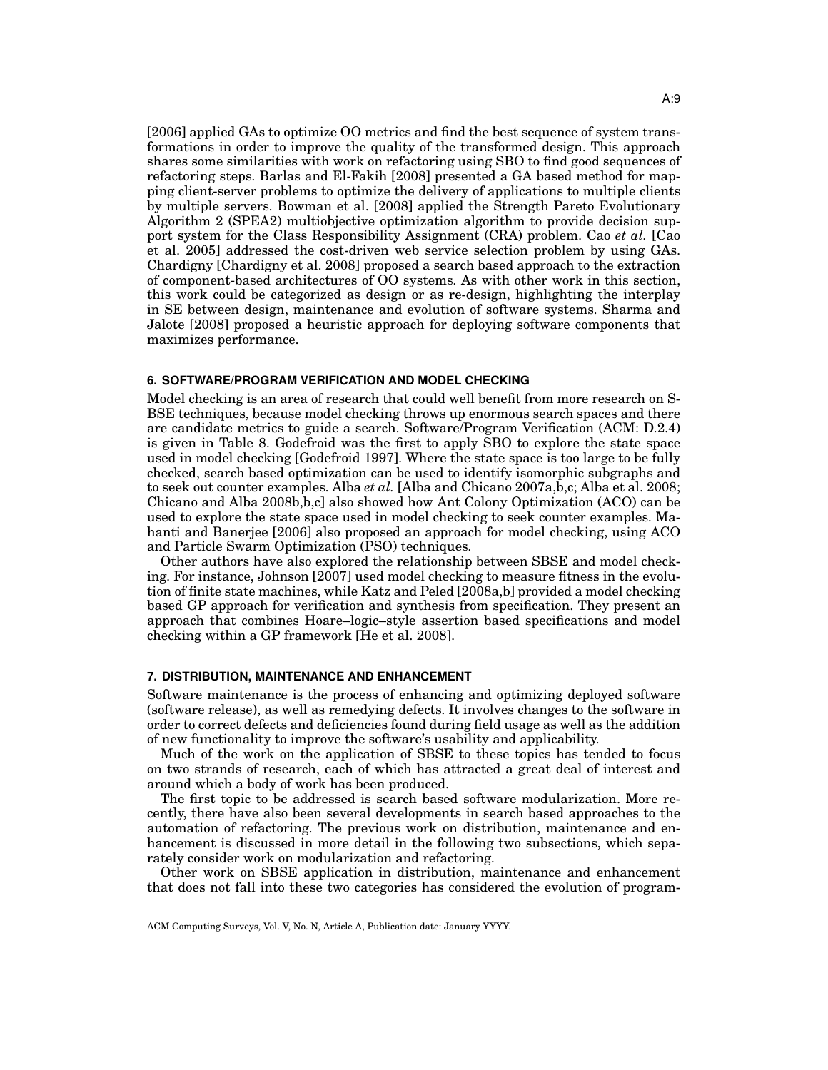[2006] applied GAs to optimize OO metrics and find the best sequence of system transformations in order to improve the quality of the transformed design. This approach shares some similarities with work on refactoring using SBO to find good sequences of refactoring steps. Barlas and El-Fakih [2008] presented a GA based method for mapping client-server problems to optimize the delivery of applications to multiple clients by multiple servers. Bowman et al. [2008] applied the Strength Pareto Evolutionary Algorithm 2 (SPEA2) multiobjective optimization algorithm to provide decision support system for the Class Responsibility Assignment (CRA) problem. Cao *et al.* [Cao et al. 2005] addressed the cost-driven web service selection problem by using GAs. Chardigny [Chardigny et al. 2008] proposed a search based approach to the extraction of component-based architectures of OO systems. As with other work in this section, this work could be categorized as design or as re-design, highlighting the interplay in SE between design, maintenance and evolution of software systems. Sharma and Jalote [2008] proposed a heuristic approach for deploying software components that maximizes performance.

## 6. SOFTWARE/PROGRAM VERIFICATION AND MODEL CHECKING

Model checking is an area of research that could well benefit from more research on S-BSE techniques, because model checking throws up enormous search spaces and there are candidate metrics to guide a search. Software/Program Verification (ACM: D.2.4) is given in Table 8. Godefroid was the first to apply SBO to explore the state space used in model checking [Godefroid 1997]. Where the state space is too large to be fully checked, search based optimization can be used to identify isomorphic subgraphs and to seek out counter examples. Alba *et al.* [Alba and Chicano 2007a,b,c; Alba et al. 2008; Chicano and Alba 2008b,b,c] also showed how Ant Colony Optimization (ACO) can be used to explore the state space used in model checking to seek counter examples. Mahanti and Banerjee [2006] also proposed an approach for model checking, using ACO and Particle Swarm Optimization (PSO) techniques.

Other authors have also explored the relationship between SBSE and model checking. For instance, Johnson [2007] used model checking to measure fitness in the evolution of finite state machines, while Katz and Peled [2008a,b] provided a model checking based GP approach for verification and synthesis from specification. They present an approach that combines Hoare–logic–style assertion based specifications and model checking within a GP framework [He et al. 2008].

## 7. DISTRIBUTION, MAINTENANCE AND ENHANCEMENT

Software maintenance is the process of enhancing and optimizing deployed software (software release), as well as remedying defects. It involves changes to the software in order to correct defects and deficiencies found during field usage as well as the addition of new functionality to improve the software's usability and applicability.

Much of the work on the application of SBSE to these topics has tended to focus on two strands of research, each of which has attracted a great deal of interest and around which a body of work has been produced.

The first topic to be addressed is search based software modularization. More recently, there have also been several developments in search based approaches to the automation of refactoring. The previous work on distribution, maintenance and enhancement is discussed in more detail in the following two subsections, which separately consider work on modularization and refactoring.

Other work on SBSE application in distribution, maintenance and enhancement that does not fall into these two categories has considered the evolution of program-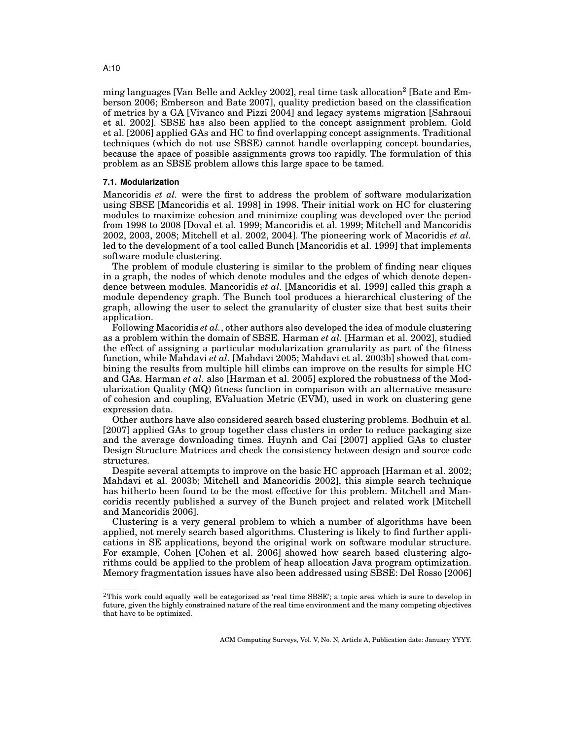ming languages [Van Belle and Ackley 2002], real time task allocation[2] [Bate and Emberson 2006; Emberson and Bate 2007], quality prediction based on the classification of metrics by a GA [Vivanco and Pizzi 2004] and legacy systems migration [Sahraoui et al. 2002]. SBSE has also been applied to the concept assignment problem. Gold et al. [2006] applied GAs and HC to find overlapping concept assignments. Traditional techniques (which do not use SBSE) cannot handle overlapping concept boundaries, because the space of possible assignments grows too rapidly. The formulation of this problem as an SBSE problem allows this large space to be tamed.

### 7.1. Modularization

Mancoridis *et al.* were the first to address the problem of software modularization using SBSE [Mancoridis et al. 1998] in 1998. Their initial work on HC for clustering modules to maximize cohesion and minimize coupling was developed over the period from 1998 to 2008 [Doval et al. 1999; Mancoridis et al. 1999; Mitchell and Mancoridis 2002, 2003, 2008; Mitchell et al. 2002, 2004]. The pioneering work of Macoridis *et al.* led to the development of a tool called Bunch [Mancoridis et al. 1999] that implements software module clustering.

The problem of module clustering is similar to the problem of finding near cliques in a graph, the nodes of which denote modules and the edges of which denote dependence between modules. Mancoridis *et al.* [Mancoridis et al. 1999] called this graph a module dependency graph. The Bunch tool produces a hierarchical clustering of the graph, allowing the user to select the granularity of cluster size that best suits their application.

Following Macoridis *et al.*, other authors also developed the idea of module clustering as a problem within the domain of SBSE. Harman *et al.* [Harman et al. 2002], studied the effect of assigning a particular modularization granularity as part of the fitness function, while Mahdavi *et al.* [Mahdavi 2005; Mahdavi et al. 2003b] showed that combining the results from multiple hill climbs can improve on the results for simple HC and GAs. Harman *et al.* also [Harman et al. 2005] explored the robustness of the Modularization Quality (MQ) fitness function in comparison with an alternative measure of cohesion and coupling, EValuation Metric (EVM), used in work on clustering gene expression data.

Other authors have also considered search based clustering problems. Bodhuin et al. [2007] applied GAs to group together class clusters in order to reduce packaging size and the average downloading times. Huynh and Cai [2007] applied GAs to cluster Design Structure Matrices and check the consistency between design and source code structures.

Despite several attempts to improve on the basic HC approach [Harman et al. 2002; Mahdavi et al. 2003b; Mitchell and Mancoridis 2002], this simple search technique has hitherto been found to be the most effective for this problem. Mitchell and Mancoridis recently published a survey of the Bunch project and related work [Mitchell and Mancoridis 2006].

Clustering is a very general problem to which a number of algorithms have been applied, not merely search based algorithms. Clustering is likely to find further applications in SE applications, beyond the original work on software modular structure. For example, Cohen [Cohen et al. 2006] showed how search based clustering algorithms could be applied to the problem of heap allocation Java program optimization. Memory fragmentation issues have also been addressed using SBSE: Del Rosso [2006]

---

[2] This work could equally well be categorized as 'real time SBSE'; a topic area which is sure to develop in future, given the highly constrained nature of the real time environment and the many competing objectives that have to be optimized.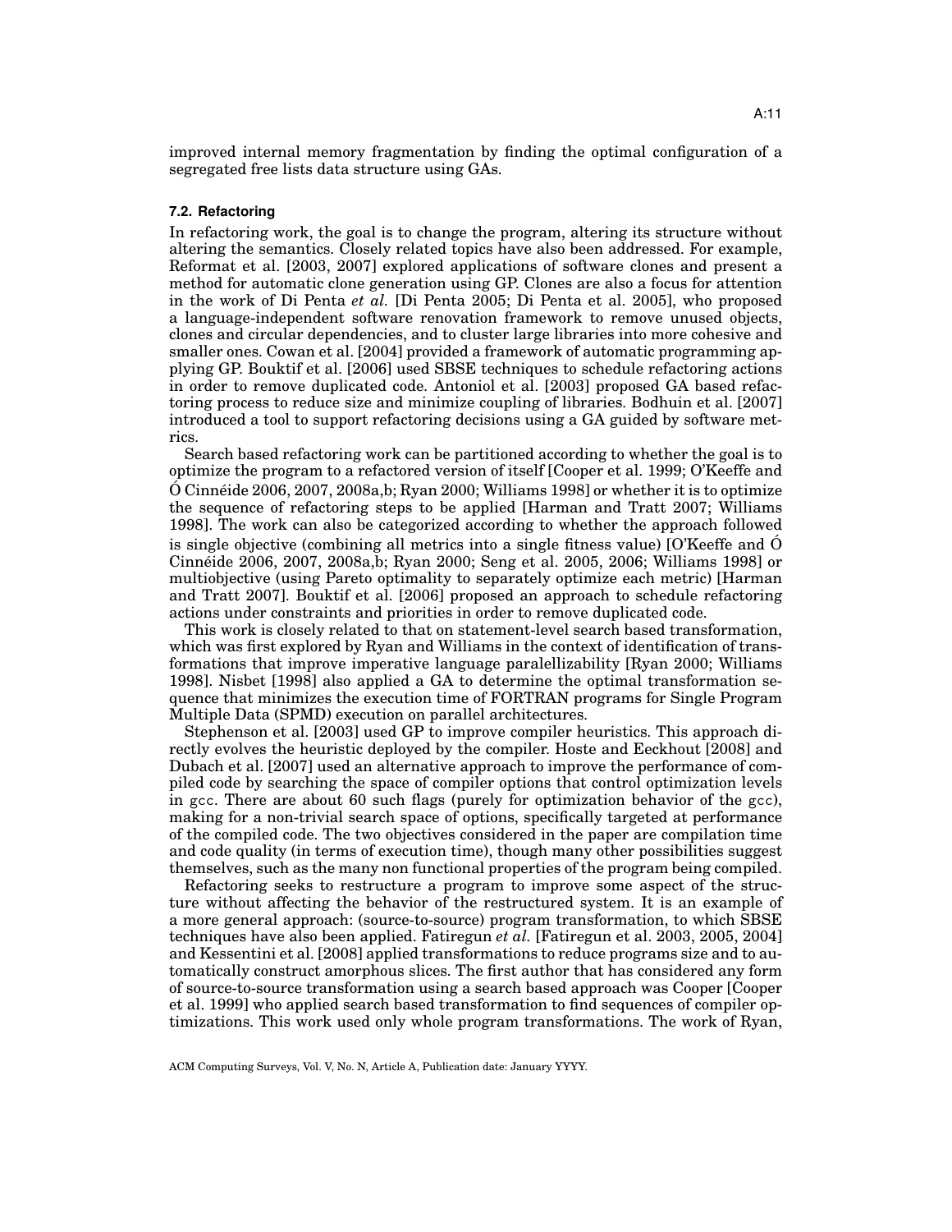improved internal memory fragmentation by finding the optimal configuration of a segregated free lists data structure using GAs.

### 7.2. Refactoring

In refactoring work, the goal is to change the program, altering its structure without altering the semantics. Closely related topics have also been addressed. For example, Reformat et al. [2003, 2007] explored applications of software clones and present a method for automatic clone generation using GP. Clones are also a focus for attention in the work of Di Penta *et al.* [Di Penta 2005; Di Penta et al. 2005], who proposed a language-independent software renovation framework to remove unused objects, clones and circular dependencies, and to cluster large libraries into more cohesive and smaller ones. Cowan et al. [2004] provided a framework of automatic programming applying GP. Bouktif et al. [2006] used SBSE techniques to schedule refactoring actions in order to remove duplicated code. Antoniol et al. [2003] proposed GA based refactoring process to reduce size and minimize coupling of libraries. Bodhuin et al. [2007] introduced a tool to support refactoring decisions using a GA guided by software metrics.

Search based refactoring work can be partitioned according to whether the goal is to optimize the program to a refactored version of itself [Cooper et al. 1999; O'Keeffe and Ó Cinnéide 2006, 2007, 2008a,b; Ryan 2000; Williams 1998] or whether it is to optimize the sequence of refactoring steps to be applied [Harman and Tratt 2007; Williams 1998]. The work can also be categorized according to whether the approach followed is single objective (combining all metrics into a single fitness value) [O'Keeffe and Ó Cinnéide 2006, 2007, 2008a,b; Ryan 2000; Seng et al. 2005, 2006; Williams 1998] or multiobjective (using Pareto optimality to separately optimize each metric) [Harman and Tratt 2007]. Bouktif et al. [2006] proposed an approach to schedule refactoring actions under constraints and priorities in order to remove duplicated code.

This work is closely related to that on statement-level search based transformation, which was first explored by Ryan and Williams in the context of identification of transformations that improve imperative language paralellizability [Ryan 2000; Williams 1998]. Nisbet [1998] also applied a GA to determine the optimal transformation sequence that minimizes the execution time of FORTRAN programs for Single Program Multiple Data (SPMD) execution on parallel architectures.

Stephenson et al. [2003] used GP to improve compiler heuristics. This approach directly evolves the heuristic deployed by the compiler. Hoste and Eeckhout [2008] and Dubach et al. [2007] used an alternative approach to improve the performance of compiled code by searching the space of compiler options that control optimization levels in gcc. There are about 60 such flags (purely for optimization behavior of the gcc), making for a non-trivial search space of options, specifically targeted at performance of the compiled code. The two objectives considered in the paper are compilation time and code quality (in terms of execution time), though many other possibilities suggest themselves, such as the many non functional properties of the program being compiled.

Refactoring seeks to restructure a program to improve some aspect of the structure without affecting the behavior of the restructured system. It is an example of a more general approach: (source-to-source) program transformation, to which SBSE techniques have also been applied. Fatiregun *et al.* [Fatiregun et al. 2003, 2005, 2004] and Kessentini et al. [2008] applied transformations to reduce programs size and to automatically construct amorphous slices. The first author that has considered any form of source-to-source transformation using a search based approach was Cooper [Cooper et al. 1999] who applied search based transformation to find sequences of compiler optimizations. This work used only whole program transformations. The work of Ryan,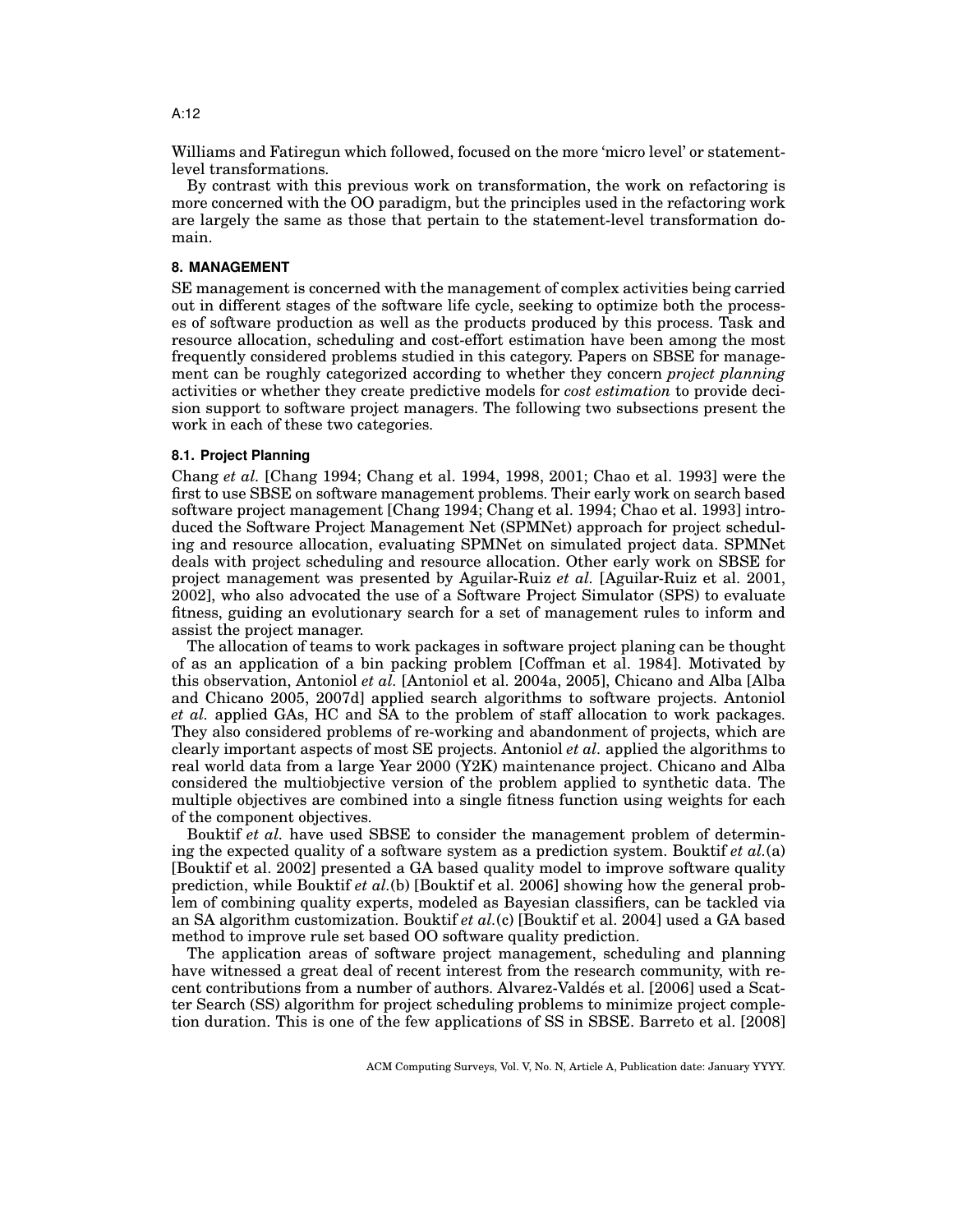Williams and Fatiregun which followed, focused on the more 'micro level' or statement-level transformations.

By contrast with this previous work on transformation, the work on refactoring is more concerned with the OO paradigm, but the principles used in the refactoring work are largely the same as those that pertain to the statement-level transformation domain.

## 8. MANAGEMENT

SE management is concerned with the management of complex activities being carried out in different stages of the software life cycle, seeking to optimize both the processes of software production as well as the products produced by this process. Task and resource allocation, scheduling and cost-effort estimation have been among the most frequently considered problems studied in this category. Papers on SBSE for management can be roughly categorized according to whether they concern *project planning* activities or whether they create predictive models for *cost estimation* to provide decision support to software project managers. The following two subsections present the work in each of these two categories.

### 8.1. Project Planning

Chang *et al.* [Chang 1994; Chang et al. 1994, 1998, 2001; Chao et al. 1993] were the first to use SBSE on software management problems. Their early work on search based software project management [Chang 1994; Chang et al. 1994; Chao et al. 1993] introduced the Software Project Management Net (SPMNet) approach for project scheduling and resource allocation, evaluating SPMNet on simulated project data. SPMNet deals with project scheduling and resource allocation. Other early work on SBSE for project management was presented by Aguilar-Ruiz *et al.* [Aguilar-Ruiz et al. 2001, 2002], who also advocated the use of a Software Project Simulator (SPS) to evaluate fitness, guiding an evolutionary search for a set of management rules to inform and assist the project manager.

The allocation of teams to work packages in software project planing can be thought of as an application of a bin packing problem [Coffman et al. 1984]. Motivated by this observation, Antoniol *et al.* [Antoniol et al. 2004a, 2005], Chicano and Alba [Alba and Chicano 2005, 2007d] applied search algorithms to software projects. Antoniol *et al.* applied GAs, HC and SA to the problem of staff allocation to work packages. They also considered problems of re-working and abandonment of projects, which are clearly important aspects of most SE projects. Antoniol *et al.* applied the algorithms to real world data from a large Year 2000 (Y2K) maintenance project. Chicano and Alba considered the multiobjective version of the problem applied to synthetic data. The multiple objectives are combined into a single fitness function using weights for each of the component objectives.

Bouktif *et al.* have used SBSE to consider the management problem of determining the expected quality of a software system as a prediction system. Bouktif *et al.*(a) [Bouktif et al. 2002] presented a GA based quality model to improve software quality prediction, while Bouktif *et al.*(b) [Bouktif et al. 2006] showing how the general problem of combining quality experts, modeled as Bayesian classifiers, can be tackled via an SA algorithm customization. Bouktif *et al.*(c) [Bouktif et al. 2004] used a GA based method to improve rule set based OO software quality prediction.

The application areas of software project management, scheduling and planning have witnessed a great deal of recent interest from the research community, with recent contributions from a number of authors. Alvarez-Valdés et al. [2006] used a Scatter Search (SS) algorithm for project scheduling problems to minimize project completion duration. This is one of the few applications of SS in SBSE. Barreto et al. [2008]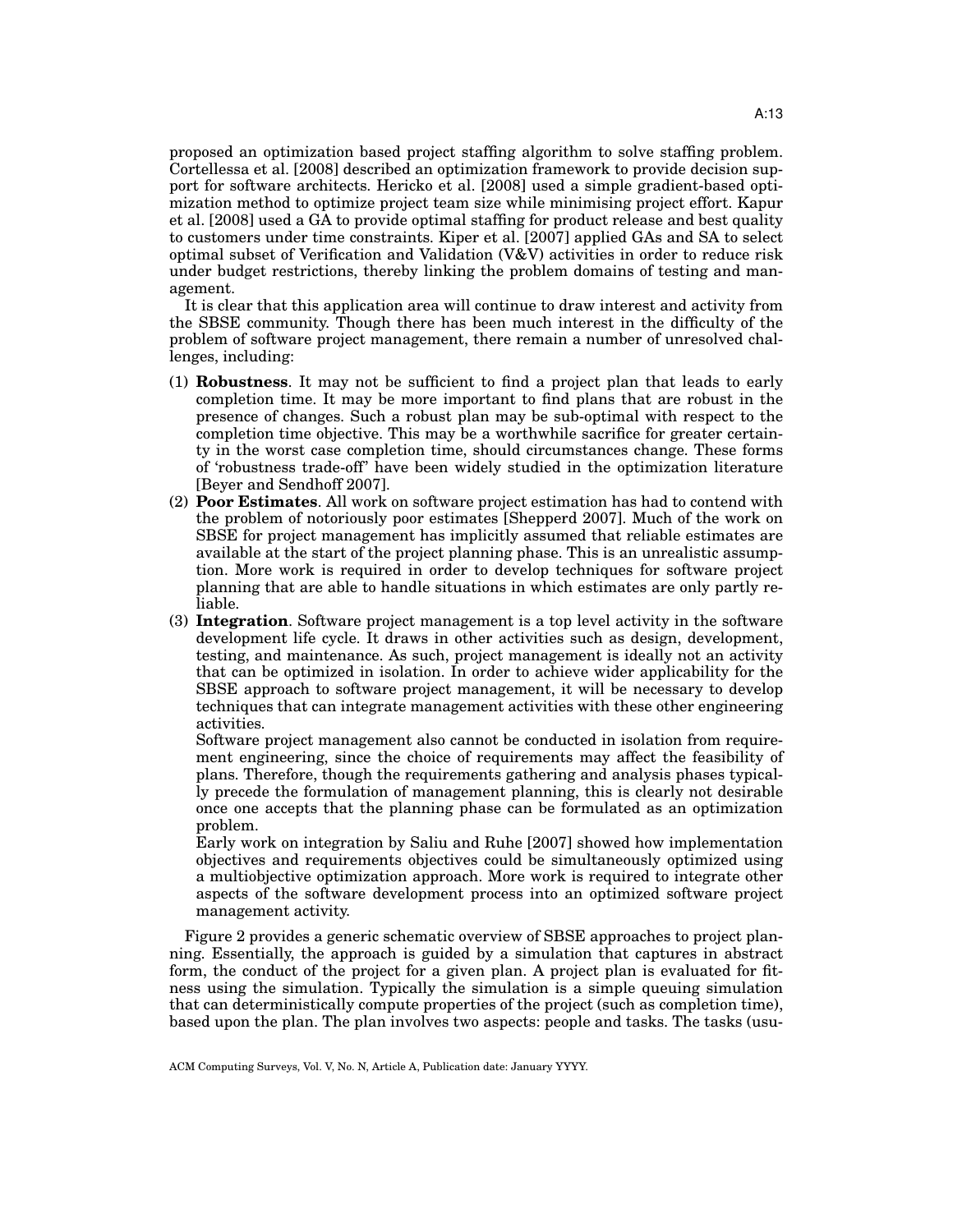proposed an optimization based project staffing algorithm to solve staffing problem. Cortellessa et al. [2008] described an optimization framework to provide decision support for software architects. Hericko et al. [2008] used a simple gradient-based optimization method to optimize project team size while minimising project effort. Kapur et al. [2008] used a GA to provide optimal staffing for product release and best quality to customers under time constraints. Kiper et al. [2007] applied GAs and SA to select optimal subset of Verification and Validation (V&V) activities in order to reduce risk under budget restrictions, thereby linking the problem domains of testing and management.

It is clear that this application area will continue to draw interest and activity from the SBSE community. Though there has been much interest in the difficulty of the problem of software project management, there remain a number of unresolved challenges, including:

(1) **Robustness**. It may not be sufficient to find a project plan that leads to early completion time. It may be more important to find plans that are robust in the presence of changes. Such a robust plan may be sub-optimal with respect to the completion time objective. This may be a worthwhile sacrifice for greater certainty in the worst case completion time, should circumstances change. These forms of 'robustness trade-off' have been widely studied in the optimization literature [Beyer and Sendhoff 2007].

(2) **Poor Estimates**. All work on software project estimation has had to contend with the problem of notoriously poor estimates [Shepperd 2007]. Much of the work on SBSE for project management has implicitly assumed that reliable estimates are available at the start of the project planning phase. This is an unrealistic assumption. More work is required in order to develop techniques for software project planning that are able to handle situations in which estimates are only partly reliable.

(3) **Integration**. Software project management is a top level activity in the software development life cycle. It draws in other activities such as design, development, testing, and maintenance. As such, project management is ideally not an activity that can be optimized in isolation. In order to achieve wider applicability for the SBSE approach to software project management, it will be necessary to develop techniques that can integrate management activities with these other engineering activities.

   Software project management also cannot be conducted in isolation from requirement engineering, since the choice of requirements may affect the feasibility of plans. Therefore, though the requirements gathering and analysis phases typically precede the formulation of management planning, this is clearly not desirable once one accepts that the planning phase can be formulated as an optimization problem.

   Early work on integration by Saliu and Ruhe [2007] showed how implementation objectives and requirements objectives could be simultaneously optimized using a multiobjective optimization approach. More work is required to integrate other aspects of the software development process into an optimized software project management activity.

Figure 2 provides a generic schematic overview of SBSE approaches to project planning. Essentially, the approach is guided by a simulation that captures in abstract form, the conduct of the project for a given plan. A project plan is evaluated for fitness using the simulation. Typically the simulation is a simple queuing simulation that can deterministically compute properties of the project (such as completion time), based upon the plan. The plan involves two aspects: people and tasks. The tasks (usu-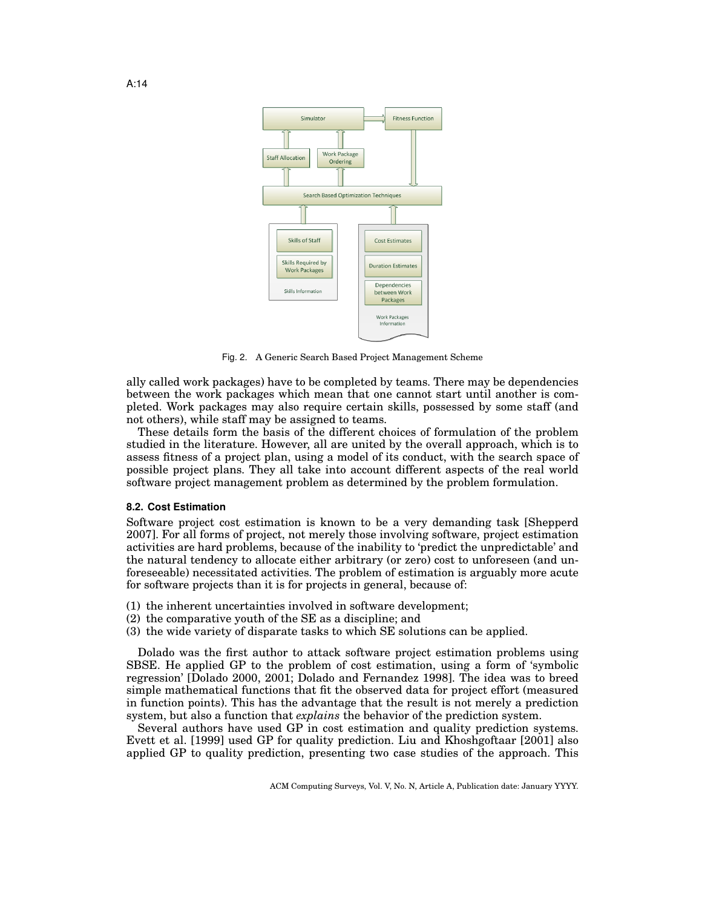Fig. 2. A Generic Search Based Project Management Scheme

ally called work packages) have to be completed by teams. There may be dependencies between the work packages which mean that one cannot start until another is completed. Work packages may also require certain skills, possessed by some staff (and not others), while staff may be assigned to teams.

These details form the basis of the different choices of formulation of the problem studied in the literature. However, all are united by the overall approach, which is to assess fitness of a project plan, using a model of its conduct, with the search space of possible project plans. They all take into account different aspects of the real world software project management problem as determined by the problem formulation.

### 8.2. Cost Estimation

Software project cost estimation is known to be a very demanding task [Shepperd 2007]. For all forms of project, not merely those involving software, project estimation activities are hard problems, because of the inability to 'predict the unpredictable' and the natural tendency to allocate either arbitrary (or zero) cost to unforeseen (and unforeseeable) necessitated activities. The problem of estimation is arguably more acute for software projects than it is for projects in general, because of:

(1) the inherent uncertainties involved in software development;
(2) the comparative youth of the SE as a discipline; and
(3) the wide variety of disparate tasks to which SE solutions can be applied.

Dolado was the first author to attack software project estimation problems using SBSE. He applied GP to the problem of cost estimation, using a form of 'symbolic regression' [Dolado 2000, 2001; Dolado and Fernandez 1998]. The idea was to breed simple mathematical functions that fit the observed data for project effort (measured in function points). This has the advantage that the result is not merely a prediction system, but also a function that *explains* the behavior of the prediction system.

Several authors have used GP in cost estimation and quality prediction systems. Evett et al. [1999] used GP for quality prediction. Liu and Khoshgoftaar [2001] also applied GP to quality prediction, presenting two case studies of the approach. This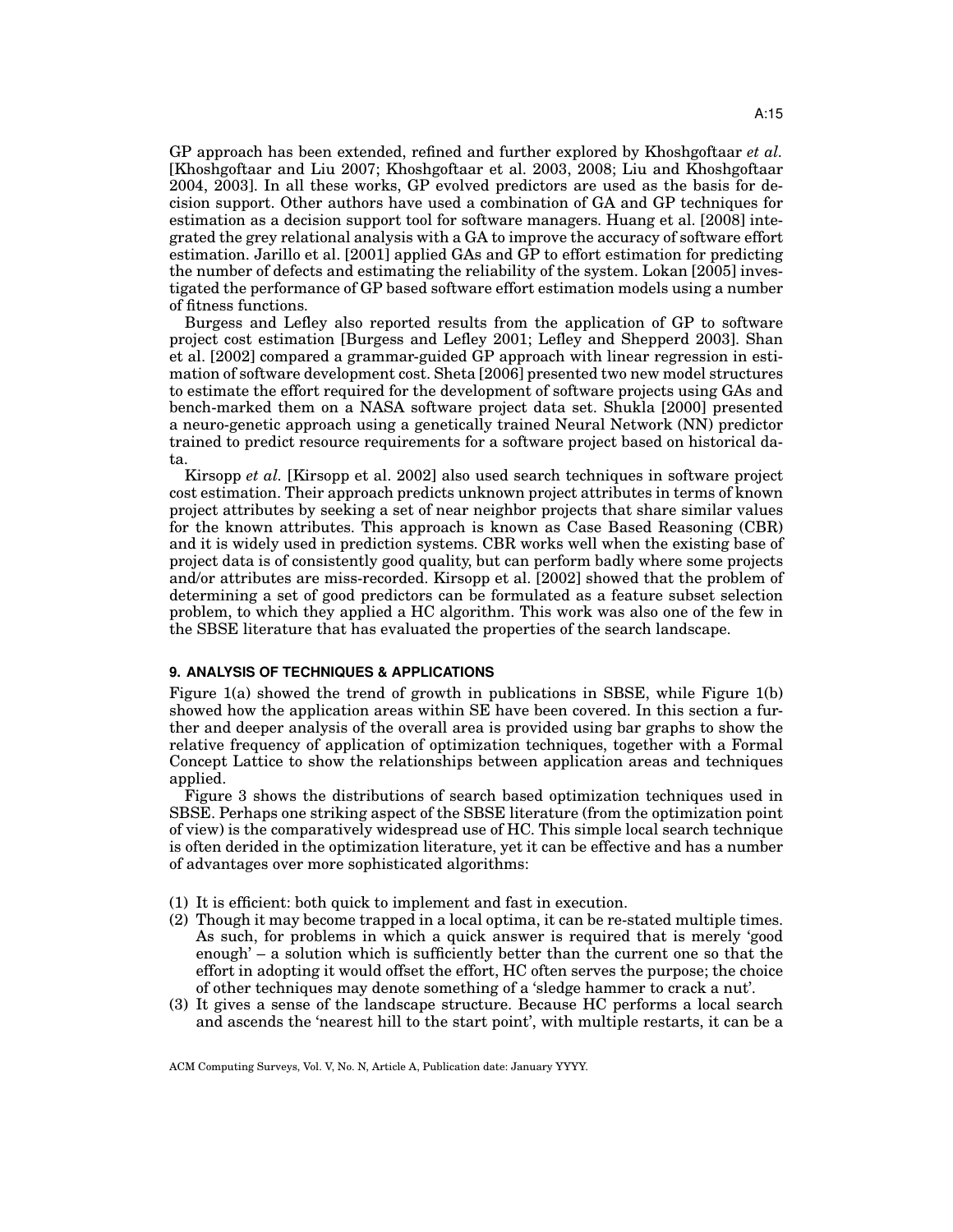GP approach has been extended, refined and further explored by Khoshgoftaar *et al.* [Khoshgoftaar and Liu 2007; Khoshgoftaar et al. 2003, 2008; Liu and Khoshgoftaar 2004, 2003]. In all these works, GP evolved predictors are used as the basis for decision support. Other authors have used a combination of GA and GP techniques for estimation as a decision support tool for software managers. Huang et al. [2008] integrated the grey relational analysis with a GA to improve the accuracy of software effort estimation. Jarillo et al. [2001] applied GAs and GP to effort estimation for predicting the number of defects and estimating the reliability of the system. Lokan [2005] investigated the performance of GP based software effort estimation models using a number of fitness functions.

Burgess and Lefley also reported results from the application of GP to software project cost estimation [Burgess and Lefley 2001; Lefley and Shepperd 2003]. Shan et al. [2002] compared a grammar-guided GP approach with linear regression in estimation of software development cost. Sheta [2006] presented two new model structures to estimate the effort required for the development of software projects using GAs and bench-marked them on a NASA software project data set. Shukla [2000] presented a neuro-genetic approach using a genetically trained Neural Network (NN) predictor trained to predict resource requirements for a software project based on historical data.

Kirsopp *et al.* [Kirsopp et al. 2002] also used search techniques in software project cost estimation. Their approach predicts unknown project attributes in terms of known project attributes by seeking a set of near neighbor projects that share similar values for the known attributes. This approach is known as Case Based Reasoning (CBR) and it is widely used in prediction systems. CBR works well when the existing base of project data is of consistently good quality, but can perform badly where some projects and/or attributes are miss-recorded. Kirsopp et al. [2002] showed that the problem of determining a set of good predictors can be formulated as a feature subset selection problem, to which they applied a HC algorithm. This work was also one of the few in the SBSE literature that has evaluated the properties of the search landscape.

## 9. ANALYSIS OF TECHNIQUES & APPLICATIONS

Figure 1(a) showed the trend of growth in publications in SBSE, while Figure 1(b) showed how the application areas within SE have been covered. In this section a further and deeper analysis of the overall area is provided using bar graphs to show the relative frequency of application of optimization techniques, together with a Formal Concept Lattice to show the relationships between application areas and techniques applied.

Figure 3 shows the distributions of search based optimization techniques used in SBSE. Perhaps one striking aspect of the SBSE literature (from the optimization point of view) is the comparatively widespread use of HC. This simple local search technique is often derided in the optimization literature, yet it can be effective and has a number of advantages over more sophisticated algorithms:

(1) It is efficient: both quick to implement and fast in execution.
(2) Though it may become trapped in a local optima, it can be re-stated multiple times. As such, for problems in which a quick answer is required that is merely 'good enough' – a solution which is sufficiently better than the current one so that the effort in adopting it would offset the effort, HC often serves the purpose; the choice of other techniques may denote something of a 'sledge hammer to crack a nut'.
(3) It gives a sense of the landscape structure. Because HC performs a local search and ascends the 'nearest hill to the start point', with multiple restarts, it can be a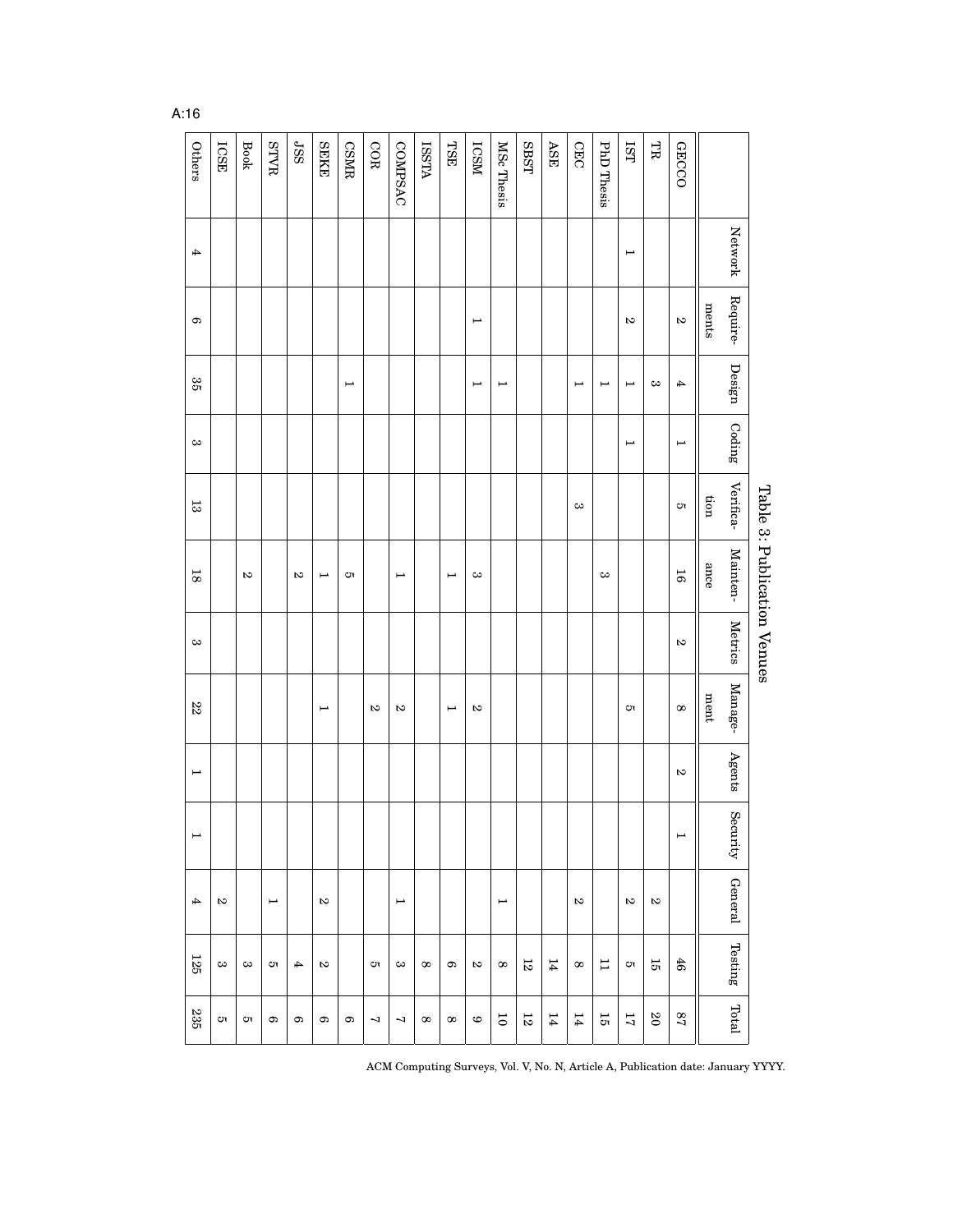Table 3: Publication Venues

| | Network | Requirements | Design | Coding | Verification | Maintenance | Metrics | Management | Agents | Security | General | Testing | Total |
|---|---|---|---|---|---|---|---|---|---|---|---|---|---|
| GECCO | | 2 | 4 | 1 | 5 | 16 | 2 | 8 | 2 | 1 | | 46 | 87 |
| TR | | | 3 | | | | | | | | 2 | 15 | 20 |
| IST | 1 | 2 | 1 | 1 | | | | 5 | | | 2 | 5 | 17 |
| PhD Thesis | | | 1 | | | 3 | | | | | | 11 | 15 |
| CEC | | | 1 | | 3 | | | | | | 2 | 8 | 14 |
| ASE | | | | | | | | | | | | 14 | 14 |
| SBST | | | | | | | | | | | | 12 | 12 |
| MSc Thesis | | | 1 | | | | | | | | 1 | 8 | 10 |
| ICSM | | 1 | 1 | | | 3 | | 2 | | | | 2 | 9 |
| TSE | | | | | | 1 | | 1 | | | | 6 | 8 |
| ISSTA | | | | | | | | | | | | 8 | 8 |
| COMPSAC | | | | | | 1 | | 2 | | | 1 | 3 | 7 |
| COR | | | | | | | | 2 | | | | 5 | 7 |
| CSMR | | | 1 | | | 5 | | | | | | | 6 |
| SEKE | | | | | | 1 | | 1 | | | 2 | 2 | 6 |
| JSS | | | | | | 2 | | | | | | 4 | 6 |
| STVR | | | | | | | | | | | 1 | 5 | 6 |
| Book | | | | | | 2 | | | | | | 3 | 5 |
| ICSE | | | | | | | | | | | 2 | 3 | 5 |
| Others | 4 | 6 | 35 | 3 | 13 | 18 | 3 | 22 | 1 | 1 | 4 | 125 | 235 |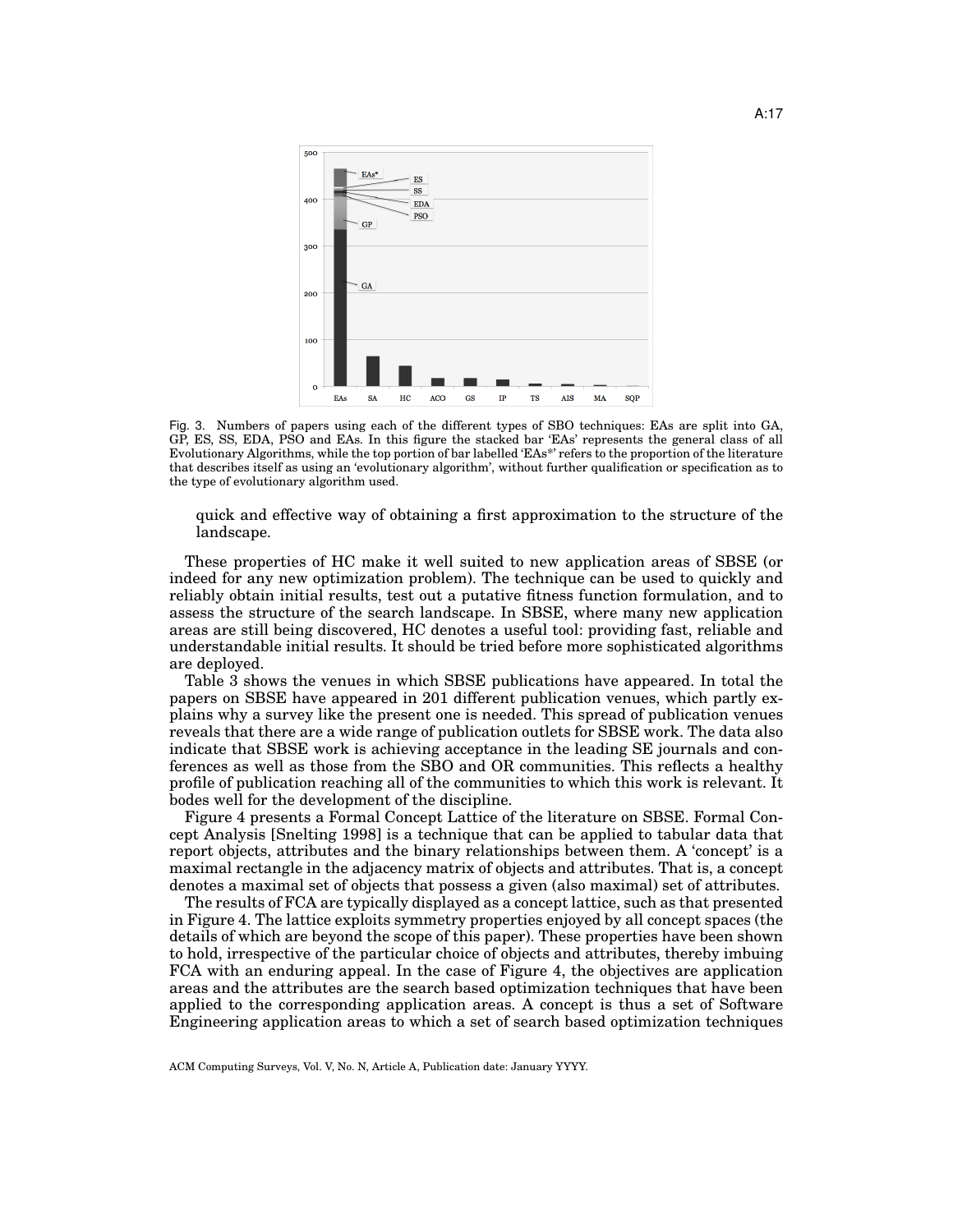Fig. 3. Numbers of papers using each of the different types of SBO techniques: EAs are split into GA, GP, ES, SS, EDA, PSO and EAs. In this figure the stacked bar 'EAs' represents the general class of all Evolutionary Algorithms, while the top portion of bar labelled 'EAs*' refers to the proportion of the literature that describes itself as using an 'evolutionary algorithm', without further qualification or specification as to the type of evolutionary algorithm used.

quick and effective way of obtaining a first approximation to the structure of the landscape.

These properties of HC make it well suited to new application areas of SBSE (or indeed for any new optimization problem). The technique can be used to quickly and reliably obtain initial results, test out a putative fitness function formulation, and to assess the structure of the search landscape. In SBSE, where many new application areas are still being discovered, HC denotes a useful tool: providing fast, reliable and understandable initial results. It should be tried before more sophisticated algorithms are deployed.

Table 3 shows the venues in which SBSE publications have appeared. In total the papers on SBSE have appeared in 201 different publication venues, which partly explains why a survey like the present one is needed. This spread of publication venues reveals that there are a wide range of publication outlets for SBSE work. The data also indicate that SBSE work is achieving acceptance in the leading SE journals and conferences as well as those from the SBO and OR communities. This reflects a healthy profile of publication reaching all of the communities to which this work is relevant. It bodes well for the development of the discipline.

Figure 4 presents a Formal Concept Lattice of the literature on SBSE. Formal Concept Analysis [Snelting 1998] is a technique that can be applied to tabular data that report objects, attributes and the binary relationships between them. A 'concept' is a maximal rectangle in the adjacency matrix of objects and attributes. That is, a concept denotes a maximal set of objects that possess a given (also maximal) set of attributes.

The results of FCA are typically displayed as a concept lattice, such as that presented in Figure 4. The lattice exploits symmetry properties enjoyed by all concept spaces (the details of which are beyond the scope of this paper). These properties have been shown to hold, irrespective of the particular choice of objects and attributes, thereby imbuing FCA with an enduring appeal. In the case of Figure 4, the objectives are application areas and the attributes are the search based optimization techniques that have been applied to the corresponding application areas. A concept is thus a set of Software Engineering application areas to which a set of search based optimization techniques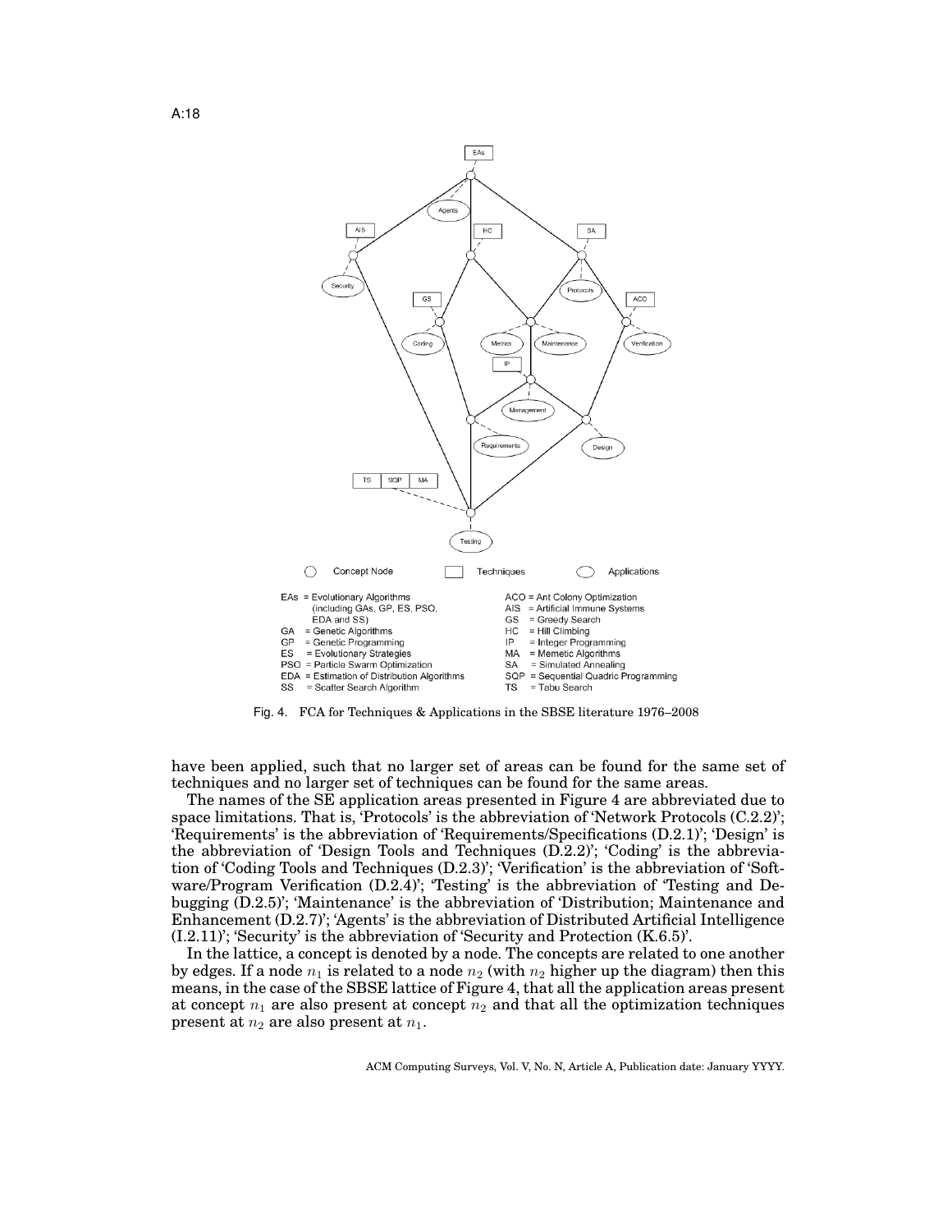Fig. 4. FCA for Techniques & Applications in the SBSE literature 1976–2008

have been applied, such that no larger set of areas can be found for the same set of techniques and no larger set of techniques can be found for the same areas.

The names of the SE application areas presented in Figure 4 are abbreviated due to space limitations. That is, 'Protocols' is the abbreviation of 'Network Protocols (C.2.2)'; 'Requirements' is the abbreviation of 'Requirements/Specifications (D.2.1)'; 'Design' is the abbreviation of 'Design Tools and Techniques (D.2.2)'; 'Coding' is the abbreviation of 'Coding Tools and Techniques (D.2.3)'; 'Verification' is the abbreviation of 'Software/Program Verification (D.2.4)'; 'Testing' is the abbreviation of 'Testing and Debugging (D.2.5)'; 'Maintenance' is the abbreviation of 'Distribution; Maintenance and Enhancement (D.2.7)'; 'Agents' is the abbreviation of Distributed Artificial Intelligence (I.2.11)'; 'Security' is the abbreviation of 'Security and Protection (K.6.5)'.

In the lattice, a concept is denoted by a node. The concepts are related to one another by edges. If a node $n_1$ is related to a node $n_2$ (with $n_2$ higher up the diagram) then this means, in the case of the SBSE lattice of Figure 4, that all the application areas present at concept $n_1$ are also present at concept $n_2$ and that all the optimization techniques present at $n_2$ are also present at $n_1$.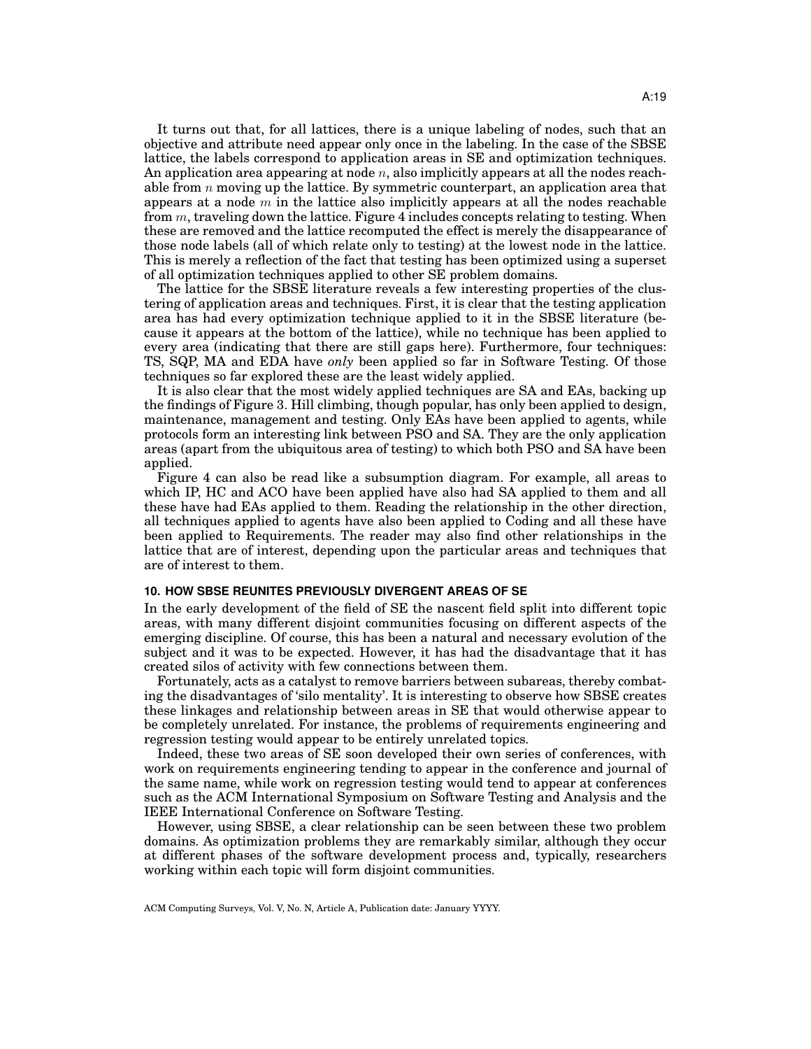It turns out that, for all lattices, there is a unique labeling of nodes, such that an objective and attribute need appear only once in the labeling. In the case of the SBSE lattice, the labels correspond to application areas in SE and optimization techniques. An application area appearing at node $n$, also implicitly appears at all the nodes reachable from $n$ moving up the lattice. By symmetric counterpart, an application area that appears at a node $m$ in the lattice also implicitly appears at all the nodes reachable from $m$, traveling down the lattice. Figure 4 includes concepts relating to testing. When these are removed and the lattice recomputed the effect is merely the disappearance of those node labels (all of which relate only to testing) at the lowest node in the lattice. This is merely a reflection of the fact that testing has been optimized using a superset of all optimization techniques applied to other SE problem domains.

The lattice for the SBSE literature reveals a few interesting properties of the clustering of application areas and techniques. First, it is clear that the testing application area has had every optimization technique applied to it in the SBSE literature (because it appears at the bottom of the lattice), while no technique has been applied to every area (indicating that there are still gaps here). Furthermore, four techniques: TS, SQP, MA and EDA have *only* been applied so far in Software Testing. Of those techniques so far explored these are the least widely applied.

It is also clear that the most widely applied techniques are SA and EAs, backing up the findings of Figure 3. Hill climbing, though popular, has only been applied to design, maintenance, management and testing. Only EAs have been applied to agents, while protocols form an interesting link between PSO and SA. They are the only application areas (apart from the ubiquitous area of testing) to which both PSO and SA have been applied.

Figure 4 can also be read like a subsumption diagram. For example, all areas to which IP, HC and ACO have been applied have also had SA applied to them and all these have had EAs applied to them. Reading the relationship in the other direction, all techniques applied to agents have also been applied to Coding and all these have been applied to Requirements. The reader may also find other relationships in the lattice that are of interest, depending upon the particular areas and techniques that are of interest to them.

## 10. HOW SBSE REUNITES PREVIOUSLY DIVERGENT AREAS OF SE

In the early development of the field of SE the nascent field split into different topic areas, with many different disjoint communities focusing on different aspects of the emerging discipline. Of course, this has been a natural and necessary evolution of the subject and it was to be expected. However, it has had the disadvantage that it has created silos of activity with few connections between them.

Fortunately, acts as a catalyst to remove barriers between subareas, thereby combating the disadvantages of 'silo mentality'. It is interesting to observe how SBSE creates these linkages and relationship between areas in SE that would otherwise appear to be completely unrelated. For instance, the problems of requirements engineering and regression testing would appear to be entirely unrelated topics.

Indeed, these two areas of SE soon developed their own series of conferences, with work on requirements engineering tending to appear in the conference and journal of the same name, while work on regression testing would tend to appear at conferences such as the ACM International Symposium on Software Testing and Analysis and the IEEE International Conference on Software Testing.

However, using SBSE, a clear relationship can be seen between these two problem domains. As optimization problems they are remarkably similar, although they occur at different phases of the software development process and, typically, researchers working within each topic will form disjoint communities.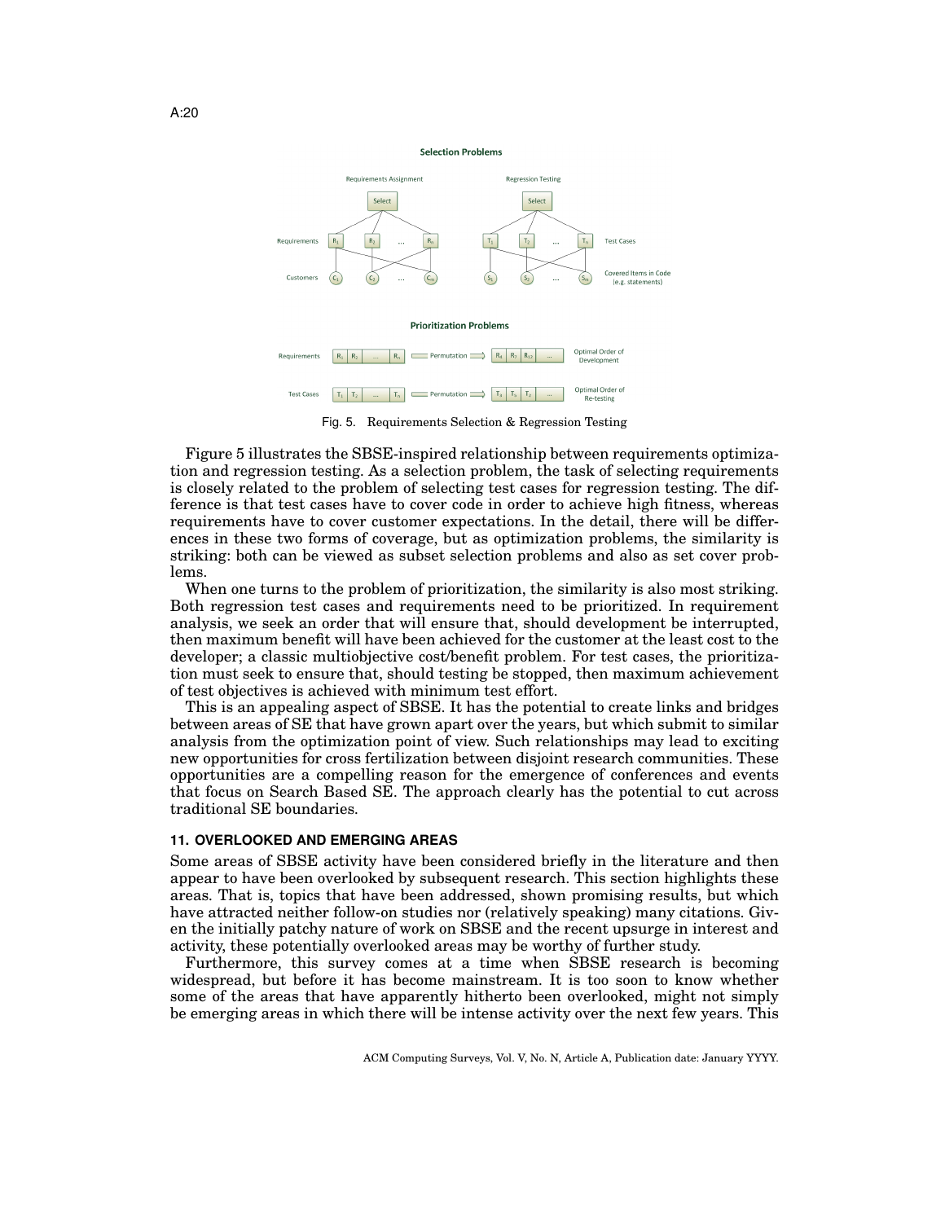Selection Problems

Requirements Assignment

Regression Testing

Select

Select

Requirements

$R_1$ $R_2$ ... $R_n$

$T_1$ $T_2$ ... $T_n$

Test Cases

Customers

$C_1$ $C_2$ ... $C_m$

$S_1$ $S_2$ ... $S_m$

Covered Items in Code (e.g. statements)

Prioritization Problems

Requirements

$R_1$ $R_2$ ... $R_n$

Permutation

$R_4$ $R_7$ $R_{12}$ ...

Optimal Order of Development

Test Cases

$T_1$ $T_2$ ... $T_n$

Permutation

$T_3$ $T_9$ $T_2$ ...

Optimal Order of Re-testing

Fig. 5. Requirements Selection & Regression Testing

Figure 5 illustrates the SBSE-inspired relationship between requirements optimization and regression testing. As a selection problem, the task of selecting requirements is closely related to the problem of selecting test cases for regression testing. The difference is that test cases have to cover code in order to achieve high fitness, whereas requirements have to cover customer expectations. In the detail, there will be differences in these two forms of coverage, but as optimization problems, the similarity is striking: both can be viewed as subset selection problems and also as set cover problems.

When one turns to the problem of prioritization, the similarity is also most striking. Both regression test cases and requirements need to be prioritized. In requirement analysis, we seek an order that will ensure that, should development be interrupted, then maximum benefit will have been achieved for the customer at the least cost to the developer; a classic multiobjective cost/benefit problem. For test cases, the prioritization must seek to ensure that, should testing be stopped, then maximum achievement of test objectives is achieved with minimum test effort.

This is an appealing aspect of SBSE. It has the potential to create links and bridges between areas of SE that have grown apart over the years, but which submit to similar analysis from the optimization point of view. Such relationships may lead to exciting new opportunities for cross fertilization between disjoint research communities. These opportunities are a compelling reason for the emergence of conferences and events that focus on Search Based SE. The approach clearly has the potential to cut across traditional SE boundaries.

## 11. OVERLOOKED AND EMERGING AREAS

Some areas of SBSE activity have been considered briefly in the literature and then appear to have been overlooked by subsequent research. This section highlights these areas. That is, topics that have been addressed, shown promising results, but which have attracted neither follow-on studies nor (relatively speaking) many citations. Given the initially patchy nature of work on SBSE and the recent upsurge in interest and activity, these potentially overlooked areas may be worthy of further study.

Furthermore, this survey comes at a time when SBSE research is becoming widespread, but before it has become mainstream. It is too soon to know whether some of the areas that have apparently hitherto been overlooked, might not simply be emerging areas in which there will be intense activity over the next few years. This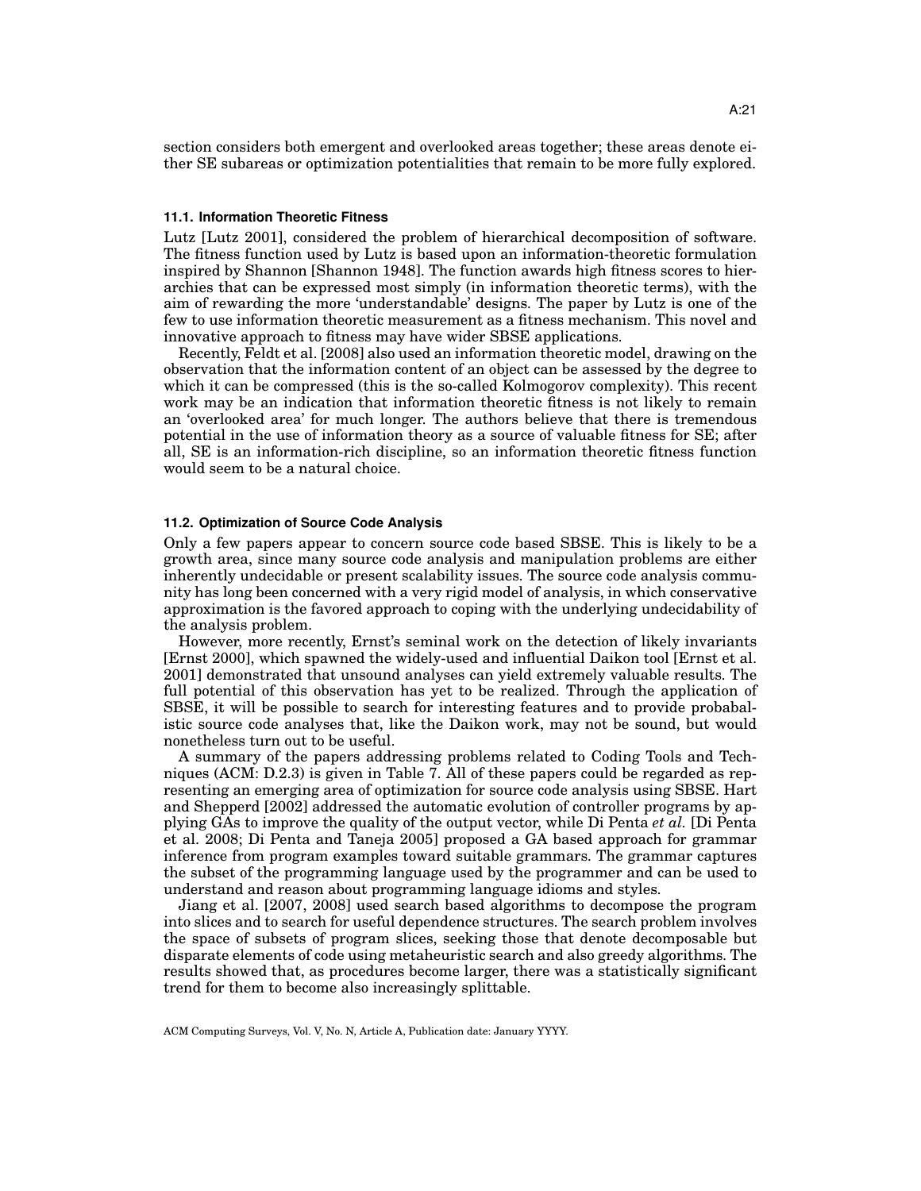section considers both emergent and overlooked areas together; these areas denote either SE subareas or optimization potentialities that remain to be more fully explored.

### 11.1. Information Theoretic Fitness

Lutz [Lutz 2001], considered the problem of hierarchical decomposition of software. The fitness function used by Lutz is based upon an information-theoretic formulation inspired by Shannon [Shannon 1948]. The function awards high fitness scores to hierarchies that can be expressed most simply (in information theoretic terms), with the aim of rewarding the more 'understandable' designs. The paper by Lutz is one of the few to use information theoretic measurement as a fitness mechanism. This novel and innovative approach to fitness may have wider SBSE applications.

Recently, Feldt et al. [2008] also used an information theoretic model, drawing on the observation that the information content of an object can be assessed by the degree to which it can be compressed (this is the so-called Kolmogorov complexity). This recent work may be an indication that information theoretic fitness is not likely to remain an 'overlooked area' for much longer. The authors believe that there is tremendous potential in the use of information theory as a source of valuable fitness for SE; after all, SE is an information-rich discipline, so an information theoretic fitness function would seem to be a natural choice.

### 11.2. Optimization of Source Code Analysis

Only a few papers appear to concern source code based SBSE. This is likely to be a growth area, since many source code analysis and manipulation problems are either inherently undecidable or present scalability issues. The source code analysis community has long been concerned with a very rigid model of analysis, in which conservative approximation is the favored approach to coping with the underlying undecidability of the analysis problem.

However, more recently, Ernst's seminal work on the detection of likely invariants [Ernst 2000], which spawned the widely-used and influential Daikon tool [Ernst et al. 2001] demonstrated that unsound analyses can yield extremely valuable results. The full potential of this observation has yet to be realized. Through the application of SBSE, it will be possible to search for interesting features and to provide probabalistic source code analyses that, like the Daikon work, may not be sound, but would nonetheless turn out to be useful.

A summary of the papers addressing problems related to Coding Tools and Techniques (ACM: D.2.3) is given in Table 7. All of these papers could be regarded as representing an emerging area of optimization for source code analysis using SBSE. Hart and Shepperd [2002] addressed the automatic evolution of controller programs by applying GAs to improve the quality of the output vector, while Di Penta *et al.* [Di Penta et al. 2008; Di Penta and Taneja 2005] proposed a GA based approach for grammar inference from program examples toward suitable grammars. The grammar captures the subset of the programming language used by the programmer and can be used to understand and reason about programming language idioms and styles.

Jiang et al. [2007, 2008] used search based algorithms to decompose the program into slices and to search for useful dependence structures. The search problem involves the space of subsets of program slices, seeking those that denote decomposable but disparate elements of code using metaheuristic search and also greedy algorithms. The results showed that, as procedures become larger, there was a statistically significant trend for them to become also increasingly splittable.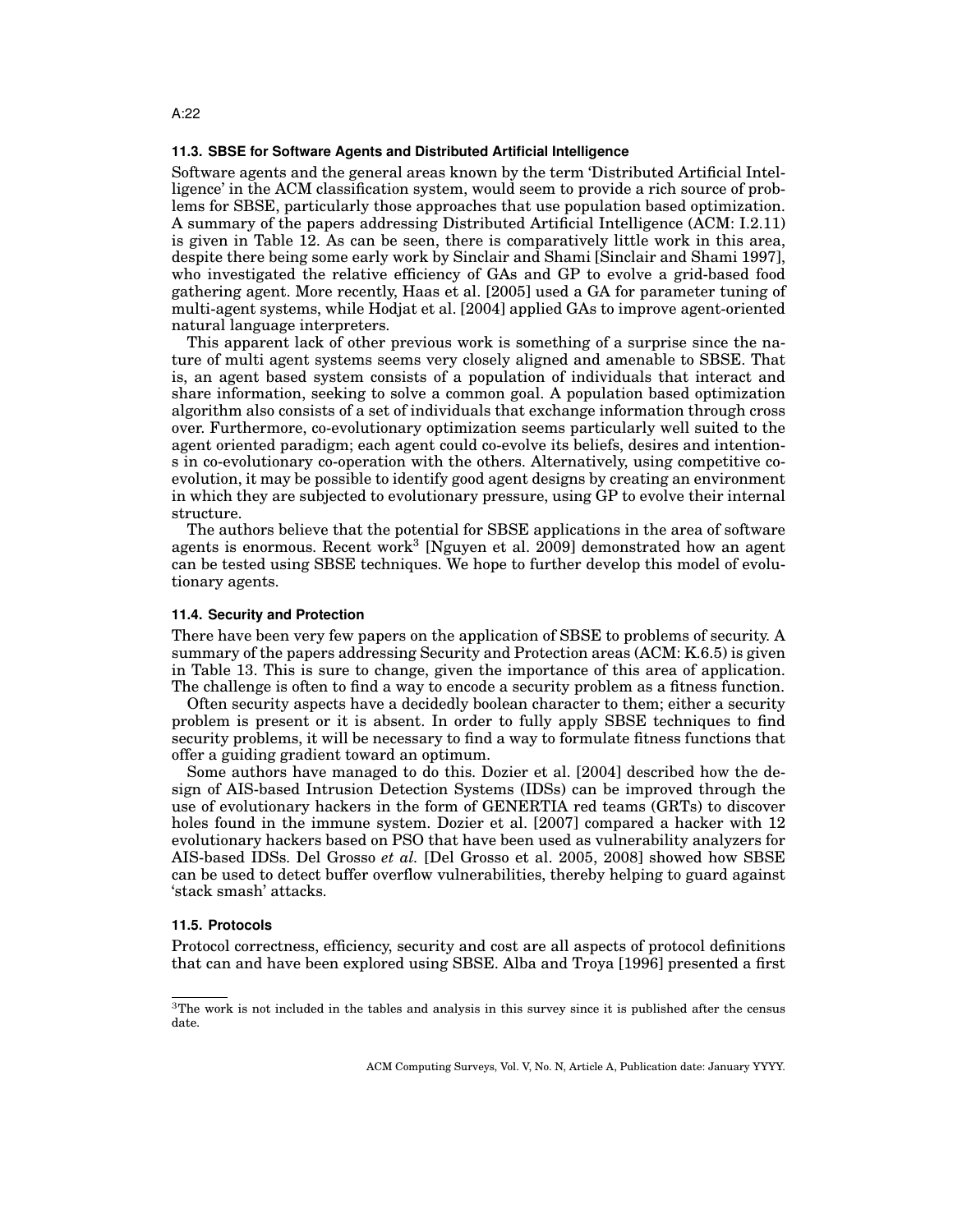### 11.3. SBSE for Software Agents and Distributed Artificial Intelligence

Software agents and the general areas known by the term 'Distributed Artificial Intelligence' in the ACM classification system, would seem to provide a rich source of problems for SBSE, particularly those approaches that use population based optimization. A summary of the papers addressing Distributed Artificial Intelligence (ACM: I.2.11) is given in Table 12. As can be seen, there is comparatively little work in this area, despite there being some early work by Sinclair and Shami [Sinclair and Shami 1997], who investigated the relative efficiency of GAs and GP to evolve a grid-based food gathering agent. More recently, Haas et al. [2005] used a GA for parameter tuning of multi-agent systems, while Hodjat et al. [2004] applied GAs to improve agent-oriented natural language interpreters.

This apparent lack of other previous work is something of a surprise since the nature of multi agent systems seems very closely aligned and amenable to SBSE. That is, an agent based system consists of a population of individuals that interact and share information, seeking to solve a common goal. A population based optimization algorithm also consists of a set of individuals that exchange information through cross over. Furthermore, co-evolutionary optimization seems particularly well suited to the agent oriented paradigm; each agent could co-evolve its beliefs, desires and intentions in co-evolutionary co-operation with the others. Alternatively, using competitive co-evolution, it may be possible to identify good agent designs by creating an environment in which they are subjected to evolutionary pressure, using GP to evolve their internal structure.

The authors believe that the potential for SBSE applications in the area of software agents is enormous. Recent work[3] [Nguyen et al. 2009] demonstrated how an agent can be tested using SBSE techniques. We hope to further develop this model of evolutionary agents.

### 11.4. Security and Protection

There have been very few papers on the application of SBSE to problems of security. A summary of the papers addressing Security and Protection areas (ACM: K.6.5) is given in Table 13. This is sure to change, given the importance of this area of application. The challenge is often to find a way to encode a security problem as a fitness function.

Often security aspects have a decidedly boolean character to them; either a security problem is present or it is absent. In order to fully apply SBSE techniques to find security problems, it will be necessary to find a way to formulate fitness functions that offer a guiding gradient toward an optimum.

Some authors have managed to do this. Dozier et al. [2004] described how the design of AIS-based Intrusion Detection Systems (IDSs) can be improved through the use of evolutionary hackers in the form of GENERTIA red teams (GRTs) to discover holes found in the immune system. Dozier et al. [2007] compared a hacker with 12 evolutionary hackers based on PSO that have been used as vulnerability analyzers for AIS-based IDSs. Del Grosso *et al.* [Del Grosso et al. 2005, 2008] showed how SBSE can be used to detect buffer overflow vulnerabilities, thereby helping to guard against 'stack smash' attacks.

### 11.5. Protocols

Protocol correctness, efficiency, security and cost are all aspects of protocol definitions that can and have been explored using SBSE. Alba and Troya [1996] presented a first

[3]The work is not included in the tables and analysis in this survey since it is published after the census date.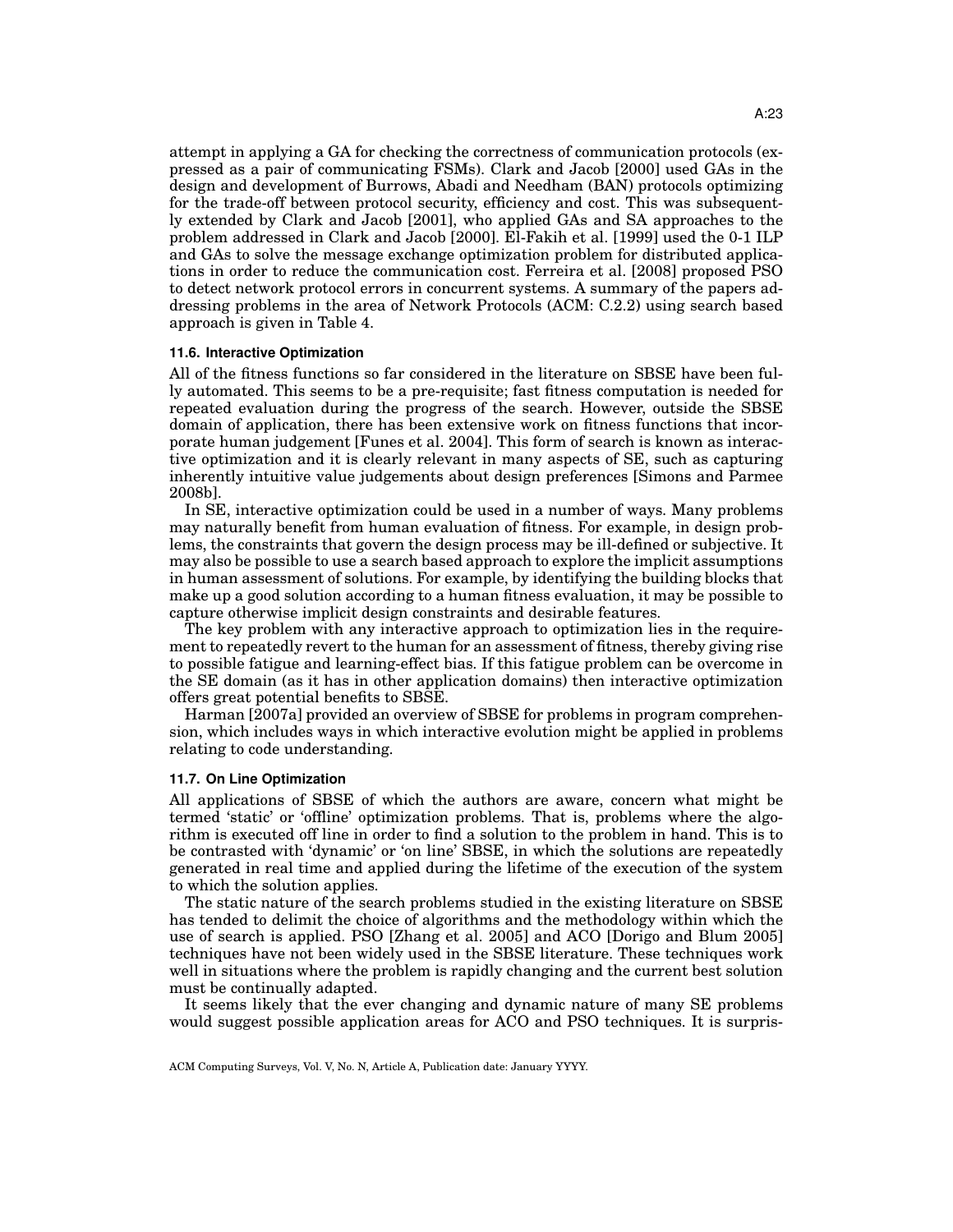attempt in applying a GA for checking the correctness of communication protocols (expressed as a pair of communicating FSMs). Clark and Jacob [2000] used GAs in the design and development of Burrows, Abadi and Needham (BAN) protocols optimizing for the trade-off between protocol security, efficiency and cost. This was subsequently extended by Clark and Jacob [2001], who applied GAs and SA approaches to the problem addressed in Clark and Jacob [2000]. El-Fakih et al. [1999] used the 0-1 ILP and GAs to solve the message exchange optimization problem for distributed applications in order to reduce the communication cost. Ferreira et al. [2008] proposed PSO to detect network protocol errors in concurrent systems. A summary of the papers addressing problems in the area of Network Protocols (ACM: C.2.2) using search based approach is given in Table 4.

### 11.6. Interactive Optimization

All of the fitness functions so far considered in the literature on SBSE have been fully automated. This seems to be a pre-requisite; fast fitness computation is needed for repeated evaluation during the progress of the search. However, outside the SBSE domain of application, there has been extensive work on fitness functions that incorporate human judgement [Funes et al. 2004]. This form of search is known as interactive optimization and it is clearly relevant in many aspects of SE, such as capturing inherently intuitive value judgements about design preferences [Simons and Parmee 2008b].

In SE, interactive optimization could be used in a number of ways. Many problems may naturally benefit from human evaluation of fitness. For example, in design problems, the constraints that govern the design process may be ill-defined or subjective. It may also be possible to use a search based approach to explore the implicit assumptions in human assessment of solutions. For example, by identifying the building blocks that make up a good solution according to a human fitness evaluation, it may be possible to capture otherwise implicit design constraints and desirable features.

The key problem with any interactive approach to optimization lies in the requirement to repeatedly revert to the human for an assessment of fitness, thereby giving rise to possible fatigue and learning-effect bias. If this fatigue problem can be overcome in the SE domain (as it has in other application domains) then interactive optimization offers great potential benefits to SBSE.

Harman [2007a] provided an overview of SBSE for problems in program comprehension, which includes ways in which interactive evolution might be applied in problems relating to code understanding.

### 11.7. On Line Optimization

All applications of SBSE of which the authors are aware, concern what might be termed 'static' or 'offline' optimization problems. That is, problems where the algorithm is executed off line in order to find a solution to the problem in hand. This is to be contrasted with 'dynamic' or 'on line' SBSE, in which the solutions are repeatedly generated in real time and applied during the lifetime of the execution of the system to which the solution applies.

The static nature of the search problems studied in the existing literature on SBSE has tended to delimit the choice of algorithms and the methodology within which the use of search is applied. PSO [Zhang et al. 2005] and ACO [Dorigo and Blum 2005] techniques have not been widely used in the SBSE literature. These techniques work well in situations where the problem is rapidly changing and the current best solution must be continually adapted.

It seems likely that the ever changing and dynamic nature of many SE problems would suggest possible application areas for ACO and PSO techniques. It is surpris-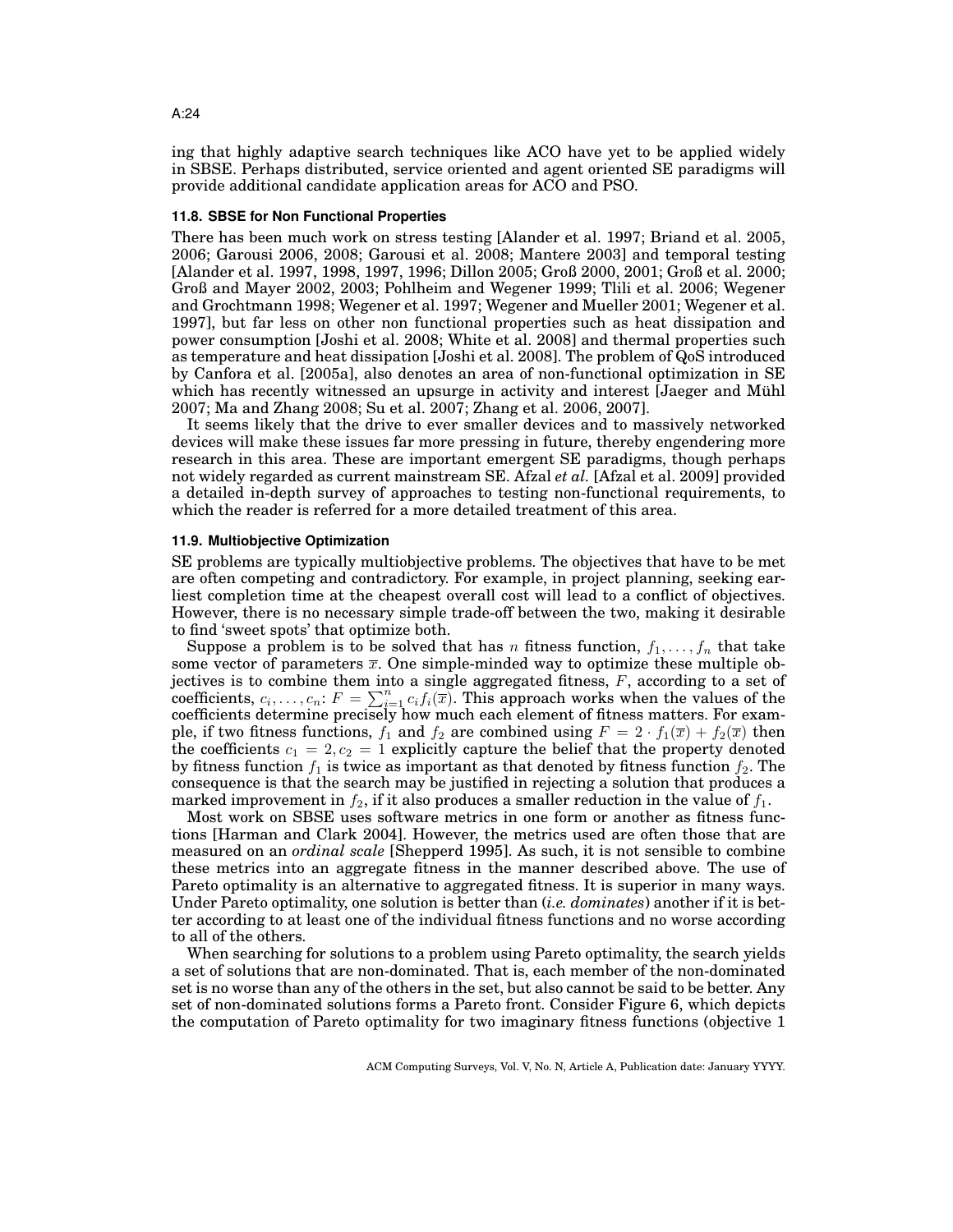ing that highly adaptive search techniques like ACO have yet to be applied widely in SBSE. Perhaps distributed, service oriented and agent oriented SE paradigms will provide additional candidate application areas for ACO and PSO.

### 11.8. SBSE for Non Functional Properties

There has been much work on stress testing [Alander et al. 1997; Briand et al. 2005, 2006; Garousi 2006, 2008; Garousi et al. 2008; Mantere 2003] and temporal testing [Alander et al. 1997, 1998, 1997, 1996; Dillon 2005; Groß 2000, 2001; Groß et al. 2000; Groß and Mayer 2002, 2003; Pohlheim and Wegener 1999; Tlili et al. 2006; Wegener and Grochtmann 1998; Wegener et al. 1997; Wegener and Mueller 2001; Wegener et al. 1997], but far less on other non functional properties such as heat dissipation and power consumption [Joshi et al. 2008; White et al. 2008] and thermal properties such as temperature and heat dissipation [Joshi et al. 2008]. The problem of QoS introduced by Canfora et al. [2005a], also denotes an area of non-functional optimization in SE which has recently witnessed an upsurge in activity and interest [Jaeger and Mühl 2007; Ma and Zhang 2008; Su et al. 2007; Zhang et al. 2006, 2007].

It seems likely that the drive to ever smaller devices and to massively networked devices will make these issues far more pressing in future, thereby engendering more research in this area. These are important emergent SE paradigms, though perhaps not widely regarded as current mainstream SE. Afzal *et al.* [Afzal et al. 2009] provided a detailed in-depth survey of approaches to testing non-functional requirements, to which the reader is referred for a more detailed treatment of this area.

### 11.9. Multiobjective Optimization

SE problems are typically multiobjective problems. The objectives that have to be met are often competing and contradictory. For example, in project planning, seeking earliest completion time at the cheapest overall cost will lead to a conflict of objectives. However, there is no necessary simple trade-off between the two, making it desirable to find 'sweet spots' that optimize both.

Suppose a problem is to be solved that has $n$ fitness function, $f_1, \ldots, f_n$ that take some vector of parameters $\overline{x}$. One simple-minded way to optimize these multiple objectives is to combine them into a single aggregated fitness, $F$, according to a set of coefficients, $c_i, \ldots, c_n$: $F = \sum_{i=1}^{n} c_i f_i(\overline{x})$. This approach works when the values of the coefficients determine precisely how much each element of fitness matters. For example, if two fitness functions, $f_1$ and $f_2$ are combined using $F = 2 \cdot f_1(\overline{x}) + f_2(\overline{x})$ then the coefficients $c_1 = 2, c_2 = 1$ explicitly capture the belief that the property denoted by fitness function $f_1$ is twice as important as that denoted by fitness function $f_2$. The consequence is that the search may be justified in rejecting a solution that produces a marked improvement in $f_2$, if it also produces a smaller reduction in the value of $f_1$.

Most work on SBSE uses software metrics in one form or another as fitness functions [Harman and Clark 2004]. However, the metrics used are often those that are measured on an *ordinal scale* [Shepperd 1995]. As such, it is not sensible to combine these metrics into an aggregate fitness in the manner described above. The use of Pareto optimality is an alternative to aggregated fitness. It is superior in many ways. Under Pareto optimality, one solution is better than (*i.e. dominates*) another if it is better according to at least one of the individual fitness functions and no worse according to all of the others.

When searching for solutions to a problem using Pareto optimality, the search yields a set of solutions that are non-dominated. That is, each member of the non-dominated set is no worse than any of the others in the set, but also cannot be said to be better. Any set of non-dominated solutions forms a Pareto front. Consider Figure 6, which depicts the computation of Pareto optimality for two imaginary fitness functions (objective 1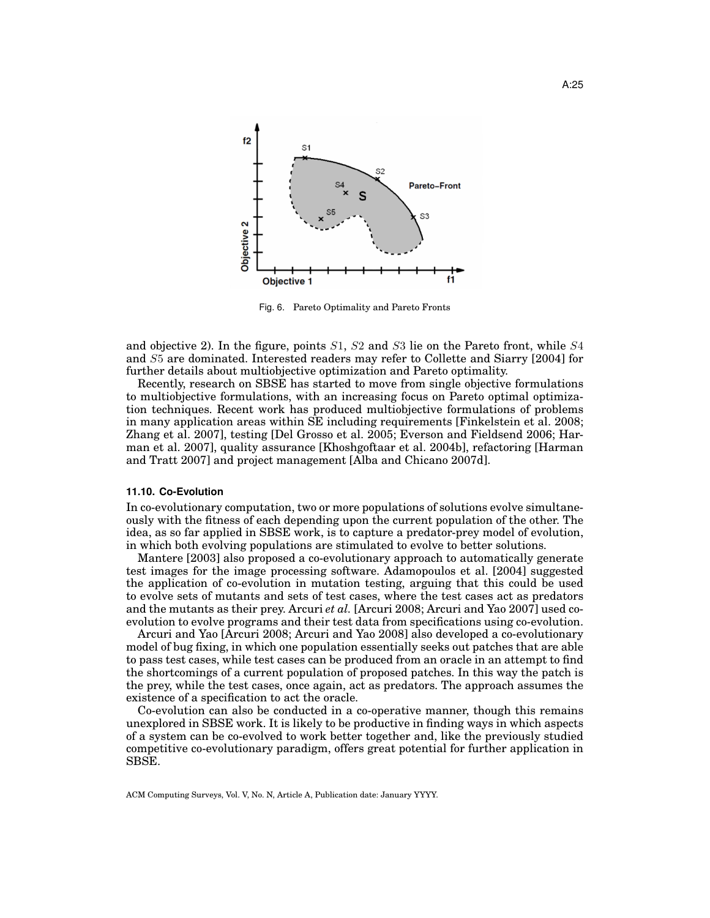Fig. 6. Pareto Optimality and Pareto Fronts

and objective 2). In the figure, points $S1$, $S2$ and $S3$ lie on the Pareto front, while $S4$ and $S5$ are dominated. Interested readers may refer to Collette and Siarry [2004] for further details about multiobjective optimization and Pareto optimality.

Recently, research on SBSE has started to move from single objective formulations to multiobjective formulations, with an increasing focus on Pareto optimal optimization techniques. Recent work has produced multiobjective formulations of problems in many application areas within SE including requirements [Finkelstein et al. 2008; Zhang et al. 2007], testing [Del Grosso et al. 2005; Everson and Fieldsend 2006; Harman et al. 2007], quality assurance [Khoshgoftaar et al. 2004b], refactoring [Harman and Tratt 2007] and project management [Alba and Chicano 2007d].

### 11.10. Co-Evolution

In co-evolutionary computation, two or more populations of solutions evolve simultaneously with the fitness of each depending upon the current population of the other. The idea, as so far applied in SBSE work, is to capture a predator-prey model of evolution, in which both evolving populations are stimulated to evolve to better solutions.

Mantere [2003] also proposed a co-evolutionary approach to automatically generate test images for the image processing software. Adamopoulos et al. [2004] suggested the application of co-evolution in mutation testing, arguing that this could be used to evolve sets of mutants and sets of test cases, where the test cases act as predators and the mutants as their prey. Arcuri *et al.* [Arcuri 2008; Arcuri and Yao 2007] used co-evolution to evolve programs and their test data from specifications using co-evolution.

Arcuri and Yao [Arcuri 2008; Arcuri and Yao 2008] also developed a co-evolutionary model of bug fixing, in which one population essentially seeks out patches that are able to pass test cases, while test cases can be produced from an oracle in an attempt to find the shortcomings of a current population of proposed patches. In this way the patch is the prey, while the test cases, once again, act as predators. The approach assumes the existence of a specification to act the oracle.

Co-evolution can also be conducted in a co-operative manner, though this remains unexplored in SBSE work. It is likely to be productive in finding ways in which aspects of a system can be co-evolved to work better together and, like the previously studied competitive co-evolutionary paradigm, offers great potential for further application in SBSE.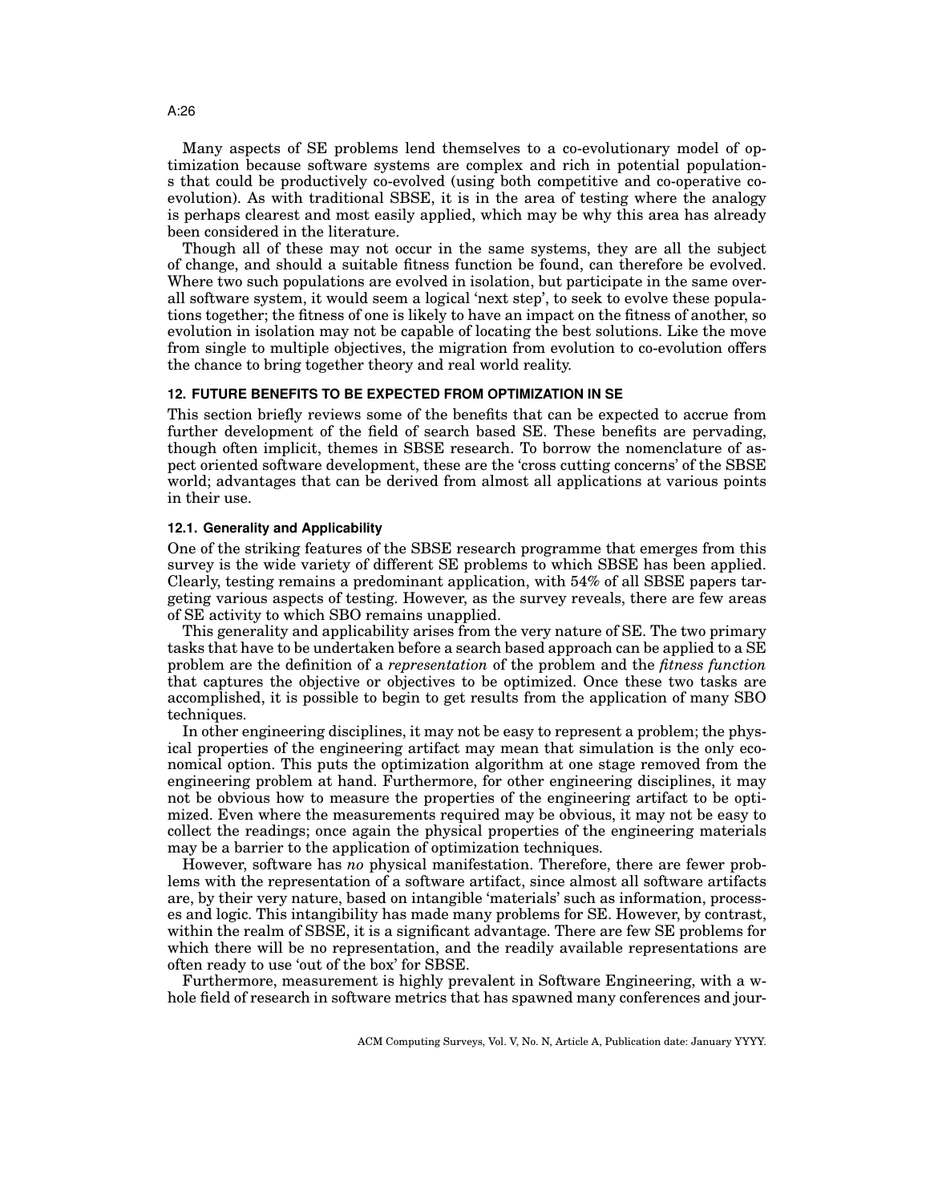Many aspects of SE problems lend themselves to a co-evolutionary model of optimization because software systems are complex and rich in potential populations that could be productively co-evolved (using both competitive and co-operative co-evolution). As with traditional SBSE, it is in the area of testing where the analogy is perhaps clearest and most easily applied, which may be why this area has already been considered in the literature.

Though all of these may not occur in the same systems, they are all the subject of change, and should a suitable fitness function be found, can therefore be evolved. Where two such populations are evolved in isolation, but participate in the same overall software system, it would seem a logical 'next step', to seek to evolve these populations together; the fitness of one is likely to have an impact on the fitness of another, so evolution in isolation may not be capable of locating the best solutions. Like the move from single to multiple objectives, the migration from evolution to co-evolution offers the chance to bring together theory and real world reality.

## 12. FUTURE BENEFITS TO BE EXPECTED FROM OPTIMIZATION IN SE

This section briefly reviews some of the benefits that can be expected to accrue from further development of the field of search based SE. These benefits are pervading, though often implicit, themes in SBSE research. To borrow the nomenclature of aspect oriented software development, these are the 'cross cutting concerns' of the SBSE world; advantages that can be derived from almost all applications at various points in their use.

### 12.1. Generality and Applicability

One of the striking features of the SBSE research programme that emerges from this survey is the wide variety of different SE problems to which SBSE has been applied. Clearly, testing remains a predominant application, with 54% of all SBSE papers targeting various aspects of testing. However, as the survey reveals, there are few areas of SE activity to which SBO remains unapplied.

This generality and applicability arises from the very nature of SE. The two primary tasks that have to be undertaken before a search based approach can be applied to a SE problem are the definition of a *representation* of the problem and the *fitness function* that captures the objective or objectives to be optimized. Once these two tasks are accomplished, it is possible to begin to get results from the application of many SBO techniques.

In other engineering disciplines, it may not be easy to represent a problem; the physical properties of the engineering artifact may mean that simulation is the only economical option. This puts the optimization algorithm at one stage removed from the engineering problem at hand. Furthermore, for other engineering disciplines, it may not be obvious how to measure the properties of the engineering artifact to be optimized. Even where the measurements required may be obvious, it may not be easy to collect the readings; once again the physical properties of the engineering materials may be a barrier to the application of optimization techniques.

However, software has *no* physical manifestation. Therefore, there are fewer problems with the representation of a software artifact, since almost all software artifacts are, by their very nature, based on intangible 'materials' such as information, processes and logic. This intangibility has made many problems for SE. However, by contrast, within the realm of SBSE, it is a significant advantage. There are few SE problems for which there will be no representation, and the readily available representations are often ready to use 'out of the box' for SBSE.

Furthermore, measurement is highly prevalent in Software Engineering, with a whole field of research in software metrics that has spawned many conferences and jour-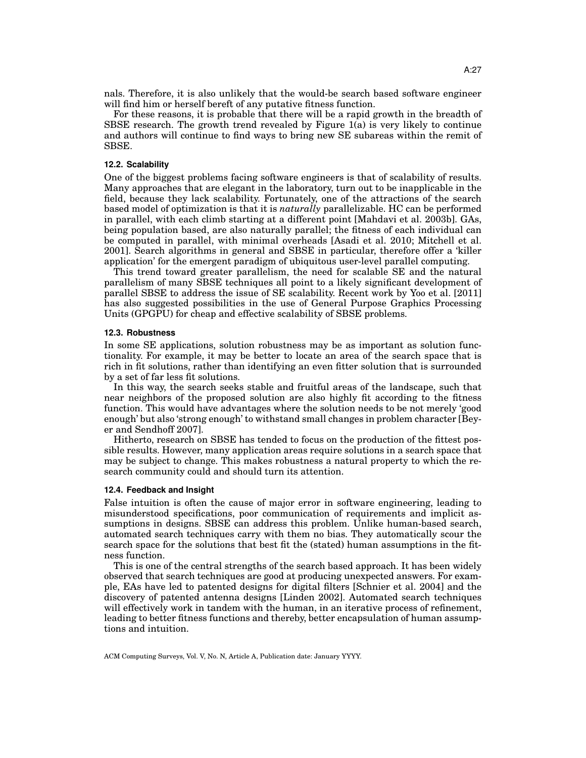nals. Therefore, it is also unlikely that the would-be search based software engineer will find him or herself bereft of any putative fitness function.

For these reasons, it is probable that there will be a rapid growth in the breadth of SBSE research. The growth trend revealed by Figure 1(a) is very likely to continue and authors will continue to find ways to bring new SE subareas within the remit of SBSE.

### 12.2. Scalability

One of the biggest problems facing software engineers is that of scalability of results. Many approaches that are elegant in the laboratory, turn out to be inapplicable in the field, because they lack scalability. Fortunately, one of the attractions of the search based model of optimization is that it is *naturally* parallelizable. HC can be performed in parallel, with each climb starting at a different point [Mahdavi et al. 2003b]. GAs, being population based, are also naturally parallel; the fitness of each individual can be computed in parallel, with minimal overheads [Asadi et al. 2010; Mitchell et al. 2001]. Search algorithms in general and SBSE in particular, therefore offer a 'killer application' for the emergent paradigm of ubiquitous user-level parallel computing.

This trend toward greater parallelism, the need for scalable SE and the natural parallelism of many SBSE techniques all point to a likely significant development of parallel SBSE to address the issue of SE scalability. Recent work by Yoo et al. [2011] has also suggested possibilities in the use of General Purpose Graphics Processing Units (GPGPU) for cheap and effective scalability of SBSE problems.

### 12.3. Robustness

In some SE applications, solution robustness may be as important as solution functionality. For example, it may be better to locate an area of the search space that is rich in fit solutions, rather than identifying an even fitter solution that is surrounded by a set of far less fit solutions.

In this way, the search seeks stable and fruitful areas of the landscape, such that near neighbors of the proposed solution are also highly fit according to the fitness function. This would have advantages where the solution needs to be not merely 'good enough' but also 'strong enough' to withstand small changes in problem character [Beyer and Sendhoff 2007].

Hitherto, research on SBSE has tended to focus on the production of the fittest possible results. However, many application areas require solutions in a search space that may be subject to change. This makes robustness a natural property to which the research community could and should turn its attention.

### 12.4. Feedback and Insight

False intuition is often the cause of major error in software engineering, leading to misunderstood specifications, poor communication of requirements and implicit assumptions in designs. SBSE can address this problem. Unlike human-based search, automated search techniques carry with them no bias. They automatically scour the search space for the solutions that best fit the (stated) human assumptions in the fitness function.

This is one of the central strengths of the search based approach. It has been widely observed that search techniques are good at producing unexpected answers. For example, EAs have led to patented designs for digital filters [Schnier et al. 2004] and the discovery of patented antenna designs [Linden 2002]. Automated search techniques will effectively work in tandem with the human, in an iterative process of refinement, leading to better fitness functions and thereby, better encapsulation of human assumptions and intuition.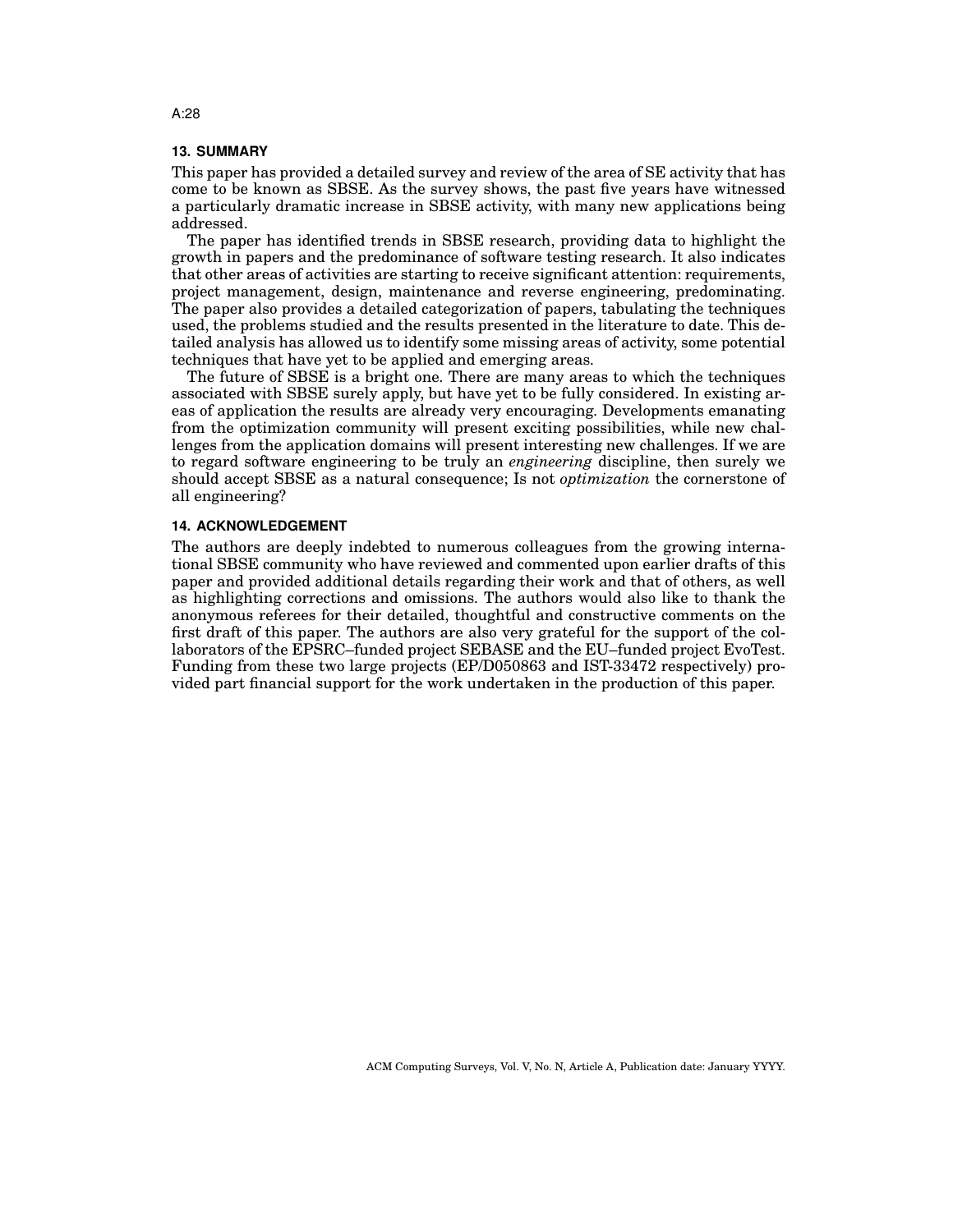## 13. SUMMARY

This paper has provided a detailed survey and review of the area of SE activity that has come to be known as SBSE. As the survey shows, the past five years have witnessed a particularly dramatic increase in SBSE activity, with many new applications being addressed.

The paper has identified trends in SBSE research, providing data to highlight the growth in papers and the predominance of software testing research. It also indicates that other areas of activities are starting to receive significant attention: requirements, project management, design, maintenance and reverse engineering, predominating. The paper also provides a detailed categorization of papers, tabulating the techniques used, the problems studied and the results presented in the literature to date. This detailed analysis has allowed us to identify some missing areas of activity, some potential techniques that have yet to be applied and emerging areas.

The future of SBSE is a bright one. There are many areas to which the techniques associated with SBSE surely apply, but have yet to be fully considered. In existing areas of application the results are already very encouraging. Developments emanating from the optimization community will present exciting possibilities, while new challenges from the application domains will present interesting new challenges. If we are to regard software engineering to be truly an *engineering* discipline, then surely we should accept SBSE as a natural consequence; Is not *optimization* the cornerstone of all engineering?

## 14. ACKNOWLEDGEMENT

The authors are deeply indebted to numerous colleagues from the growing international SBSE community who have reviewed and commented upon earlier drafts of this paper and provided additional details regarding their work and that of others, as well as highlighting corrections and omissions. The authors would also like to thank the anonymous referees for their detailed, thoughtful and constructive comments on the first draft of this paper. The authors are also very grateful for the support of the collaborators of the EPSRC–funded project SEBASE and the EU–funded project EvoTest. Funding from these two large projects (EP/D050863 and IST-33472 respectively) provided part financial support for the work undertaken in the production of this paper.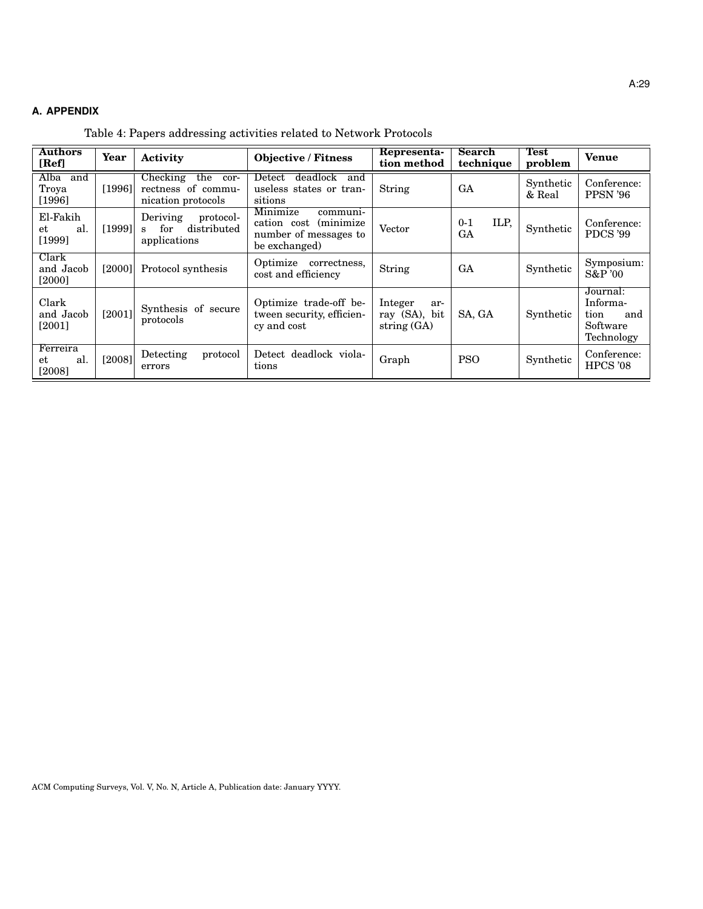## A. APPENDIX

Table 4: Papers addressing activities related to Network Protocols

| Authors [Ref] | Year | Activity | Objective / Fitness | Representation method | Search technique | Test problem | Venue |
|---|---|---|---|---|---|---|---|
| Alba and Troya [1996] | [1996] | Checking the correctness of communication protocols | Detect deadlock and useless states or transitions | String | GA | Synthetic & Real | Conference: PPSN '96 |
| El-Fakih et al. [1999] | [1999] | Deriving protocols for distributed applications | Minimize communication cost (minimize number of messages to be exchanged) | Vector | 0-1 ILP, GA | Synthetic | Conference: PDCS '99 |
| Clark and Jacob [2000] | [2000] | Protocol synthesis | Optimize correctness, cost and efficiency | String | GA | Synthetic | Symposium: S&P '00 |
| Clark and Jacob [2001] | [2001] | Synthesis of secure protocols | Optimize trade-off between security, efficiency and cost | Integer array (SA), bit string (GA) | SA, GA | Synthetic | Journal: Information and Software Technology |
| Ferreira et al. [2008] | [2008] | Detecting protocol errors | Detect deadlock violations | Graph | PSO | Synthetic | Conference: HPCS '08 |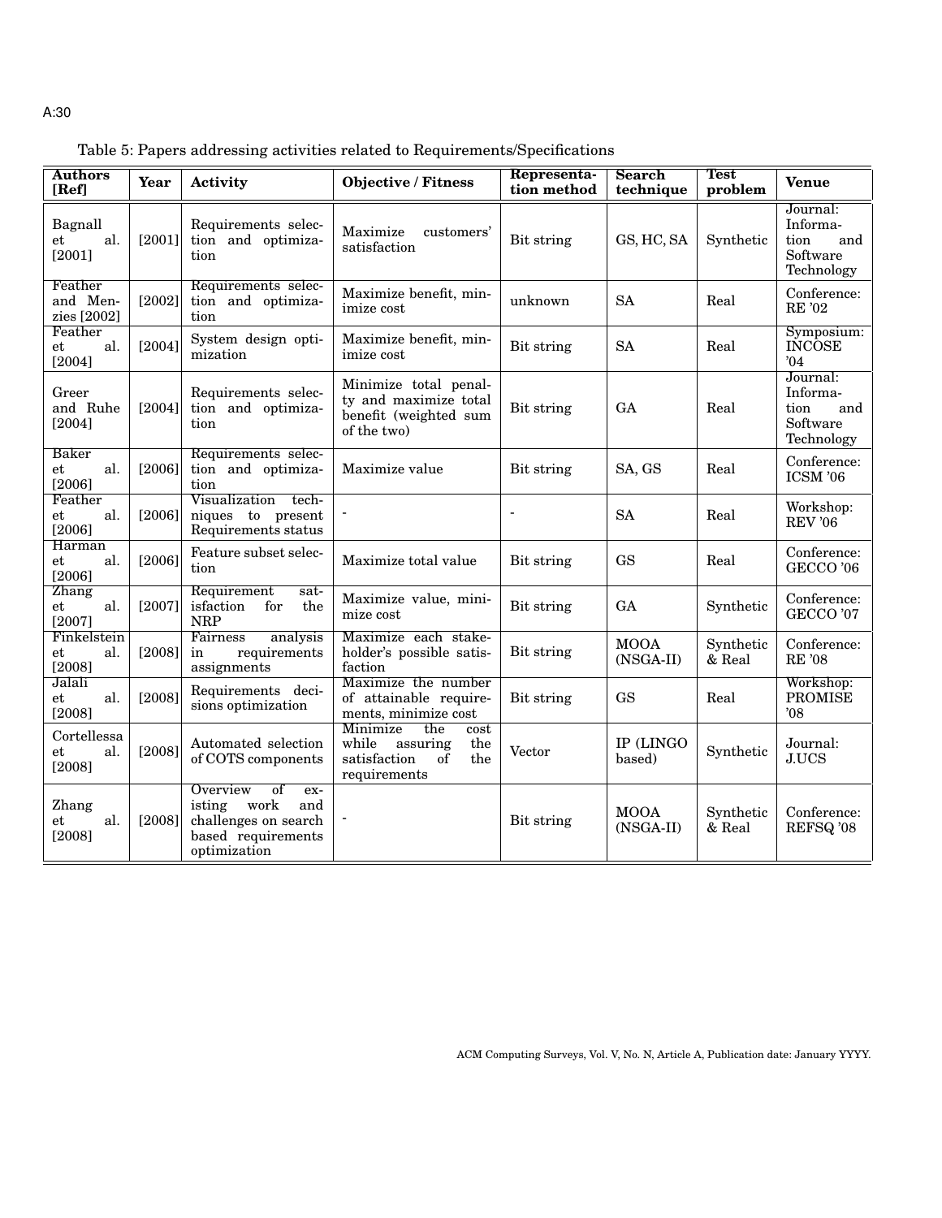Table 5: Papers addressing activities related to Requirements/Specifications

| Authors [Ref] | Year | Activity | Objective / Fitness | Representation method | Search technique | Test problem | Venue |
|---|---|---|---|---|---|---|---|
| Bagnall et al. [2001] | [2001] | Requirements selection and optimization | Maximize customers' satisfaction | Bit string | GS, HC, SA | Synthetic | Journal: Information and Software Technology |
| Feather and Menzies [2002] | [2002] | Requirements selection and optimization | Maximize benefit, minimize cost | unknown | SA | Real | Conference: RE '02 |
| Feather et al. [2004] | [2004] | System design optimization | Maximize benefit, minimize cost | Bit string | SA | Real | Symposium: INCOSE '04 |
| Greer and Ruhe [2004] | [2004] | Requirements selection and optimization | Minimize total penalty and maximize total benefit (weighted sum of the two) | Bit string | GA | Real | Journal: Information and Software Technology |
| Baker et al. [2006] | [2006] | Requirements selection and optimization | Maximize value | Bit string | SA, GS | Real | Conference: ICSM '06 |
| Feather et al. [2006] | [2006] | Visualization techniques to present Requirements status | - | - | SA | Real | Workshop: REV '06 |
| Harman et al. [2006] | [2006] | Feature subset selection | Maximize total value | Bit string | GS | Real | Conference: GECCO '06 |
| Zhang et al. [2007] | [2007] | Requirement satisfaction for the NRP | Maximize value, minimize cost | Bit string | GA | Synthetic | Conference: GECCO '07 |
| Finkelstein et al. [2008] | [2008] | Fairness analysis in requirements assignments | Maximize each stakeholder's possible satisfaction | Bit string | MOOA (NSGA-II) | Synthetic & Real | Conference: RE '08 |
| Jalali et al. [2008] | [2008] | Requirements decisions optimization | Maximize the number of attainable requirements, minimize cost | Bit string | GS | Real | Workshop: PROMISE '08 |
| Cortellessa et al. [2008] | [2008] | Automated selection of COTS components | Minimize the cost while assuring the satisfaction of the requirements | Vector | IP (LINGO based) | Synthetic | Journal: J.UCS |
| Zhang et al. [2008] | [2008] | Overview of existing work and challenges on search based requirements optimization | - | Bit string | MOOA (NSGA-II) | Synthetic & Real | Conference: REFSQ '08 |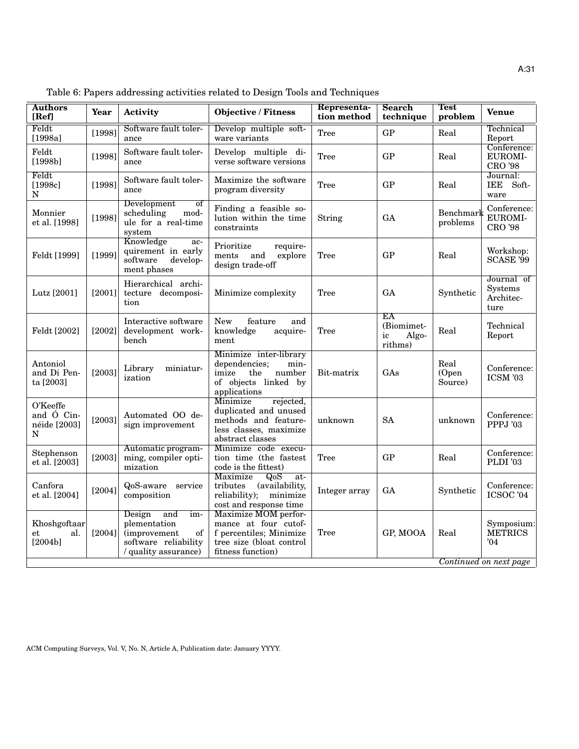Table 6: Papers addressing activities related to Design Tools and Techniques

| Authors [Ref] | Year | Activity | Objective / Fitness | Representation method | Search technique | Test problem | Venue |
|---|---|---|---|---|---|---|---|
| Feldt [1998a] | [1998] | Software fault tolerance | Develop multiple software variants | Tree | GP | Real | Technical Report |
| Feldt [1998b] | [1998] | Software fault tolerance | Develop multiple diverse software versions | Tree | GP | Real | Conference: EUROMICRO '98 |
| Feldt [1998c] N | [1998] | Software fault tolerance | Maximize the software program diversity | Tree | GP | Real | Journal: IEE Software |
| Monnier et al. [1998] | [1998] | Development of scheduling module for a real-time system | Finding a feasible solution within the time constraints | String | GA | Benchmark problems | Conference: EUROMICRO '98 |
| Feldt [1999] | [1999] | Knowledge acquirement in early software development phases | Prioritize requirements and explore design trade-off | Tree | GP | Real | Workshop: SCASE '99 |
| Lutz [2001] | [2001] | Hierarchical architecture decomposition | Minimize complexity | Tree | GA | Synthetic | Journal of Systems Architecture |
| Feldt [2002] | [2002] | Interactive software development workbench | New feature and knowledge acquirement | Tree | EA (Biomimetic Algorithms) | Real | Technical Report |
| Antoniol and Di Penta [2003] | [2003] | Library miniaturization | Minimize inter-library dependencies; minimize the number of objects linked by applications | Bit-matrix | GAs | Real (Open Source) | Conference: ICSM '03 |
| O'Keeffe and Ó Cinnéide [2003] N | [2003] | Automated OO design improvement | Minimize rejected, duplicated and unused methods and featureless classes, maximize abstract classes | unknown | SA | unknown | Conference: PPPJ '03 |
| Stephenson et al. [2003] | [2003] | Automatic programming, compiler optimization | Minimize code execution time (the fastest code is the fittest) | Tree | GP | Real | Conference: PLDI '03 |
| Canfora et al. [2004] | [2004] | QoS-aware service composition | Maximize QoS attributes (availability, reliability); minimize cost and response time | Integer array | GA | Synthetic | Conference: ICSOC '04 |
| Khoshgoftaar et al. [2004b] | [2004] | Design and implementation (improvement of software reliability / quality assurance) | Maximize MOM performance at four cutoff percentiles; Minimize tree size (bloat control fitness function) | Tree | GP, MOOA | Real | Symposium: METRICS '04 |

*Continued on next page*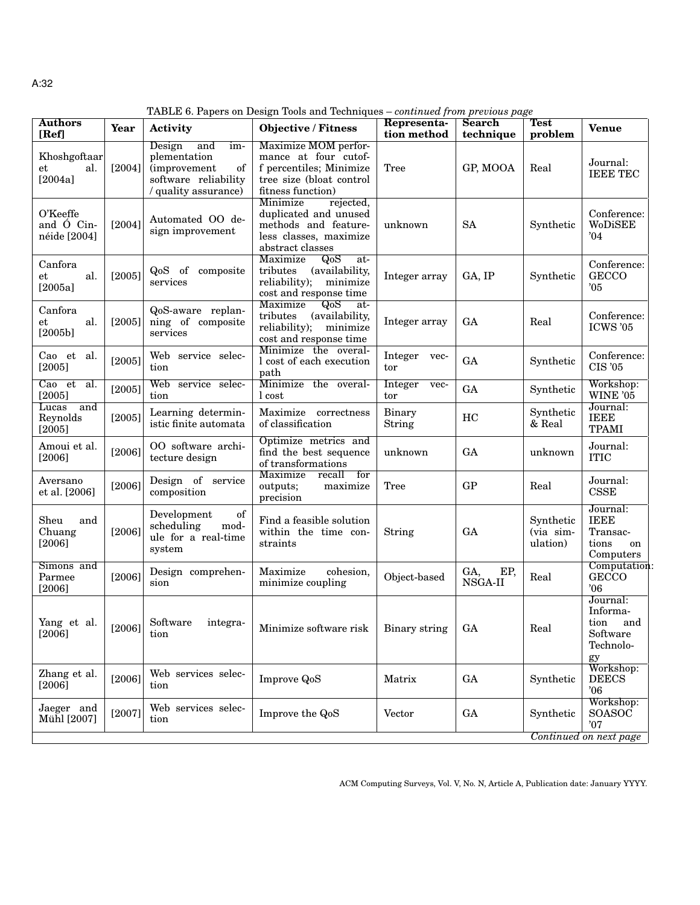TABLE 6. Papers on Design Tools and Techniques – *continued from previous page*

| Authors [Ref] | Year | Activity | Objective / Fitness | Representation method | Search technique | Test problem | Venue |
|---|---|---|---|---|---|---|---|
| Khoshgoftaar et al. [2004a] | [2004] | Design and implementation (improvement of software reliability / quality assurance) | Maximize MOM performance at four cutoff percentiles; Minimize tree size (bloat control fitness function) | Tree | GP, MOOA | Real | Journal: IEEE TEC |
| O'Keeffe and Ó Cinnéide [2004] | [2004] | Automated OO design improvement | Minimize rejected, duplicated and unused methods and featureless classes, maximize abstract classes | unknown | SA | Synthetic | Conference: WoDiSEE '04 |
| Canfora et al. [2005a] | [2005] | QoS of composite services | Maximize QoS attributes (availability, reliability); minimize cost and response time | Integer array | GA, IP | Synthetic | Conference: GECCO '05 |
| Canfora et al. [2005b] | [2005] | QoS-aware replanning of composite services | Maximize QoS attributes (availability, reliability); minimize cost and response time | Integer array | GA | Real | Conference: ICWS '05 |
| Cao et al. [2005] | [2005] | Web service selection | Minimize the overall cost of each execution path | Integer vector | GA | Synthetic | Conference: CIS '05 |
| Cao et al. [2005] | [2005] | Web service selection | Minimize the overall cost | Integer vector | GA | Synthetic | Workshop: WINE '05 |
| Lucas and Reynolds [2005] | [2005] | Learning deterministic finite automata | Maximize correctness of classification | Binary String | HC | Synthetic & Real | Journal: IEEE TPAMI |
| Amoui et al. [2006] | [2006] | OO software architecture design | Optimize metrics and find the best sequence of transformations | unknown | GA | unknown | Journal: ITIC |
| Aversano et al. [2006] | [2006] | Design of service composition | Maximize recall for outputs; maximize precision | Tree | GP | Real | Journal: CSSE |
| Sheu and Chuang [2006] | [2006] | Development of scheduling module for a real-time system | Find a feasible solution within the time constraints | String | GA | Synthetic (via simulation) | Journal: IEEE Transactions on Computers |
| Simons and Parmee [2006] | [2006] | Design comprehension | Maximize cohesion, minimize coupling | Object-based | GA, EP, NSGA-II | Real | Computation: GECCO '06 |
| Yang et al. [2006] | [2006] | Software integration | Minimize software risk | Binary string | GA | Real | Journal: Information and Software Technology |
| Zhang et al. [2006] | [2006] | Web services selection | Improve QoS | Matrix | GA | Synthetic | Workshop: DEECS '06 |
| Jaeger and Mühl [2007] | [2007] | Web services selection | Improve the QoS | Vector | GA | Synthetic | Workshop: SOASOC '07 |

*Continued on next page*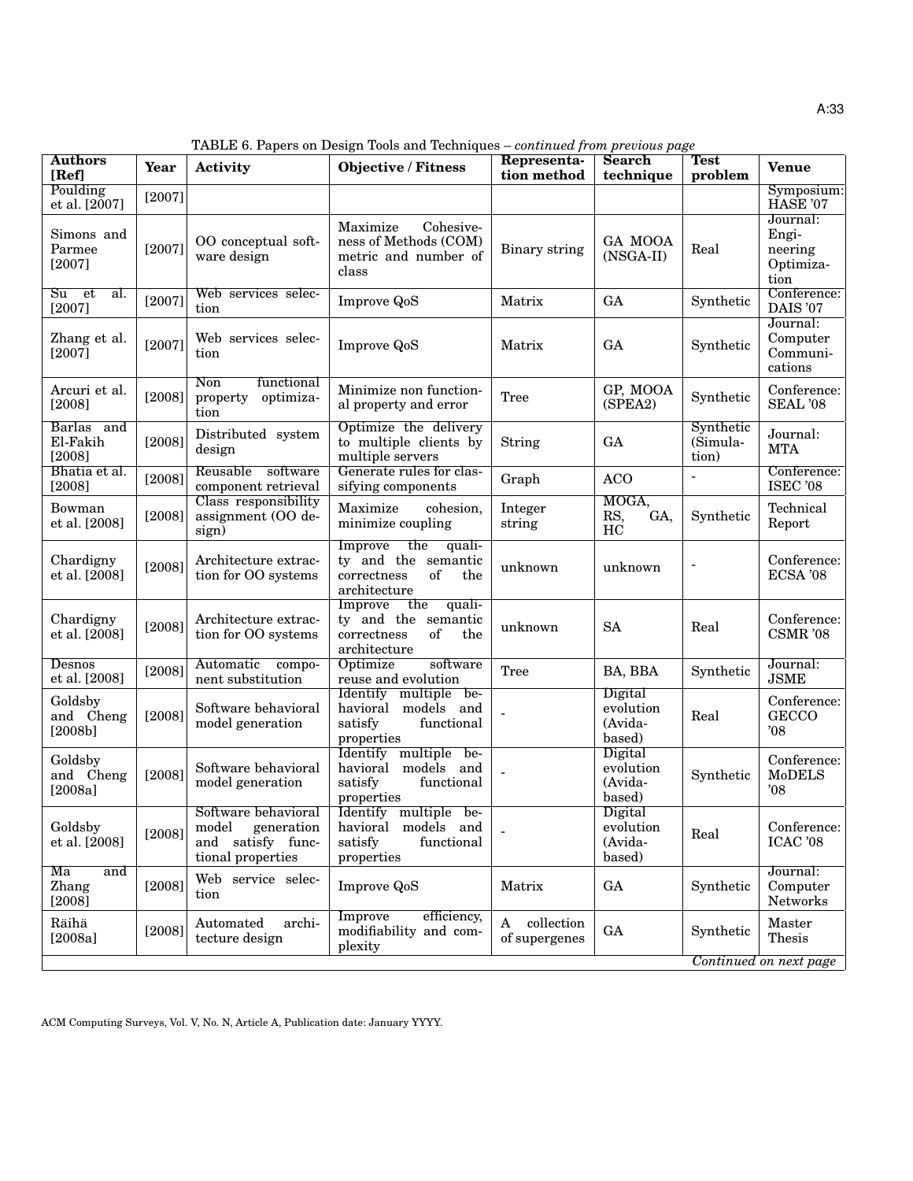TABLE 6. Papers on Design Tools and Techniques – *continued from previous page*

| Authors [Ref] | Year | Activity | Objective / Fitness | Representation method | Search technique | Test problem | Venue |
|---|---|---|---|---|---|---|---|
| Poulding et al. [2007] | [2007] | | | | | | Symposium: HASE '07 |
| Simons and Parmee [2007] | [2007] | OO conceptual software design | Maximize Cohesiveness of Methods (COM) metric and number of class | Binary string | GA MOOA (NSGA-II) | Real | Journal: Engineering Optimization |
| Su et al. [2007] | [2007] | Web services selection | Improve QoS | Matrix | GA | Synthetic | Conference: DAIS '07 |
| Zhang et al. [2007] | [2007] | Web services selection | Improve QoS | Matrix | GA | Synthetic | Journal: Computer Communications |
| Arcuri et al. [2008] | [2008] | Non functional property optimization | Minimize non functional property and error | Tree | GP, MOOA (SPEA2) | Synthetic | Conference: SEAL '08 |
| Barlas and El-Fakih [2008] | [2008] | Distributed system design | Optimize the delivery to multiple clients by multiple servers | String | GA | Synthetic (Simulation) | Journal: MTA |
| Bhatia et al. [2008] | [2008] | Reusable software component retrieval | Generate rules for classifying components | Graph | ACO | - | Conference: ISEC '08 |
| Bowman et al. [2008] | [2008] | Class responsibility assignment (OO design) | Maximize cohesion, minimize coupling | Integer string | MOGA, RS, GA, HC | Synthetic | Technical Report |
| Chardigny et al. [2008] | [2008] | Architecture extraction for OO systems | Improve the quality and the semantic correctness of the architecture | unknown | unknown | - | Conference: ECSA '08 |
| Chardigny et al. [2008] | [2008] | Architecture extraction for OO systems | Improve the quality and the semantic correctness of the architecture | unknown | SA | Real | Conference: CSMR '08 |
| Desnos et al. [2008] | [2008] | Automatic component substitution | Optimize software reuse and evolution | Tree | BA, BBA | Synthetic | Journal: JSME |
| Goldsby and Cheng [2008b] | [2008] | Software behavioral model generation | Identify multiple behavioral models and satisfy functional properties | - | Digital evolution (Avida-based) | Real | Conference: GECCO '08 |
| Goldsby and Cheng [2008a] | [2008] | Software behavioral model generation | Identify multiple behavioral models and satisfy functional properties | - | Digital evolution (Avida-based) | Synthetic | Conference: MoDELS '08 |
| Goldsby et al. [2008] | [2008] | Software behavioral model generation and satisfy functional properties | Identify multiple behavioral models and satisfy functional properties | - | Digital evolution (Avida-based) | Real | Conference: ICAC '08 |
| Ma and Zhang [2008] | [2008] | Web service selection | Improve QoS | Matrix | GA | Synthetic | Journal: Computer Networks |
| Räihä [2008a] | [2008] | Automated architecture design | Improve efficiency, modifiability and complexity | A collection of supergenes | GA | Synthetic | Master Thesis |

*Continued on next page*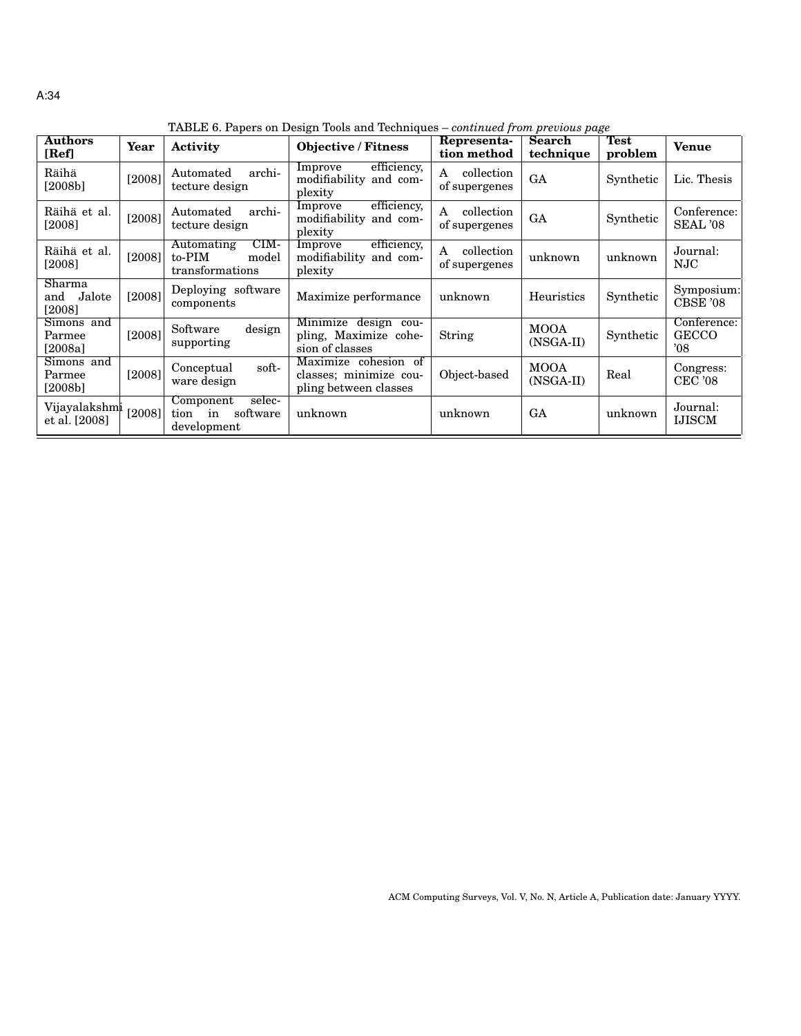TABLE 6. Papers on Design Tools and Techniques – *continued from previous page*

| Authors [Ref] | Year | Activity | Objective / Fitness | Representation method | Search technique | Test problem | Venue |
|---|---|---|---|---|---|---|---|
| Räihä [2008b] | [2008] | Automated architecture design | Improve efficiency, modifiability and complexity | A collection of supergenes | GA | Synthetic | Lic. Thesis |
| Räihä et al. [2008] | [2008] | Automated architecture design | Improve efficiency, modifiability and complexity | A collection of supergenes | GA | Synthetic | Conference: SEAL '08 |
| Räihä et al. [2008] | [2008] | Automating CIM-to-PIM model transformations | Improve efficiency, modifiability and complexity | A collection of supergenes | unknown | unknown | Journal: NJC |
| Sharma and Jalote [2008] | [2008] | Deploying software components | Maximize performance | unknown | Heuristics | Synthetic | Symposium: CBSE '08 |
| Simons and Parmee [2008a] | [2008] | Software design supporting | Minimize design coupling, Maximize cohesion of classes | String | MOOA (NSGA-II) | Synthetic | Conference: GECCO '08 |
| Simons and Parmee [2008b] | [2008] | Conceptual software design | Maximize cohesion of classes; minimize coupling between classes | Object-based | MOOA (NSGA-II) | Real | Congress: CEC '08 |
| Vijayalakshmi et al. [2008] | [2008] | Component selection in software development | unknown | unknown | GA | unknown | Journal: IJISCM |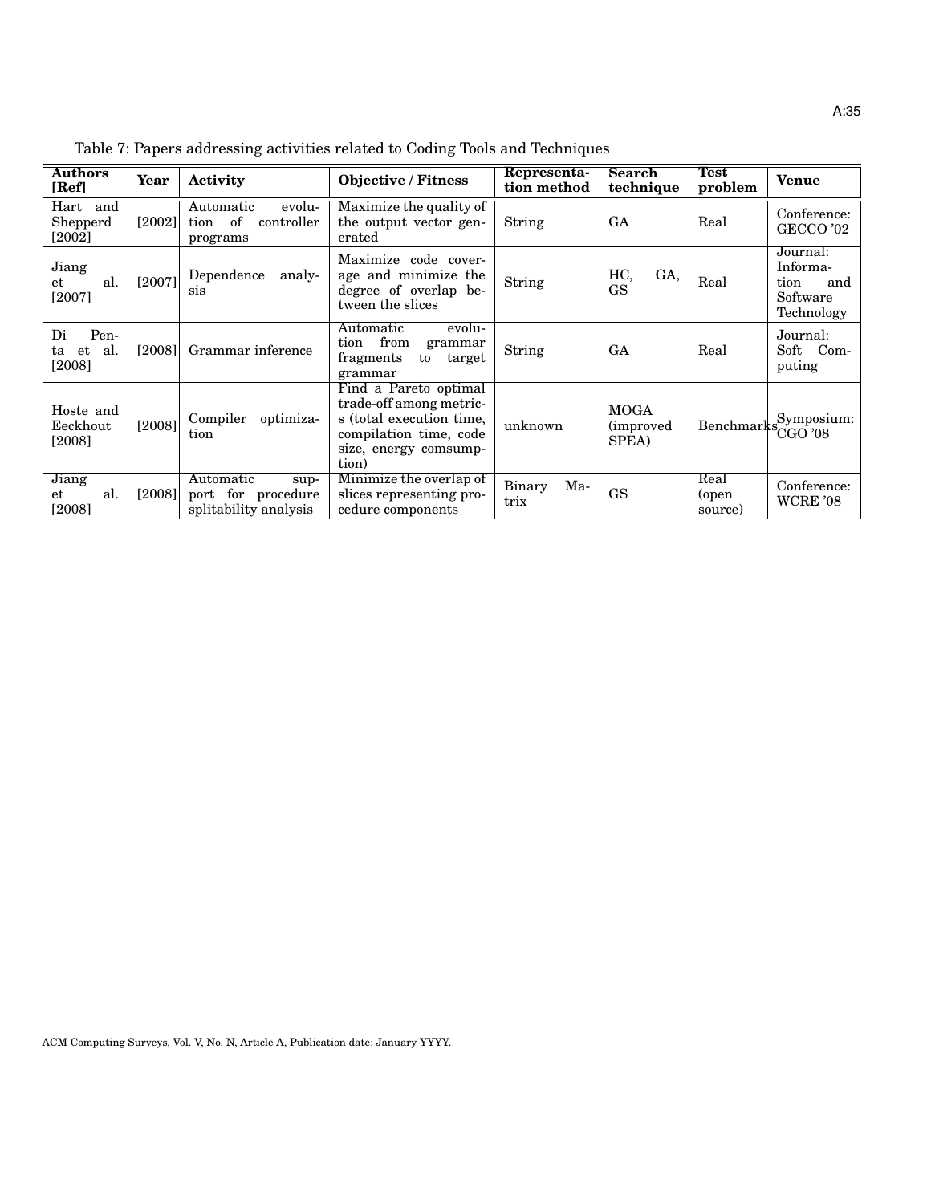Table 7: Papers addressing activities related to Coding Tools and Techniques

| Authors [Ref] | Year | Activity | Objective / Fitness | Representation method | Search technique | Test problem | Venue |
|---|---|---|---|---|---|---|---|
| Hart and Shepperd [2002] | [2002] | Automatic evolution of controller programs | Maximize the quality of the output vector generated | String | GA | Real | Conference: GECCO '02 |
| Jiang et al. [2007] | [2007] | Dependence analysis | Maximize code coverage and minimize the degree of overlap between the slices | String | HC, GA, GS | Real | Journal: Information and Software Technology |
| Di Penta et al. [2008] | [2008] | Grammar inference | Automatic evolution from grammar fragments to target grammar | String | GA | Real | Journal: Soft Computing |
| Hoste and Eeckhout [2008] | [2008] | Compiler optimization | Find a Pareto optimal trade-off among metrics (total execution time, compilation time, code size, energy comsumption) | unknown | MOGA (improved SPEA) | Benchmarks | Symposium: CGO '08 |
| Jiang et al. [2008] | [2008] | Automatic support for procedure splitability analysis | Minimize the overlap of slices representing procedure components | Binary Matrix | GS | Real (open source) | Conference: WCRE '08 |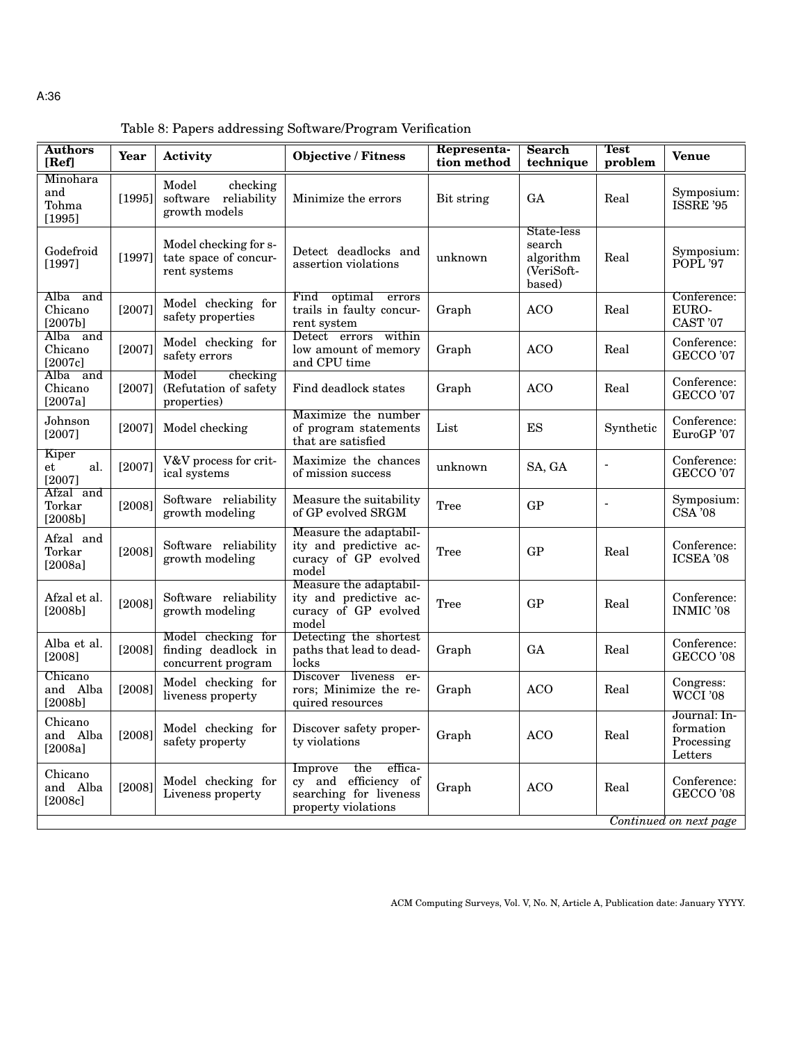Table 8: Papers addressing Software/Program Verification

| Authors [Ref] | Year | Activity | Objective / Fitness | Representation method | Search technique | Test problem | Venue |
|---|---|---|---|---|---|---|---|
| Minohara and Tohma [1995] | [1995] | Model checking software reliability growth models | Minimize the errors | Bit string | GA | Real | Symposium: ISSRE '95 |
| Godefroid [1997] | [1997] | Model checking for state space of concurrent systems | Detect deadlocks and assertion violations | unknown | State-less search algorithm (VeriSoft-based) | Real | Symposium: POPL '97 |
| Alba and Chicano [2007b] | [2007] | Model checking for safety properties | Find optimal errors trails in faulty concurrent system | Graph | ACO | Real | Conference: EUROCAST '07 |
| Alba and Chicano [2007c] | [2007] | Model checking for safety errors | Detect errors within low amount of memory and CPU time | Graph | ACO | Real | Conference: GECCO '07 |
| Alba and Chicano [2007a] | [2007] | Model checking (Refutation of safety properties) | Find deadlock states | Graph | ACO | Real | Conference: GECCO '07 |
| Johnson [2007] | [2007] | Model checking | Maximize the number of program statements that are satisfied | List | ES | Synthetic | Conference: EuroGP '07 |
| Kiper et al. [2007] | [2007] | V&V process for critical systems | Maximize the chances of mission success | unknown | SA, GA | - | Conference: GECCO '07 |
| Afzal and Torkar [2008b] | [2008] | Software reliability growth modeling | Measure the suitability of GP evolved SRGM | Tree | GP | - | Symposium: CSA '08 |
| Afzal and Torkar [2008a] | [2008] | Software reliability growth modeling | Measure the adaptability and predictive accuracy of GP evolved model | Tree | GP | Real | Conference: ICSEA '08 |
| Afzal et al. [2008b] | [2008] | Software reliability growth modeling | Measure the adaptability and predictive accuracy of GP evolved model | Tree | GP | Real | Conference: INMIC '08 |
| Alba et al. [2008] | [2008] | Model checking for finding deadlock in concurrent program | Detecting the shortest paths that lead to deadlocks | Graph | GA | Real | Conference: GECCO '08 |
| Chicano and Alba [2008b] | [2008] | Model checking for liveness property | Discover liveness errors; Minimize the required resources | Graph | ACO | Real | Congress: WCCI '08 |
| Chicano and Alba [2008a] | [2008] | Model checking for safety property | Discover safety property violations | Graph | ACO | Real | Journal: Information Processing Letters |
| Chicano and Alba [2008c] | [2008] | Model checking for Liveness property | Improve the efficacy and efficiency of searching for liveness property violations | Graph | ACO | Real | Conference: GECCO '08 |

*Continued on next page*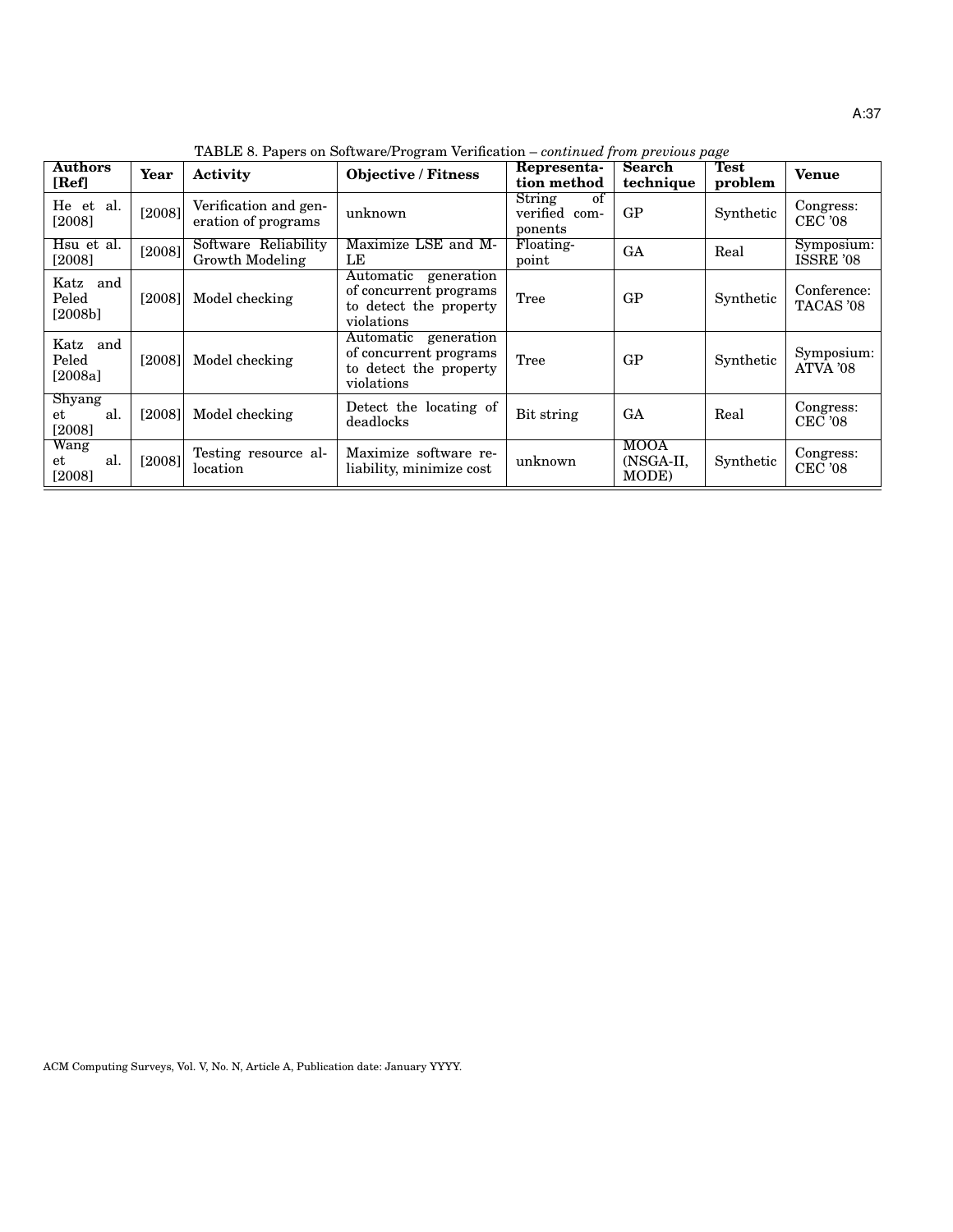TABLE 8. Papers on Software/Program Verification – *continued from previous page*

| Authors [Ref] | Year | Activity | Objective / Fitness | Representation method | Search technique | Test problem | Venue |
|---|---|---|---|---|---|---|---|
| He et al. [2008] | [2008] | Verification and generation of programs | unknown | String of verified components | GP | Synthetic | Congress: CEC '08 |
| Hsu et al. [2008] | [2008] | Software Reliability Growth Modeling | Maximize LSE and MLE | Floating-point | GA | Real | Symposium: ISSRE '08 |
| Katz and Peled [2008b] | [2008] | Model checking | Automatic generation of concurrent programs to detect the property violations | Tree | GP | Synthetic | Conference: TACAS '08 |
| Katz and Peled [2008a] | [2008] | Model checking | Automatic generation of concurrent programs to detect the property violations | Tree | GP | Synthetic | Symposium: ATVA '08 |
| Shyang et al. [2008] | [2008] | Model checking | Detect the locating of deadlocks | Bit string | GA | Real | Congress: CEC '08 |
| Wang et al. [2008] | [2008] | Testing resource allocation | Maximize software reliability, minimize cost | unknown | MOOA (NSGA-II, MODE) | Synthetic | Congress: CEC '08 |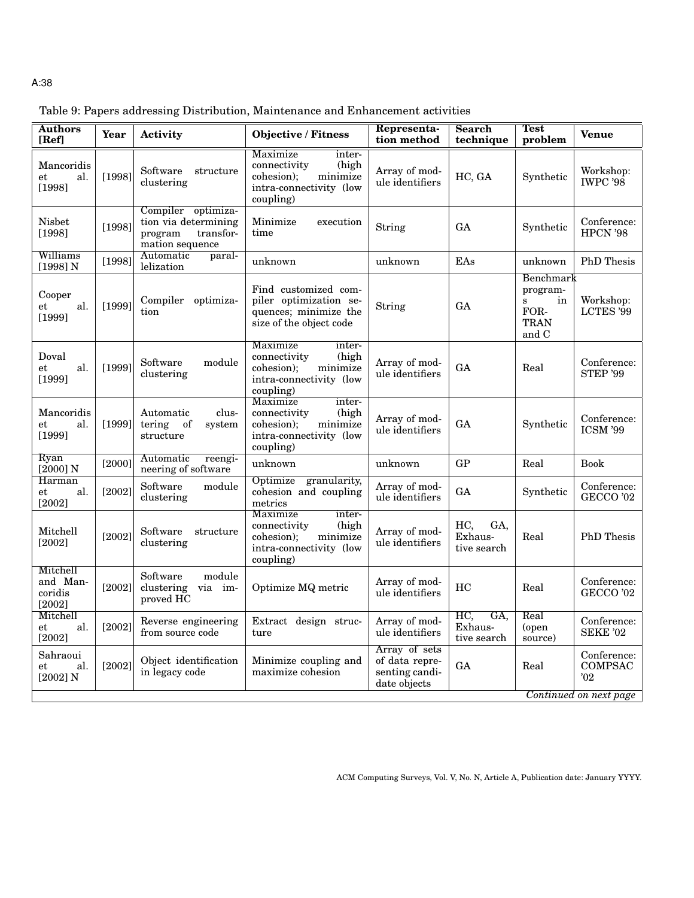Table 9: Papers addressing Distribution, Maintenance and Enhancement activities

| Authors [Ref] | Year | Activity | Objective / Fitness | Representation method | Search technique | Test problem | Venue |
|---|---|---|---|---|---|---|---|
| Mancoridis et al. [1998] | [1998] | Software structure clustering | Maximize inter-connectivity (high cohesion); minimize intra-connectivity (low coupling) | Array of module identifiers | HC, GA | Synthetic | Workshop: IWPC '98 |
| Nisbet [1998] | [1998] | Compiler optimization via determining program transformation sequence | Minimize execution time | String | GA | Synthetic | Conference: HPCN '98 |
| Williams [1998] N | [1998] | Automatic parallelization | unknown | unknown | EAs | unknown | PhD Thesis |
| Cooper et al. [1999] | [1999] | Compiler optimization | Find customized compiler optimization sequences; minimize the size of the object code | String | GA | Benchmark programs in FORTRAN and C | Workshop: LCTES '99 |
| Doval et al. [1999] | [1999] | Software module clustering | Maximize inter-connectivity (high cohesion); minimize intra-connectivity (low coupling) | Array of module identifiers | GA | Real | Conference: STEP '99 |
| Mancoridis et al. [1999] | [1999] | Automatic clustering of system structure | Maximize inter-connectivity (high cohesion); minimize intra-connectivity (low coupling) | Array of module identifiers | GA | Synthetic | Conference: ICSM '99 |
| Ryan [2000] N | [2000] | Automatic reengineering of software | unknown | unknown | GP | Real | Book |
| Harman et al. [2002] | [2002] | Software module clustering | Optimize granularity, cohesion and coupling metrics | Array of module identifiers | GA | Synthetic | Conference: GECCO '02 |
| Mitchell [2002] | [2002] | Software structure clustering | Maximize inter-connectivity (high cohesion); minimize intra-connectivity (low coupling) | Array of module identifiers | HC, GA, Exhaustive search | Real | PhD Thesis |
| Mitchell and Mancoridis [2002] | [2002] | Software module clustering via improved HC | Optimize MQ metric | Array of module identifiers | HC | Real | Conference: GECCO '02 |
| Mitchell et al. [2002] | [2002] | Reverse engineering from source code | Extract design structure | Array of module identifiers | HC, GA, Exhaustive search | Real (open source) | Conference: SEKE '02 |
| Sahraoui et al. [2002] N | [2002] | Object identification in legacy code | Minimize coupling and maximize cohesion | Array of sets of data representing candidate objects | GA | Real | Conference: COMPSAC '02 |

*Continued on next page*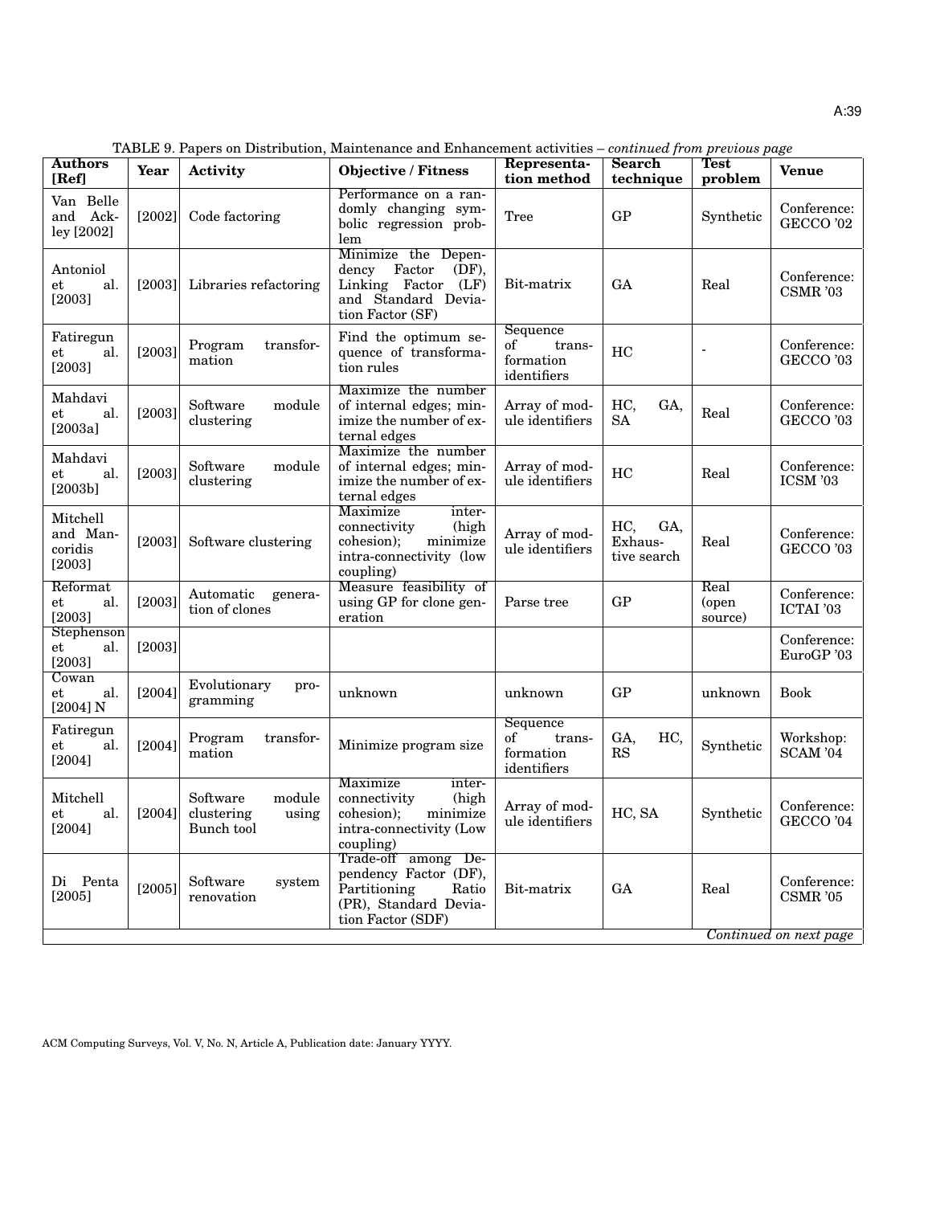TABLE 9. Papers on Distribution, Maintenance and Enhancement activities – *continued from previous page*

| Authors [Ref] | Year | Activity | Objective / Fitness | Representation method | Search technique | Test problem | Venue |
|---|---|---|---|---|---|---|---|
| Van Belle and Ackley [2002] | [2002] | Code factoring | Performance on a randomly changing symbolic regression problem | Tree | GP | Synthetic | Conference: GECCO '02 |
| Antoniol et al. [2003] | [2003] | Libraries refactoring | Minimize the Dependency Factor (DF), Linking Factor (LF) and Standard Deviation Factor (SF) | Bit-matrix | GA | Real | Conference: CSMR '03 |
| Fatiregun et al. [2003] | [2003] | Program transformation | Find the optimum sequence of transformation rules | Sequence of transformation identifiers | HC | - | Conference: GECCO '03 |
| Mahdavi et al. [2003a] | [2003] | Software module clustering | Maximize the number of internal edges; minimize the number of external edges | Array of module identifiers | HC, GA, SA | Real | Conference: GECCO '03 |
| Mahdavi et al. [2003b] | [2003] | Software module clustering | Maximize the number of internal edges; minimize the number of external edges | Array of module identifiers | HC | Real | Conference: ICSM '03 |
| Mitchell and Mancoridis [2003] | [2003] | Software clustering | Maximize inter-connectivity (high cohesion); minimize intra-connectivity (low coupling) | Array of module identifiers | HC, GA, Exhaustive search | Real | Conference: GECCO '03 |
| Reformat et al. [2003] | [2003] | Automatic generation of clones | Measure feasibility of using GP for clone generation | Parse tree | GP | Real (open source) | Conference: ICTAI '03 |
| Stephenson et al. [2003] | [2003] | | | | | | Conference: EuroGP '03 |
| Cowan et al. [2004] N | [2004] | Evolutionary programming | unknown | unknown | GP | unknown | Book |
| Fatiregun et al. [2004] | [2004] | Program transformation | Minimize program size | Sequence of transformation identifiers | GA, HC, RS | Synthetic | Workshop: SCAM '04 |
| Mitchell et al. [2004] | [2004] | Software module clustering using Bunch tool | Maximize inter-connectivity (high cohesion); minimize intra-connectivity (Low coupling) | Array of module identifiers | HC, SA | Synthetic | Conference: GECCO '04 |
| Di Penta [2005] | [2005] | Software system renovation | Trade-off among Dependency Factor (DF), Partitioning Ratio (PR), Standard Deviation Factor (SDF) | Bit-matrix | GA | Real | Conference: CSMR '05 |

*Continued on next page*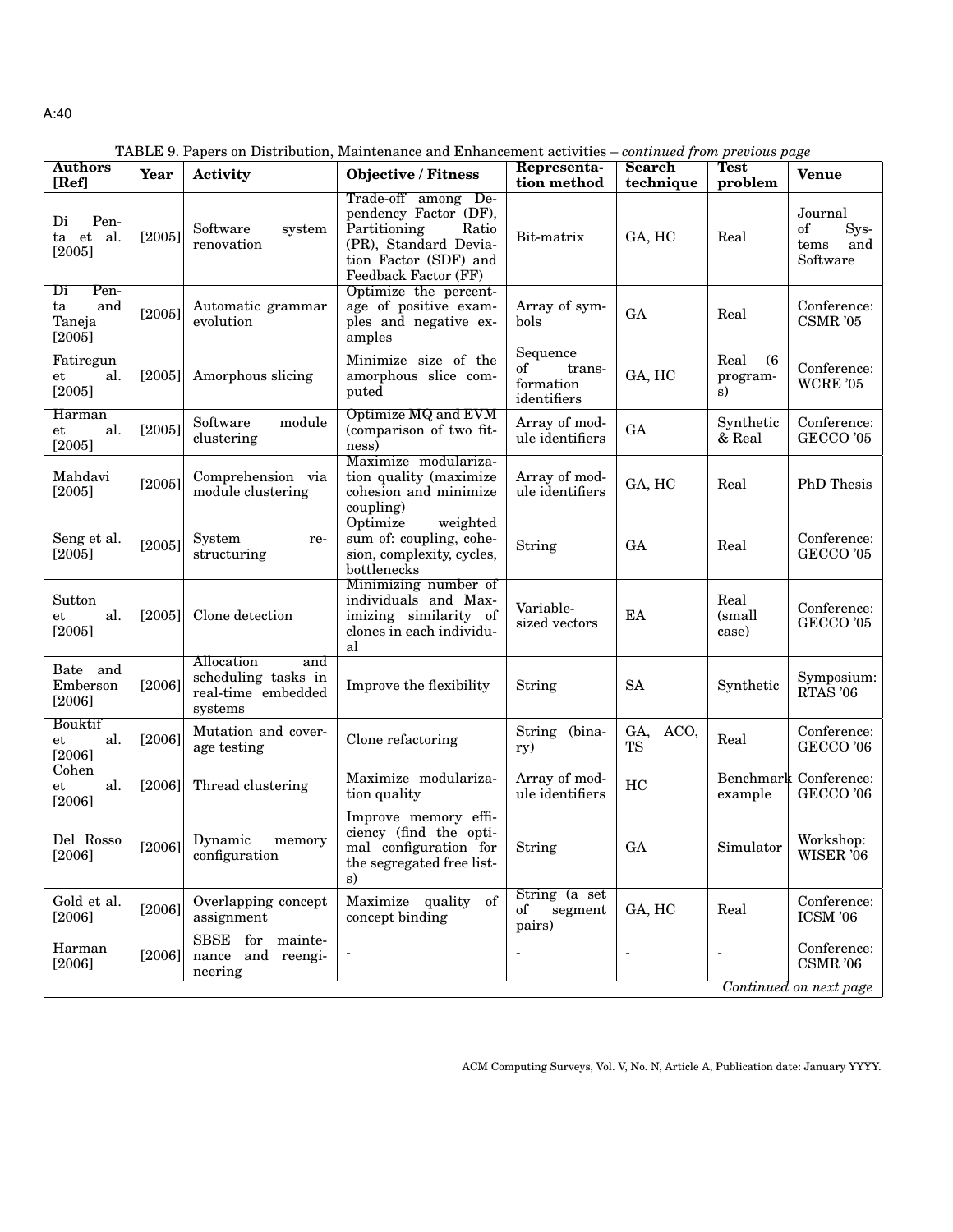TABLE 9. Papers on Distribution, Maintenance and Enhancement activities – *continued from previous page*

| Authors [Ref] | Year | Activity | Objective / Fitness | Representation method | Search technique | Test problem | Venue |
|---|---|---|---|---|---|---|---|
| Di Penta et al. [2005] | [2005] | Software system renovation | Trade-off among Dependency Factor (DF), Partitioning Ratio (PR), Standard Deviation Factor (SDF) and Feedback Factor (FF) | Bit-matrix | GA, HC | Real | Journal of Systems and Software |
| Di Penta and Taneja [2005] | [2005] | Automatic grammar evolution | Optimize the percentage of positive examples and negative examples | Array of symbols | GA | Real | Conference: CSMR '05 |
| Fatiregun et al. [2005] | [2005] | Amorphous slicing | Minimize size of the amorphous slice computed | Sequence of transformation identifiers | GA, HC | Real (6 programs) | Conference: WCRE '05 |
| Harman et al. [2005] | [2005] | Software module clustering | Optimize MQ and EVM (comparison of two fitness) | Array of module identifiers | GA | Synthetic & Real | Conference: GECCO '05 |
| Mahdavi [2005] | [2005] | Comprehension via module clustering | Maximize modularization quality (maximize cohesion and minimize coupling) | Array of module identifiers | GA, HC | Real | PhD Thesis |
| Seng et al. [2005] | [2005] | System restructuring | Optimize weighted sum of: coupling, cohesion, complexity, cycles, bottlenecks | String | GA | Real | Conference: GECCO '05 |
| Sutton et al. [2005] | [2005] | Clone detection | Minimizing number of individuals and Maximizing similarity of clones in each individual | Variable-sized vectors | EA | Real (small case) | Conference: GECCO '05 |
| Bate and Emberson [2006] | [2006] | Allocation and scheduling tasks in real-time embedded systems | Improve the flexibility | String | SA | Synthetic | Symposium: RTAS '06 |
| Bouktif et al. [2006] | [2006] | Mutation and coverage testing | Clone refactoring | String (binary) | GA, ACO, TS | Real | Conference: GECCO '06 |
| Cohen et al. [2006] | [2006] | Thread clustering | Maximize modularization quality | Array of module identifiers | HC | Benchmark example | Conference: GECCO '06 |
| Del Rosso [2006] | [2006] | Dynamic memory configuration | Improve memory efficiency (find the optimal configuration for the segregated free lists) | String | GA | Simulator | Workshop: WISER '06 |
| Gold et al. [2006] | [2006] | Overlapping concept assignment | Maximize quality of concept binding | String (a set of segment pairs) | GA, HC | Real | Conference: ICSM '06 |
| Harman [2006] | [2006] | SBSE for maintenance and reengineering | - | - | - | - | Conference: CSMR '06 |

*Continued on next page*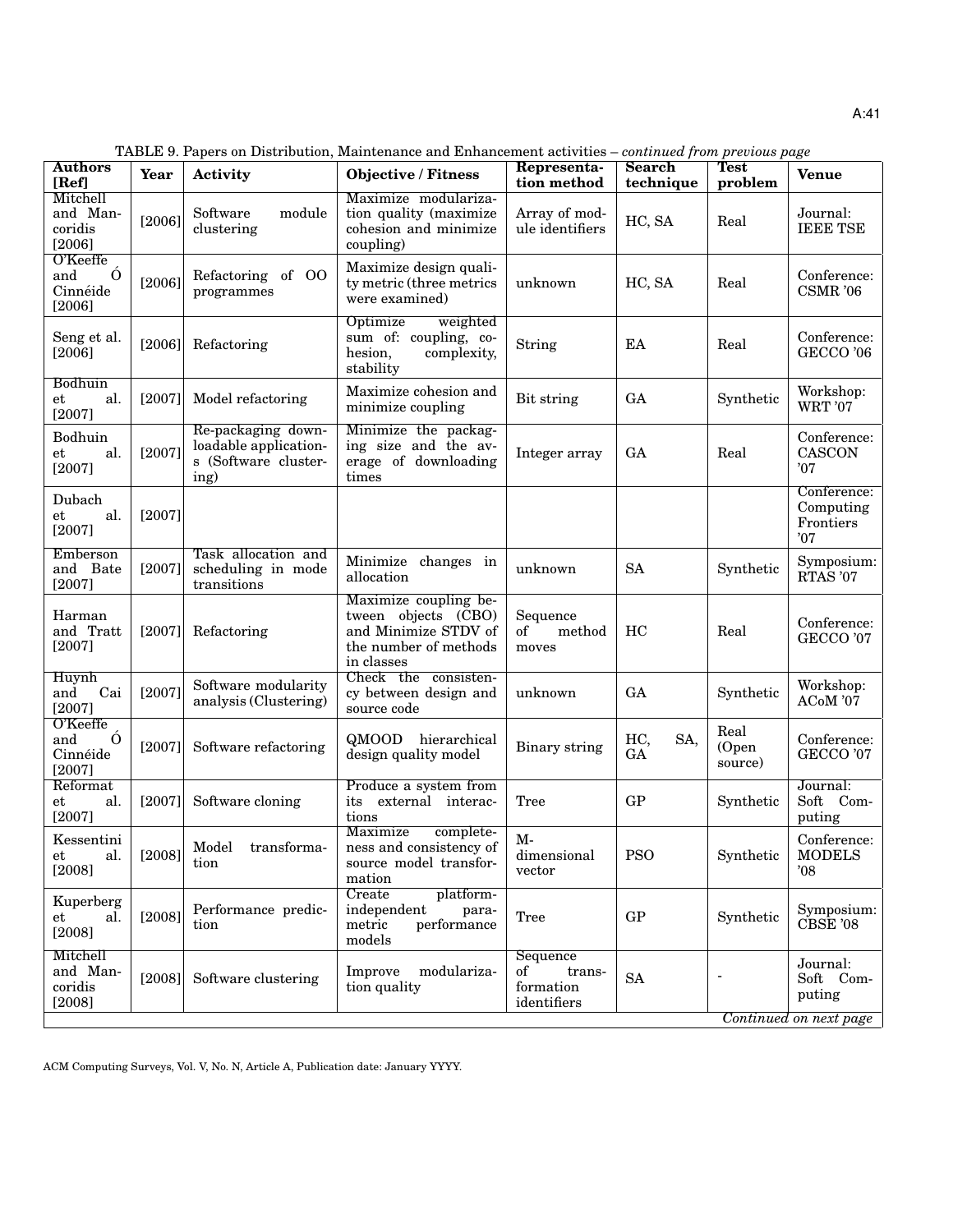TABLE 9. Papers on Distribution, Maintenance and Enhancement activities – *continued from previous page*

| Authors [Ref] | Year | Activity | Objective / Fitness | Representation method | Search technique | Test problem | Venue |
|---|---|---|---|---|---|---|---|
| Mitchell and Mancoridis [2006] | [2006] | Software module clustering | Maximize modularization quality (maximize cohesion and minimize coupling) | Array of module identifiers | HC, SA | Real | Journal: IEEE TSE |
| O'Keeffe and Ó Cinnéide [2006] | [2006] | Refactoring of OO programmes | Maximize design quality metric (three metrics were examined) | unknown | HC, SA | Real | Conference: CSMR '06 |
| Seng et al. [2006] | [2006] | Refactoring | Optimize weighted sum of: coupling, cohesion, complexity, stability | String | EA | Real | Conference: GECCO '06 |
| Bodhuin et al. [2007] | [2007] | Model refactoring | Maximize cohesion and minimize coupling | Bit string | GA | Synthetic | Workshop: WRT '07 |
| Bodhuin et al. [2007] | [2007] | Re-packaging downloadable applications (Software clustering) | Minimize the packaging size and the average of downloading times | Integer array | GA | Real | Conference: CASCON '07 |
| Dubach et al. [2007] | [2007] | | | | | | Conference: Computing Frontiers '07 |
| Emberson and Bate [2007] | [2007] | Task allocation and scheduling in mode transitions | Minimize changes in allocation | unknown | SA | Synthetic | Symposium: RTAS '07 |
| Harman and Tratt [2007] | [2007] | Refactoring | Maximize coupling between objects (CBO) and Minimize STDV of the number of methods in classes | Sequence of method moves | HC | Real | Conference: GECCO '07 |
| Huynh and Cai [2007] | [2007] | Software modularity analysis (Clustering) | Check the consistency between design and source code | unknown | GA | Synthetic | Workshop: ACoM '07 |
| O'Keeffe and Ó Cinnéide [2007] | [2007] | Software refactoring | QMOOD hierarchical design quality model | Binary string | HC, SA, GA | Real (Open source) | Conference: GECCO '07 |
| Reformat et al. [2007] | [2007] | Software cloning | Produce a system from its external interactions | Tree | GP | Synthetic | Journal: Soft Computing |
| Kessentini et al. [2008] | [2008] | Model transformation | Maximize completeness and consistency of source model transformation | M-dimensional vector | PSO | Synthetic | Conference: MODELS '08 |
| Kuperberg et al. [2008] | [2008] | Performance prediction | Create platform-independent parametric performance models | Tree | GP | Synthetic | Symposium: CBSE '08 |
| Mitchell and Mancoridis [2008] | [2008] | Software clustering | Improve modularization quality | Sequence of transformation identifiers | SA | - | Journal: Soft Computing |

*Continued on next page*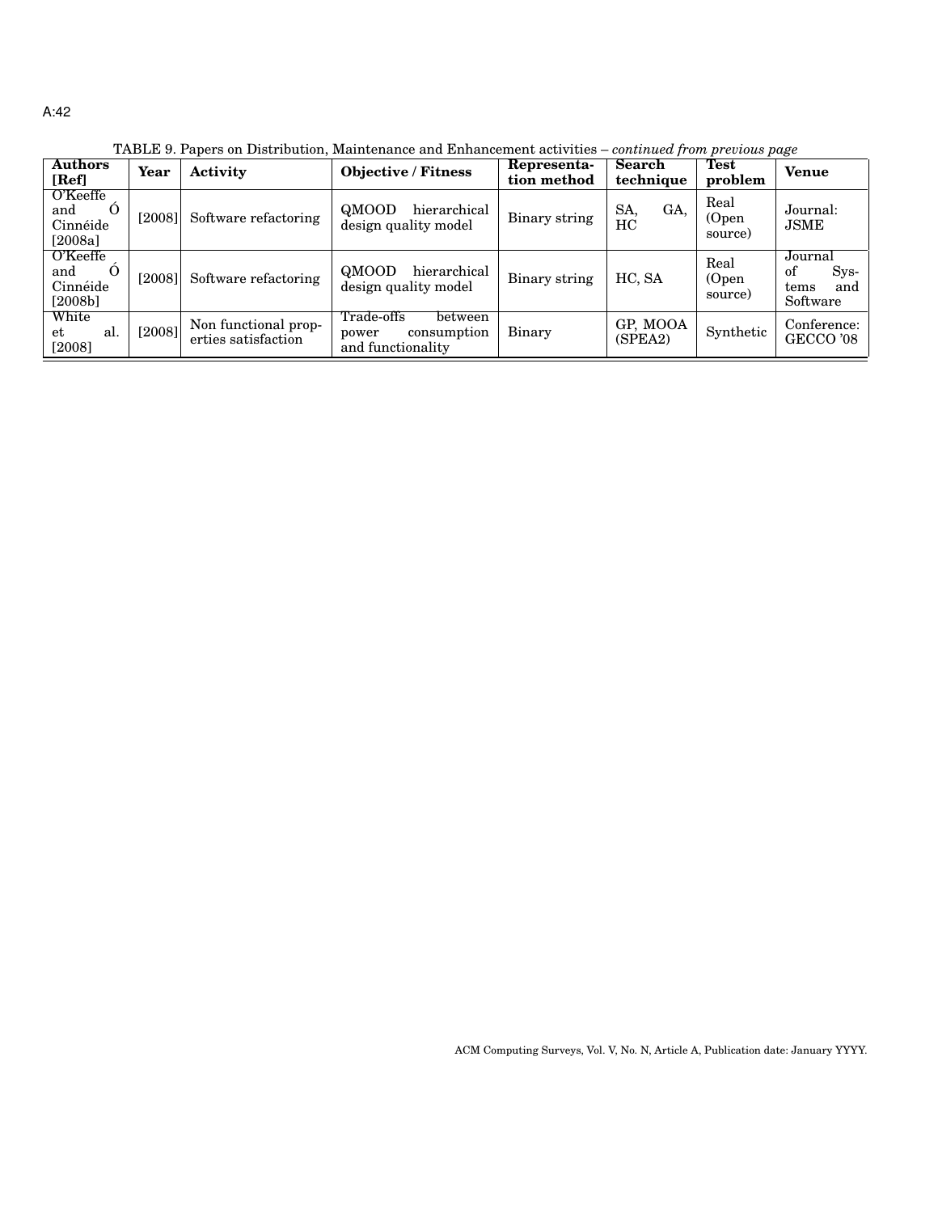TABLE 9. Papers on Distribution, Maintenance and Enhancement activities – *continued from previous page*

| Authors [Ref] | Year | Activity | Objective / Fitness | Representation method | Search technique | Test problem | Venue |
|---|---|---|---|---|---|---|---|
| O'Keeffe and Ó Cinnéide [2008a] | [2008] | Software refactoring | QMOOD hierarchical design quality model | Binary string | SA, GA, HC | Real (Open source) | Journal: JSME |
| O'Keeffe and Ó Cinnéide [2008b] | [2008] | Software refactoring | QMOOD hierarchical design quality model | Binary string | HC, SA | Real (Open source) | Journal of Systems and Software |
| White et al. [2008] | [2008] | Non functional properties satisfaction | Trade-offs between power consumption and functionality | Binary | GP, MOOA (SPEA2) | Synthetic | Conference: GECCO '08 |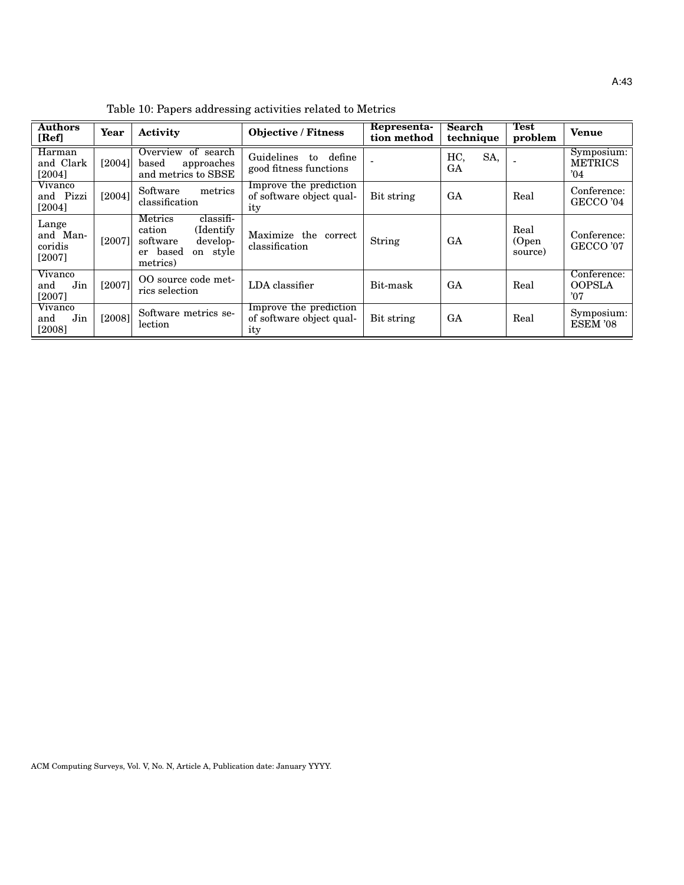Table 10: Papers addressing activities related to Metrics

| Authors [Ref] | Year | Activity | Objective / Fitness | Representation method | Search technique | Test problem | Venue |
|---|---|---|---|---|---|---|---|
| Harman and Clark [2004] | [2004] | Overview of search based approaches and metrics to SBSE | Guidelines to define good fitness functions | - | HC, SA, GA | - | Symposium: METRICS '04 |
| Vivanco and Pizzi [2004] | [2004] | Software metrics classification | Improve the prediction of software object quality | Bit string | GA | Real | Conference: GECCO '04 |
| Lange and Mancoridis [2007] | [2007] | Metrics classification (Identify software developer based on style metrics) | Maximize the correct classification | String | GA | Real (Open source) | Conference: GECCO '07 |
| Vivanco and Jin [2007] | [2007] | OO source code metrics selection | LDA classifier | Bit-mask | GA | Real | Conference: OOPSLA '07 |
| Vivanco and Jin [2008] | [2008] | Software metrics selection | Improve the prediction of software object quality | Bit string | GA | Real | Symposium: ESEM '08 |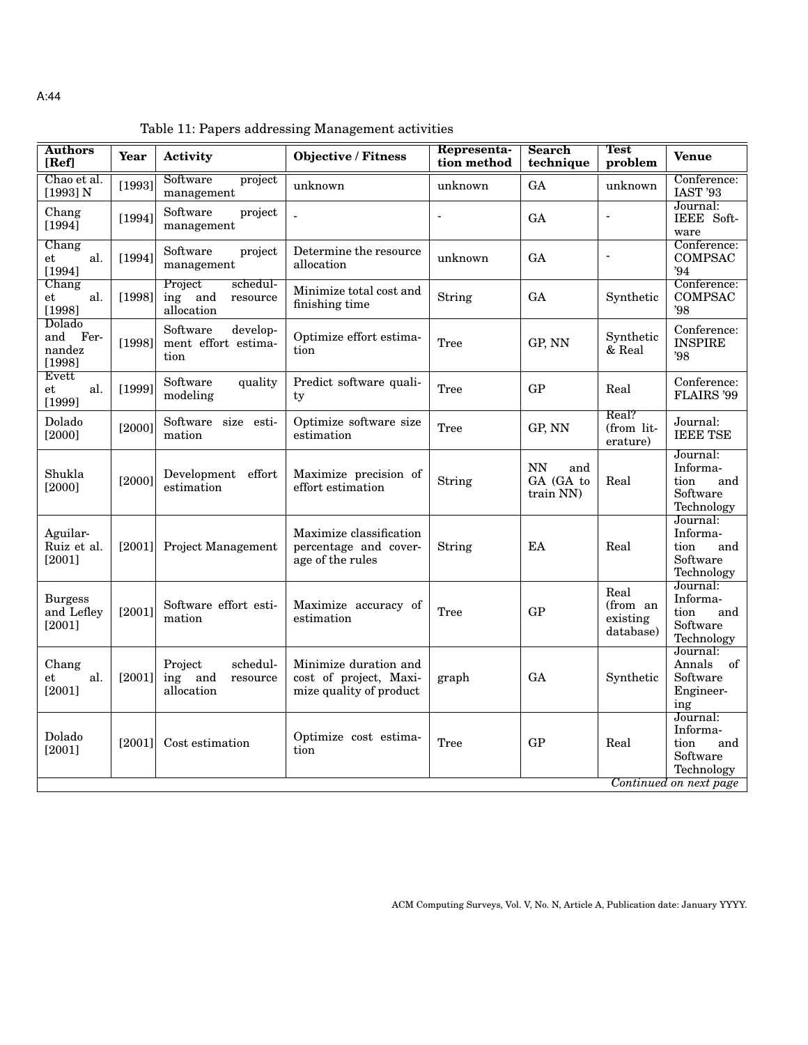Table 11: Papers addressing Management activities

| Authors [Ref] | Year | Activity | Objective / Fitness | Representation method | Search technique | Test problem | Venue |
|---|---|---|---|---|---|---|---|
| Chao et al. [1993] N | [1993] | Software project management | unknown | unknown | GA | unknown | Conference: IAST '93 |
| Chang [1994] | [1994] | Software project management | - | - | GA | - | Journal: IEEE Software |
| Chang et al. [1994] | [1994] | Software project management | Determine the resource allocation | unknown | GA | - | Conference: COMPSAC '94 |
| Chang et al. [1998] | [1998] | Project scheduling and resource allocation | Minimize total cost and finishing time | String | GA | Synthetic | Conference: COMPSAC '98 |
| Dolado and Fernandez [1998] | [1998] | Software development effort estimation | Optimize effort estimation | Tree | GP, NN | Synthetic & Real | Conference: INSPIRE '98 |
| Evett et al. [1999] | [1999] | Software quality modeling | Predict software quality | Tree | GP | Real | Conference: FLAIRS '99 |
| Dolado [2000] | [2000] | Software size estimation | Optimize software size estimation | Tree | GP, NN | Real? (from literature) | Journal: IEEE TSE |
| Shukla [2000] | [2000] | Development effort estimation | Maximize precision of effort estimation | String | NN and GA (GA to train NN) | Real | Journal: Information and Software Technology |
| Aguilar-Ruiz et al. [2001] | [2001] | Project Management | Maximize classification percentage and coverage of the rules | String | EA | Real | Journal: Information and Software Technology |
| Burgess and Lefley [2001] | [2001] | Software effort estimation | Maximize accuracy of estimation | Tree | GP | Real (from an existing database) | Journal: Information and Software Technology |
| Chang et al. [2001] | [2001] | Project scheduling and resource allocation | Minimize duration and cost of project, Maximize quality of product | graph | GA | Synthetic | Journal: Annals of Software Engineering |
| Dolado [2001] | [2001] | Cost estimation | Optimize cost estimation | Tree | GP | Real | Journal: Information and Software Technology |

*Continued on next page*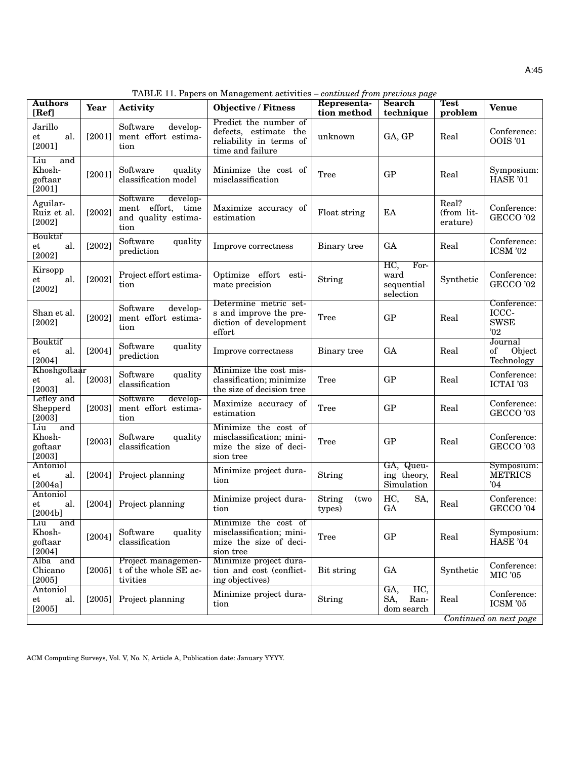TABLE 11. Papers on Management activities – *continued from previous page*

| Authors [Ref] | Year | Activity | Objective / Fitness | Representation method | Search technique | Test problem | Venue |
|---|---|---|---|---|---|---|---|
| Jarillo et al. [2001] | [2001] | Software development effort estimation | Predict the number of defects, estimate the reliability in terms of time and failure | unknown | GA, GP | Real | Conference: OOIS '01 |
| Liu and Khoshgoftaar [2001] | [2001] | Software quality classification model | Minimize the cost of misclassification | Tree | GP | Real | Symposium: HASE '01 |
| Aguilar-Ruiz et al. [2002] | [2002] | Software development effort, time and quality estimation | Maximize accuracy of estimation | Float string | EA | Real? (from literature) | Conference: GECCO '02 |
| Bouktif et al. [2002] | [2002] | Software quality prediction | Improve correctness | Binary tree | GA | Real | Conference: ICSM '02 |
| Kirsopp et al. [2002] | [2002] | Project effort estimation | Optimize effort estimate precision | String | HC, Forward sequential selection | Synthetic | Conference: GECCO '02 |
| Shan et al. [2002] | [2002] | Software development effort estimation | Determine metric sets and improve the prediction of development effort | Tree | GP | Real | Conference: ICCC-SWSE '02 |
| Bouktif et al. [2004] | [2004] | Software quality prediction | Improve correctness | Binary tree | GA | Real | Journal of Object Technology |
| Khoshgoftaar et al. [2003] | [2003] | Software quality classification | Minimize the cost misclassification; minimize the size of decision tree | Tree | GP | Real | Conference: ICTAI '03 |
| Lefley and Shepperd [2003] | [2003] | Software development effort estimation | Maximize accuracy of estimation | Tree | GP | Real | Conference: GECCO '03 |
| Liu and Khoshgoftaar [2003] | [2003] | Software quality classification | Minimize the cost of misclassification; minimize the size of decision tree | Tree | GP | Real | Conference: GECCO '03 |
| Antoniol et al. [2004a] | [2004] | Project planning | Minimize project duration | String | GA, Queuing theory, Simulation | Real | Symposium: METRICS '04 |
| Antoniol et al. [2004b] | [2004] | Project planning | Minimize project duration | String (two types) | HC, SA, GA | Real | Conference: GECCO '04 |
| Liu and Khoshgoftaar [2004] | [2004] | Software quality classification | Minimize the cost of misclassification; minimize the size of decision tree | Tree | GP | Real | Symposium: HASE '04 |
| Alba and Chicano [2005] | [2005] | Project management of the whole SE activities | Minimize project duration and cost (conflicting objectives) | Bit string | GA | Synthetic | Conference: MIC '05 |
| Antoniol et al. [2005] | [2005] | Project planning | Minimize project duration | String | GA, HC, SA, Random search | Real | Conference: ICSM '05 |

*Continued on next page*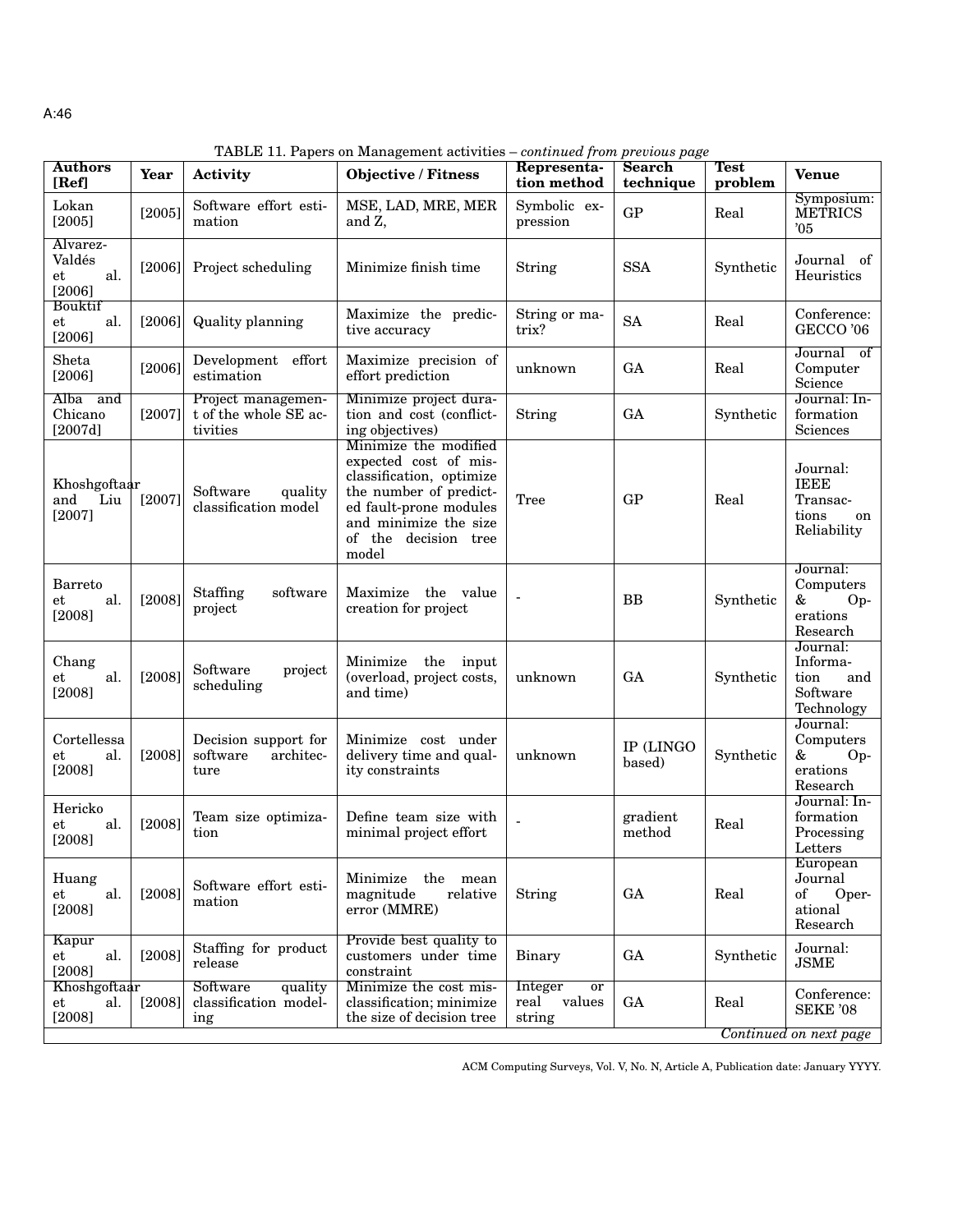TABLE 11. Papers on Management activities – *continued from previous page*

| Authors [Ref] | Year | Activity | Objective / Fitness | Representation method | Search technique | Test problem | Venue |
|---|---|---|---|---|---|---|---|
| Lokan [2005] | [2005] | Software effort estimation | MSE, LAD, MRE, MER and Z, | Symbolic expression | GP | Real | Symposium: METRICS '05 |
| Alvarez-Valdés et al. [2006] | [2006] | Project scheduling | Minimize finish time | String | SSA | Synthetic | Journal of Heuristics |
| Bouktif et al. [2006] | [2006] | Quality planning | Maximize the predictive accuracy | String or matrix? | SA | Real | Conference: GECCO '06 |
| Sheta [2006] | [2006] | Development effort estimation | Maximize precision of effort prediction | unknown | GA | Real | Journal of Computer Science |
| Alba and Chicano [2007d] | [2007] | Project management of the whole SE activities | Minimize project duration and cost (conflicting objectives) | String | GA | Synthetic | Journal: Information Sciences |
| Khoshgoftaar and Liu [2007] | [2007] | Software quality classification model | Minimize the modified expected cost of misclassification, optimize the number of predicted fault-prone modules and minimize the size of the decision tree model | Tree | GP | Real | Journal: IEEE Transactions on Reliability |
| Barreto et al. [2008] | [2008] | Staffing software project | Maximize the value creation for project | - | BB | Synthetic | Journal: Computers & Operations Research |
| Chang et al. [2008] | [2008] | Software project scheduling | Minimize the input (overload, project costs, and time) | unknown | GA | Synthetic | Journal: Information and Software Technology |
| Cortellessa et al. [2008] | [2008] | Decision support for software architecture | Minimize cost under delivery time and quality constraints | unknown | IP (LINGO based) | Synthetic | Journal: Computers & Operations Research |
| Hericko et al. [2008] | [2008] | Team size optimization | Define team size with minimal project effort | - | gradient method | Real | Journal: Information Processing Letters |
| Huang et al. [2008] | [2008] | Software effort estimation | Minimize the mean magnitude relative error (MMRE) | String | GA | Real | European Journal of Operational Research |
| Kapur et al. [2008] | [2008] | Staffing for product release | Provide best quality to customers under time constraint | Binary | GA | Synthetic | Journal: JSME |
| Khoshgoftaar et al. [2008] | [2008] | Software quality classification modeling | Minimize the cost misclassification; minimize the size of decision tree | Integer or real values string | GA | Real | Conference: SEKE '08 |

*Continued on next page*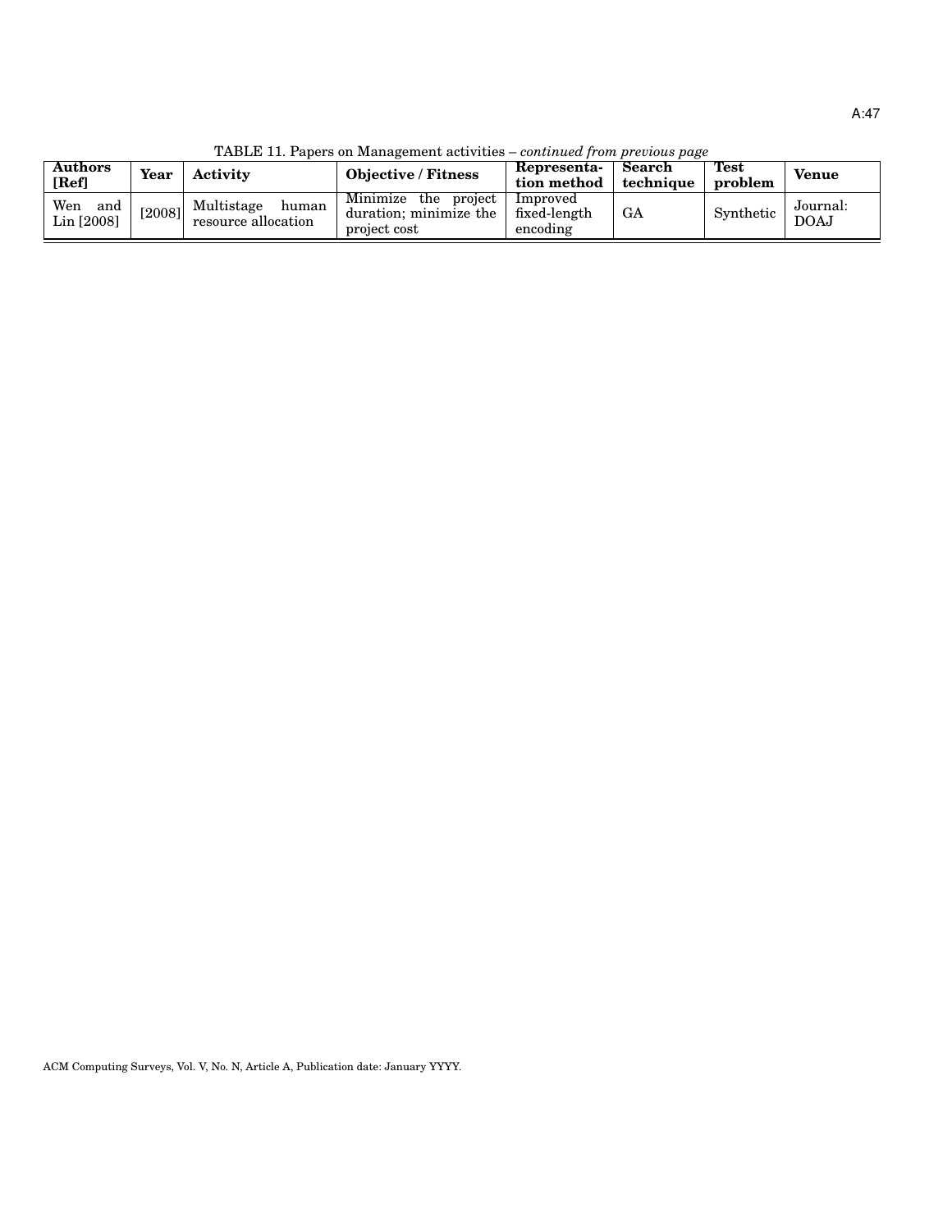TABLE 11. Papers on Management activities – *continued from previous page*

| Authors [Ref] | Year | Activity | Objective / Fitness | Representation method | Search technique | Test problem | Venue |
|---|---|---|---|---|---|---|---|
| Wen and Lin [2008] | [2008] | Multistage human resource allocation | Minimize the project duration; minimize the project cost | Improved fixed-length encoding | GA | Synthetic | Journal: DOAJ |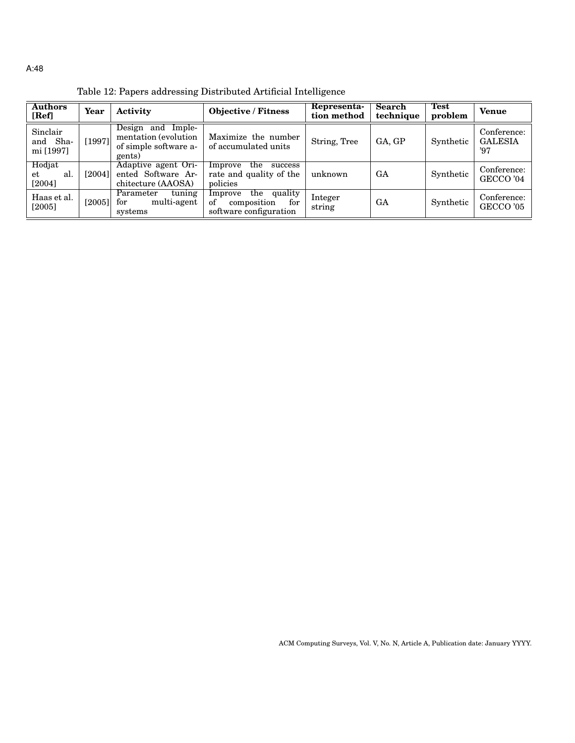Table 12: Papers addressing Distributed Artificial Intelligence

| Authors [Ref] | Year | Activity | Objective / Fitness | Representation method | Search technique | Test problem | Venue |
|---|---|---|---|---|---|---|---|
| Sinclair and Shami [1997] | [1997] | Design and Implementation (evolution of simple software agents) | Maximize the number of accumulated units | String, Tree | GA, GP | Synthetic | Conference: GALESIA '97 |
| Hodjat et al. [2004] | [2004] | Adaptive agent Oriented Software Architecture (AAOSA) | Improve the success rate and quality of the policies | unknown | GA | Synthetic | Conference: GECCO '04 |
| Haas et al. [2005] | [2005] | Parameter tuning for multi-agent systems | Improve the quality of composition for software configuration | Integer string | GA | Synthetic | Conference: GECCO '05 |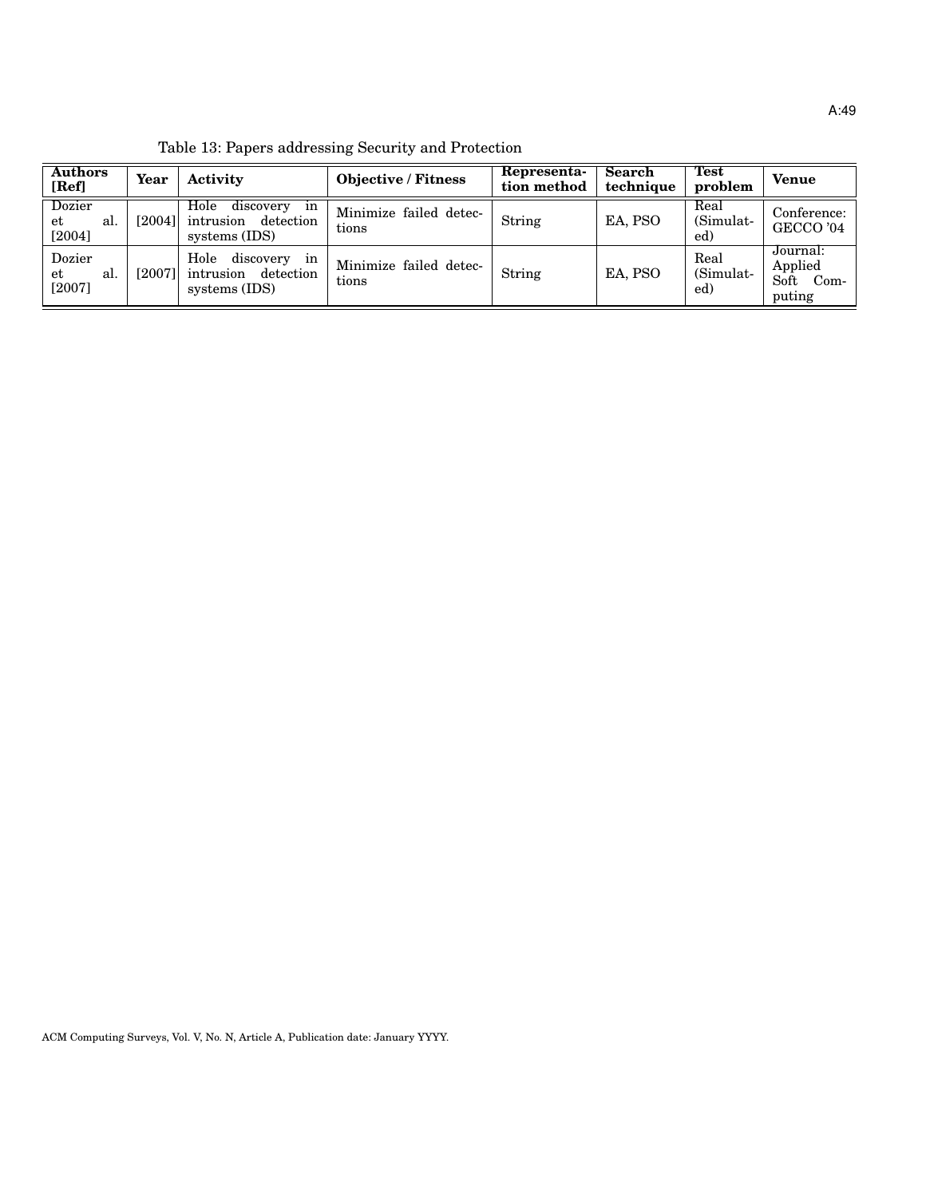Table 13: Papers addressing Security and Protection

| Authors [Ref] | Year | Activity | Objective / Fitness | Representation method | Search technique | Test problem | Venue |
|---|---|---|---|---|---|---|---|
| Dozier et al. [2004] | [2004] | Hole discovery in intrusion detection systems (IDS) | Minimize failed detections | String | EA, PSO | Real (Simulated) | Conference: GECCO '04 |
| Dozier et al. [2007] | [2007] | Hole discovery in intrusion detection systems (IDS) | Minimize failed detections | String | EA, PSO | Real (Simulated) | Journal: Applied Soft Computing |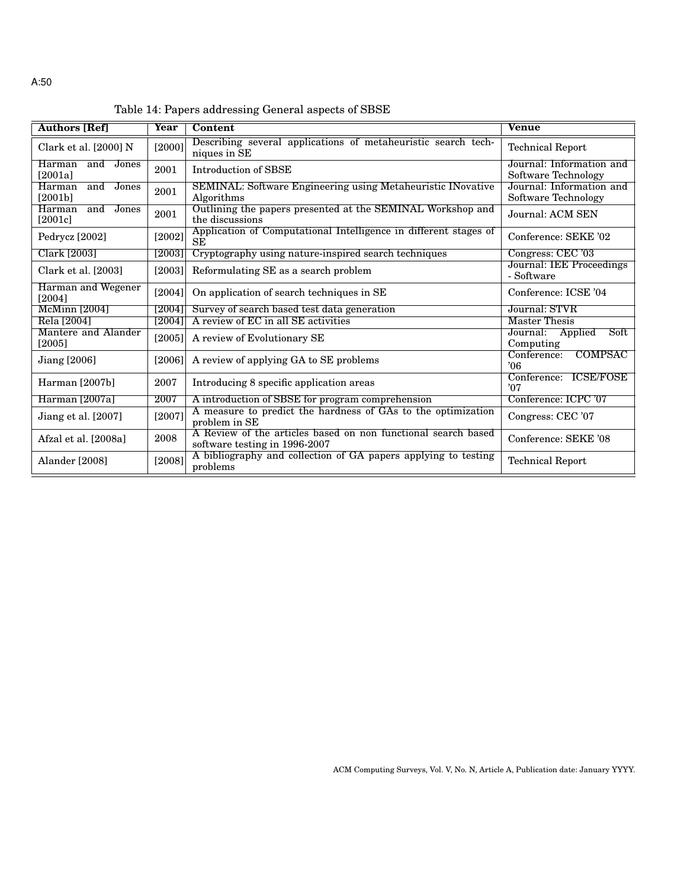Table 14: Papers addressing General aspects of SBSE

| Authors [Ref] | Year | Content | Venue |
|---|---|---|---|
| Clark et al. [2000] N | [2000] | Describing several applications of metaheuristic search techniques in SE | Technical Report |
| Harman and Jones [2001a] | 2001 | Introduction of SBSE | Journal: Information and Software Technology |
| Harman and Jones [2001b] | 2001 | SEMINAL: Software Engineering using Metaheuristic INovative Algorithms | Journal: Information and Software Technology |
| Harman and Jones [2001c] | 2001 | Outlining the papers presented at the SEMINAL Workshop and the discussions | Journal: ACM SEN |
| Pedrycz [2002] | [2002] | Application of Computational Intelligence in different stages of SE | Conference: SEKE '02 |
| Clark [2003] | [2003] | Cryptography using nature-inspired search techniques | Congress: CEC '03 |
| Clark et al. [2003] | [2003] | Reformulating SE as a search problem | Journal: IEE Proceedings - Software |
| Harman and Wegener [2004] | [2004] | On application of search techniques in SE | Conference: ICSE '04 |
| McMinn [2004] | [2004] | Survey of search based test data generation | Journal: STVR |
| Rela [2004] | [2004] | A review of EC in all SE activities | Master Thesis |
| Mantere and Alander [2005] | [2005] | A review of Evolutionary SE | Journal: Applied Soft Computing |
| Jiang [2006] | [2006] | A review of applying GA to SE problems | Conference: COMPSAC '06 |
| Harman [2007b] | 2007 | Introducing 8 specific application areas | Conference: ICSE/FOSE '07 |
| Harman [2007a] | 2007 | A introduction of SBSE for program comprehension | Conference: ICPC '07 |
| Jiang et al. [2007] | [2007] | A measure to predict the hardness of GAs to the optimization problem in SE | Congress: CEC '07 |
| Afzal et al. [2008a] | 2008 | A Review of the articles based on non functional search based software testing in 1996-2007 | Conference: SEKE '08 |
| Alander [2008] | [2008] | A bibliography and collection of GA papers applying to testing problems | Technical Report |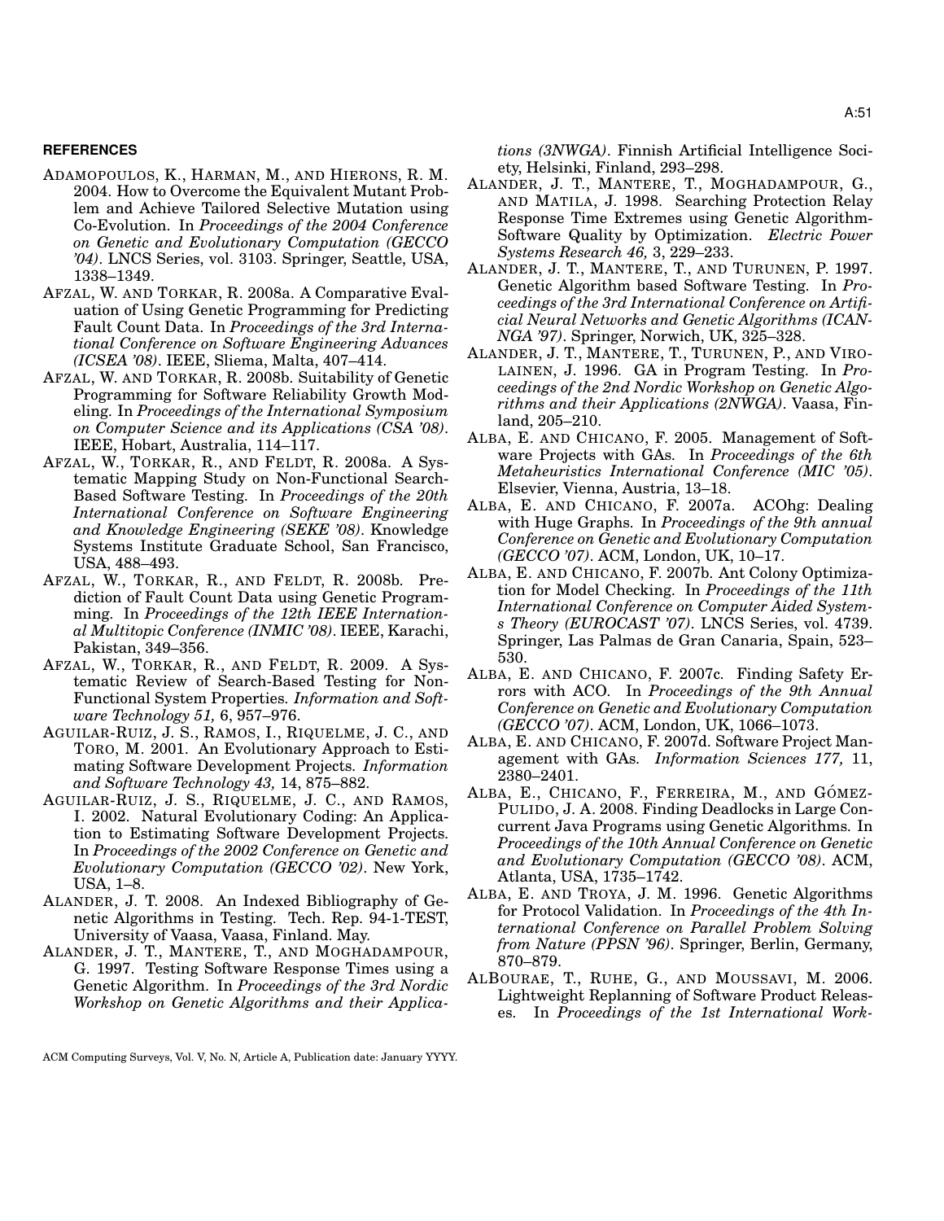**REFERENCES**

ADAMOPOULOS, K., HARMAN, M., AND HIERONS, R. M. 2004. How to Overcome the Equivalent Mutant Problem and Achieve Tailored Selective Mutation using Co-Evolution. In *Proceedings of the 2004 Conference on Genetic and Evolutionary Computation (GECCO '04)*. LNCS Series, vol. 3103. Springer, Seattle, USA, 1338–1349.

AFZAL, W. AND TORKAR, R. 2008a. A Comparative Evaluation of Using Genetic Programming for Predicting Fault Count Data. In *Proceedings of the 3rd International Conference on Software Engineering Advances (ICSEA '08)*. IEEE, Sliema, Malta, 407–414.

AFZAL, W. AND TORKAR, R. 2008b. Suitability of Genetic Programming for Software Reliability Growth Modeling. In *Proceedings of the International Symposium on Computer Science and its Applications (CSA '08)*. IEEE, Hobart, Australia, 114–117.

AFZAL, W., TORKAR, R., AND FELDT, R. 2008a. A Systematic Mapping Study on Non-Functional Search-Based Software Testing. In *Proceedings of the 20th International Conference on Software Engineering and Knowledge Engineering (SEKE '08)*. Knowledge Systems Institute Graduate School, San Francisco, USA, 488–493.

AFZAL, W., TORKAR, R., AND FELDT, R. 2008b. Prediction of Fault Count Data using Genetic Programming. In *Proceedings of the 12th IEEE International Multitopic Conference (INMIC '08)*. IEEE, Karachi, Pakistan, 349–356.

AFZAL, W., TORKAR, R., AND FELDT, R. 2009. A Systematic Review of Search-Based Testing for Non-Functional System Properties. *Information and Software Technology 51,* 6, 957–976.

AGUILAR-RUIZ, J. S., RAMOS, I., RIQUELME, J. C., AND TORO, M. 2001. An Evolutionary Approach to Estimating Software Development Projects. *Information and Software Technology 43,* 14, 875–882.

AGUILAR-RUIZ, J. S., RIQUELME, J. C., AND RAMOS, I. 2002. Natural Evolutionary Coding: An Application to Estimating Software Development Projects. In *Proceedings of the 2002 Conference on Genetic and Evolutionary Computation (GECCO '02)*. New York, USA, 1–8.

ALANDER, J. T. 2008. An Indexed Bibliography of Genetic Algorithms in Testing. Tech. Rep. 94-1-TEST, University of Vaasa, Vaasa, Finland. May.

ALANDER, J. T., MANTERE, T., AND MOGHADAMPOUR, G. 1997. Testing Software Response Times using a Genetic Algorithm. In *Proceedings of the 3rd Nordic Workshop on Genetic Algorithms and their Applications (3NWGA)*. Finnish Artificial Intelligence Society, Helsinki, Finland, 293–298.

ALANDER, J. T., MANTERE, T., MOGHADAMPOUR, G., AND MATILA, J. 1998. Searching Protection Relay Response Time Extremes using Genetic Algorithm-Software Quality by Optimization. *Electric Power Systems Research 46,* 3, 229–233.

ALANDER, J. T., MANTERE, T., AND TURUNEN, P. 1997. Genetic Algorithm based Software Testing. In *Proceedings of the 3rd International Conference on Artificial Neural Networks and Genetic Algorithms (ICANNGA '97)*. Springer, Norwich, UK, 325–328.

ALANDER, J. T., MANTERE, T., TURUNEN, P., AND VIROLAINEN, J. 1996. GA in Program Testing. In *Proceedings of the 2nd Nordic Workshop on Genetic Algorithms and their Applications (2NWGA)*. Vaasa, Finland, 205–210.

ALBA, E. AND CHICANO, F. 2005. Management of Software Projects with GAs. In *Proceedings of the 6th Metaheuristics International Conference (MIC '05)*. Elsevier, Vienna, Austria, 13–18.

ALBA, E. AND CHICANO, F. 2007a. ACOhg: Dealing with Huge Graphs. In *Proceedings of the 9th annual Conference on Genetic and Evolutionary Computation (GECCO '07)*. ACM, London, UK, 10–17.

ALBA, E. AND CHICANO, F. 2007b. Ant Colony Optimization for Model Checking. In *Proceedings of the 11th International Conference on Computer Aided Systems Theory (EUROCAST '07)*. LNCS Series, vol. 4739. Springer, Las Palmas de Gran Canaria, Spain, 523–530.

ALBA, E. AND CHICANO, F. 2007c. Finding Safety Errors with ACO. In *Proceedings of the 9th Annual Conference on Genetic and Evolutionary Computation (GECCO '07)*. ACM, London, UK, 1066–1073.

ALBA, E. AND CHICANO, F. 2007d. Software Project Management with GAs. *Information Sciences 177,* 11, 2380–2401.

ALBA, E., CHICANO, F., FERREIRA, M., AND GÓMEZ-PULIDO, J. A. 2008. Finding Deadlocks in Large Concurrent Java Programs using Genetic Algorithms. In *Proceedings of the 10th Annual Conference on Genetic and Evolutionary Computation (GECCO '08)*. ACM, Atlanta, USA, 1735–1742.

ALBA, E. AND TROYA, J. M. 1996. Genetic Algorithms for Protocol Validation. In *Proceedings of the 4th International Conference on Parallel Problem Solving from Nature (PPSN '96)*. Springer, Berlin, Germany, 870–879.

ALBOURAE, T., RUHE, G., AND MOUSSAVI, M. 2006. Lightweight Replanning of Software Product Releases. In *Proceedings of the 1st International Work-*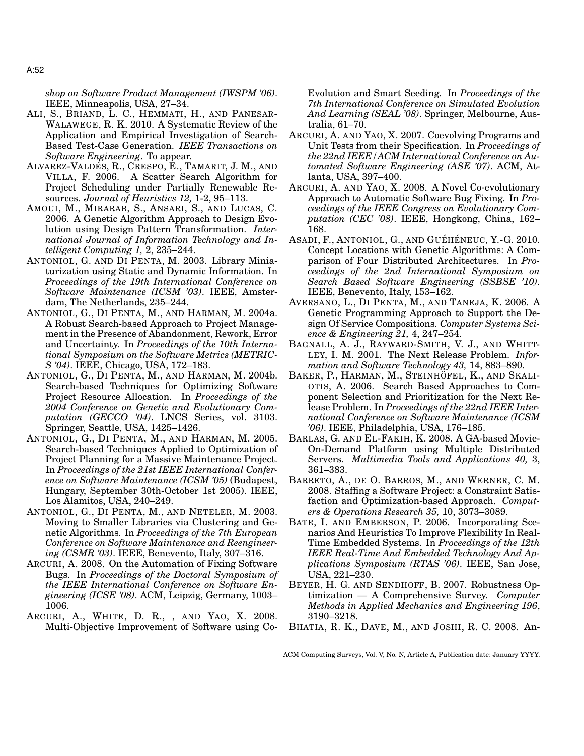*shop on Software Product Management (IWSPM '06)*. IEEE, Minneapolis, USA, 27–34.

ALI, S., BRIAND, L. C., HEMMATI, H., AND PANESAR-WALAWEGE, R. K. 2010. A Systematic Review of the Application and Empirical Investigation of Search-Based Test-Case Generation. *IEEE Transactions on Software Engineering*. To appear.

ALVAREZ-VALDÉS, R., CRESPO, E., TAMARIT, J. M., AND VILLA, F. 2006. A Scatter Search Algorithm for Project Scheduling under Partially Renewable Resources. *Journal of Heuristics 12,* 1-2, 95–113.

AMOUI, M., MIRARAB, S., ANSARI, S., AND LUCAS, C. 2006. A Genetic Algorithm Approach to Design Evolution using Design Pattern Transformation. *International Journal of Information Technology and Intelligent Computing 1,* 2, 235–244.

ANTONIOL, G. AND DI PENTA, M. 2003. Library Miniaturization using Static and Dynamic Information. In *Proceedings of the 19th International Conference on Software Maintenance (ICSM '03)*. IEEE, Amsterdam, The Netherlands, 235–244.

ANTONIOL, G., DI PENTA, M., AND HARMAN, M. 2004a. A Robust Search-based Approach to Project Management in the Presence of Abandonment, Rework, Error and Uncertainty. In *Proceedings of the 10th International Symposium on the Software Metrics (METRIC-S '04)*. IEEE, Chicago, USA, 172–183.

ANTONIOL, G., DI PENTA, M., AND HARMAN, M. 2004b. Search-based Techniques for Optimizing Software Project Resource Allocation. In *Proceedings of the 2004 Conference on Genetic and Evolutionary Computation (GECCO '04)*. LNCS Series, vol. 3103. Springer, Seattle, USA, 1425–1426.

ANTONIOL, G., DI PENTA, M., AND HARMAN, M. 2005. Search-based Techniques Applied to Optimization of Project Planning for a Massive Maintenance Project. In *Proceedings of the 21st IEEE International Conference on Software Maintenance (ICSM '05)* (Budapest, Hungary, September 30th-October 1st 2005). IEEE, Los Alamitos, USA, 240–249.

ANTONIOL, G., DI PENTA, M., AND NETELER, M. 2003. Moving to Smaller Libraries via Clustering and Genetic Algorithms. In *Proceedings of the 7th European Conference on Software Maintenance and Reengineering (CSMR '03)*. IEEE, Benevento, Italy, 307–316.

ARCURI, A. 2008. On the Automation of Fixing Software Bugs. In *Proceedings of the Doctoral Symposium of the IEEE International Conference on Software Engineering (ICSE '08)*. ACM, Leipzig, Germany, 1003–1006.

ARCURI, A., WHITE, D. R., , AND YAO, X. 2008. Multi-Objective Improvement of Software using Co-Evolution and Smart Seeding. In *Proceedings of the 7th International Conference on Simulated Evolution And Learning (SEAL '08)*. Springer, Melbourne, Australia, 61–70.

ARCURI, A. AND YAO, X. 2007. Coevolving Programs and Unit Tests from their Specification. In *Proceedings of the 22nd IEEE/ACM International Conference on Automated Software Engineering (ASE '07)*. ACM, Atlanta, USA, 397–400.

ARCURI, A. AND YAO, X. 2008. A Novel Co-evolutionary Approach to Automatic Software Bug Fixing. In *Proceedings of the IEEE Congress on Evolutionary Computation (CEC '08)*. IEEE, Hongkong, China, 162–168.

ASADI, F., ANTONIOL, G., AND GUÉHÉNEUC, Y.-G. 2010. Concept Locations with Genetic Algorithms: A Comparison of Four Distributed Architectures. In *Proceedings of the 2nd International Symposium on Search Based Software Engineering (SSBSE '10)*. IEEE, Benevento, Italy, 153–162.

AVERSANO, L., DI PENTA, M., AND TANEJA, K. 2006. A Genetic Programming Approach to Support the Design Of Service Compositions. *Computer Systems Science & Engineering 21,* 4, 247–254.

BAGNALL, A. J., RAYWARD-SMITH, V. J., AND WHITTLEY, I. M. 2001. The Next Release Problem. *Information and Software Technology 43,* 14, 883–890.

BAKER, P., HARMAN, M., STEINHÖFEL, K., AND SKALIOTIS, A. 2006. Search Based Approaches to Component Selection and Prioritization for the Next Release Problem. In *Proceedings of the 22nd IEEE International Conference on Software Maintenance (ICSM '06)*. IEEE, Philadelphia, USA, 176–185.

BARLAS, G. AND EL-FAKIH, K. 2008. A GA-based Movie-On-Demand Platform using Multiple Distributed Servers. *Multimedia Tools and Applications 40,* 3, 361–383.

BARRETO, A., DE O. BARROS, M., AND WERNER, C. M. 2008. Staffing a Software Project: a Constraint Satisfaction and Optimization-based Approach. *Computers & Operations Research 35,* 10, 3073–3089.

BATE, I. AND EMBERSON, P. 2006. Incorporating Scenarios And Heuristics To Improve Flexibility In Real-Time Embedded Systems. In *Proceedings of the 12th IEEE Real-Time And Embedded Technology And Applications Symposium (RTAS '06)*. IEEE, San Jose, USA, 221–230.

BEYER, H. G. AND SENDHOFF, B. 2007. Robustness Optimization — A Comprehensive Survey. *Computer Methods in Applied Mechanics and Engineering 196*, 3190–3218.

BHATIA, R. K., DAVE, M., AND JOSHI, R. C. 2008. An-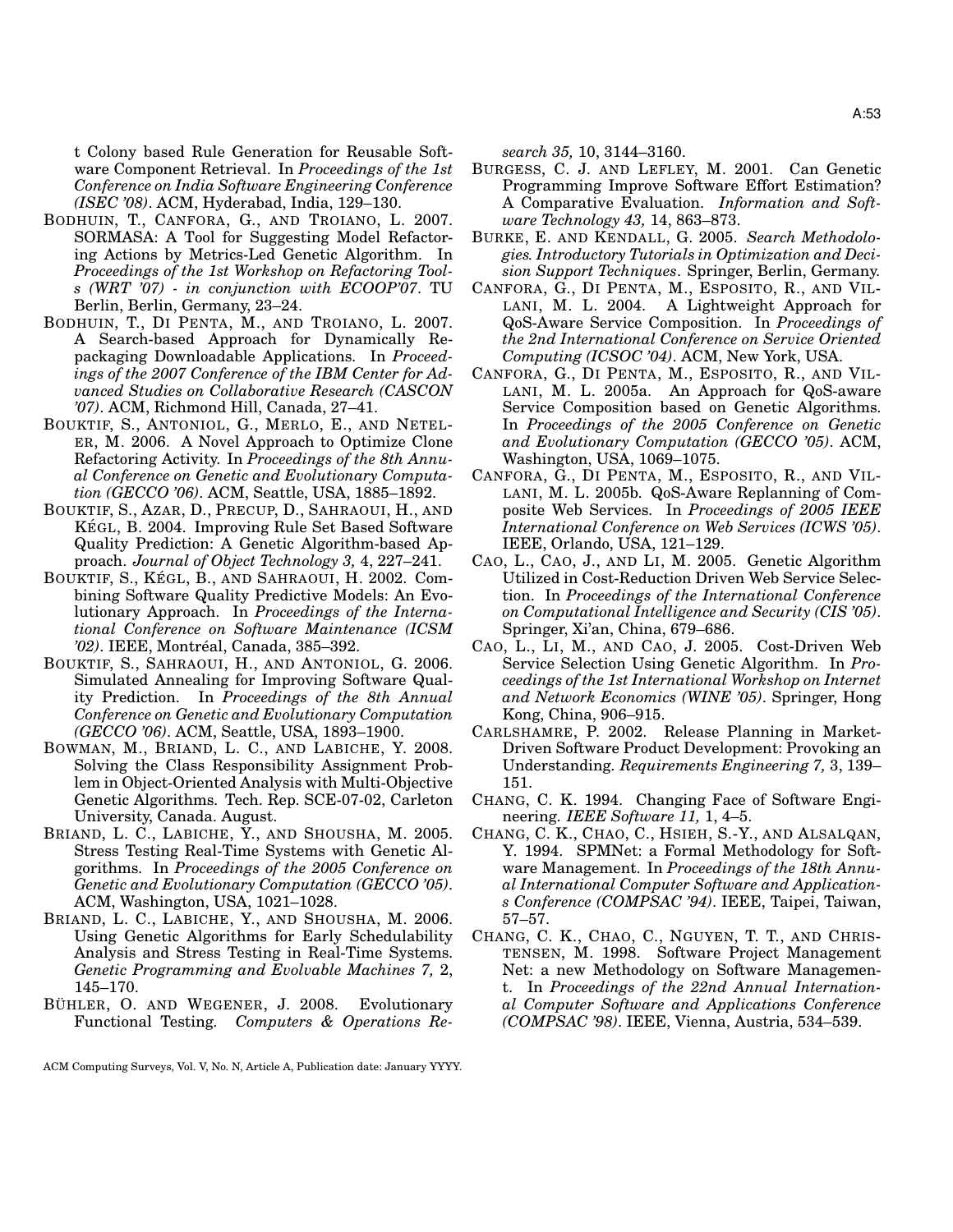t Colony based Rule Generation for Reusable Software Component Retrieval. In *Proceedings of the 1st Conference on India Software Engineering Conference (ISEC '08)*. ACM, Hyderabad, India, 129–130.

BODHUIN, T., CANFORA, G., AND TROIANO, L. 2007. SORMASA: A Tool for Suggesting Model Refactoring Actions by Metrics-Led Genetic Algorithm. In *Proceedings of the 1st Workshop on Refactoring Tools (WRT '07) - in conjunction with ECOOP'07*. TU Berlin, Berlin, Germany, 23–24.

BODHUIN, T., DI PENTA, M., AND TROIANO, L. 2007. A Search-based Approach for Dynamically Repackaging Downloadable Applications. In *Proceedings of the 2007 Conference of the IBM Center for Advanced Studies on Collaborative Research (CASCON '07)*. ACM, Richmond Hill, Canada, 27–41.

BOUKTIF, S., ANTONIOL, G., MERLO, E., AND NETELER, M. 2006. A Novel Approach to Optimize Clone Refactoring Activity. In *Proceedings of the 8th Annual Conference on Genetic and Evolutionary Computation (GECCO '06)*. ACM, Seattle, USA, 1885–1892.

BOUKTIF, S., AZAR, D., PRECUP, D., SAHRAOUI, H., AND KÉGL, B. 2004. Improving Rule Set Based Software Quality Prediction: A Genetic Algorithm-based Approach. *Journal of Object Technology 3,* 4, 227–241.

BOUKTIF, S., KÉGL, B., AND SAHRAOUI, H. 2002. Combining Software Quality Predictive Models: An Evolutionary Approach. In *Proceedings of the International Conference on Software Maintenance (ICSM '02)*. IEEE, Montréal, Canada, 385–392.

BOUKTIF, S., SAHRAOUI, H., AND ANTONIOL, G. 2006. Simulated Annealing for Improving Software Quality Prediction. In *Proceedings of the 8th Annual Conference on Genetic and Evolutionary Computation (GECCO '06)*. ACM, Seattle, USA, 1893–1900.

BOWMAN, M., BRIAND, L. C., AND LABICHE, Y. 2008. Solving the Class Responsibility Assignment Problem in Object-Oriented Analysis with Multi-Objective Genetic Algorithms. Tech. Rep. SCE-07-02, Carleton University, Canada. August.

BRIAND, L. C., LABICHE, Y., AND SHOUSHA, M. 2005. Stress Testing Real-Time Systems with Genetic Algorithms. In *Proceedings of the 2005 Conference on Genetic and Evolutionary Computation (GECCO '05)*. ACM, Washington, USA, 1021–1028.

BRIAND, L. C., LABICHE, Y., AND SHOUSHA, M. 2006. Using Genetic Algorithms for Early Schedulability Analysis and Stress Testing in Real-Time Systems. *Genetic Programming and Evolvable Machines 7,* 2, 145–170.

BÜHLER, O. AND WEGENER, J. 2008. Evolutionary Functional Testing. *Computers & Operations Research 35,* 10, 3144–3160.

BURGESS, C. J. AND LEFLEY, M. 2001. Can Genetic Programming Improve Software Effort Estimation? A Comparative Evaluation. *Information and Software Technology 43,* 14, 863–873.

BURKE, E. AND KENDALL, G. 2005. *Search Methodologies. Introductory Tutorials in Optimization and Decision Support Techniques*. Springer, Berlin, Germany.

CANFORA, G., DI PENTA, M., ESPOSITO, R., AND VILLANI, M. L. 2004. A Lightweight Approach for QoS-Aware Service Composition. In *Proceedings of the 2nd International Conference on Service Oriented Computing (ICSOC '04)*. ACM, New York, USA.

CANFORA, G., DI PENTA, M., ESPOSITO, R., AND VILLANI, M. L. 2005a. An Approach for QoS-aware Service Composition based on Genetic Algorithms. In *Proceedings of the 2005 Conference on Genetic and Evolutionary Computation (GECCO '05)*. ACM, Washington, USA, 1069–1075.

CANFORA, G., DI PENTA, M., ESPOSITO, R., AND VILLANI, M. L. 2005b. QoS-Aware Replanning of Composite Web Services. In *Proceedings of 2005 IEEE International Conference on Web Services (ICWS '05)*. IEEE, Orlando, USA, 121–129.

CAO, L., CAO, J., AND LI, M. 2005. Genetic Algorithm Utilized in Cost-Reduction Driven Web Service Selection. In *Proceedings of the International Conference on Computational Intelligence and Security (CIS '05)*. Springer, Xi'an, China, 679–686.

CAO, L., LI, M., AND CAO, J. 2005. Cost-Driven Web Service Selection Using Genetic Algorithm. In *Proceedings of the 1st International Workshop on Internet and Network Economics (WINE '05)*. Springer, Hong Kong, China, 906–915.

CARLSHAMRE, P. 2002. Release Planning in Market-Driven Software Product Development: Provoking an Understanding. *Requirements Engineering 7,* 3, 139–151.

CHANG, C. K. 1994. Changing Face of Software Engineering. *IEEE Software 11,* 1, 4–5.

CHANG, C. K., CHAO, C., HSIEH, S.-Y., AND ALSALQAN, Y. 1994. SPMNet: a Formal Methodology for Software Management. In *Proceedings of the 18th Annual International Computer Software and Applications Conference (COMPSAC '94)*. IEEE, Taipei, Taiwan, 57–57.

CHANG, C. K., CHAO, C., NGUYEN, T. T., AND CHRISTENSEN, M. 1998. Software Project Management Net: a new Methodology on Software Management. In *Proceedings of the 22nd Annual International Computer Software and Applications Conference (COMPSAC '98)*. IEEE, Vienna, Austria, 534–539.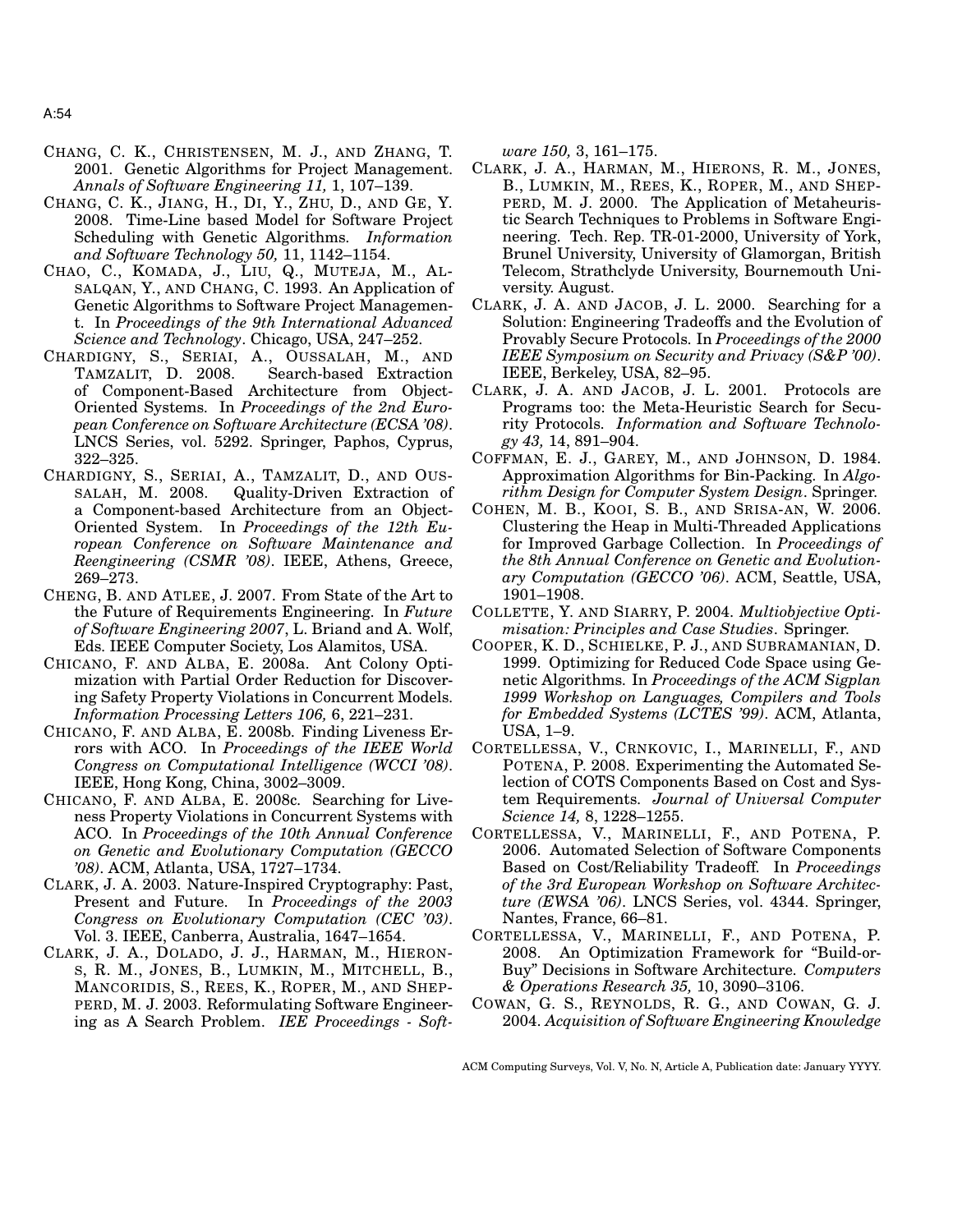CHANG, C. K., CHRISTENSEN, M. J., AND ZHANG, T. 2001. Genetic Algorithms for Project Management. *Annals of Software Engineering 11,* 1, 107–139.

CHANG, C. K., JIANG, H., DI, Y., ZHU, D., AND GE, Y. 2008. Time-Line based Model for Software Project Scheduling with Genetic Algorithms. *Information and Software Technology 50,* 11, 1142–1154.

CHAO, C., KOMADA, J., LIU, Q., MUTEJA, M., ALSALQAN, Y., AND CHANG, C. 1993. An Application of Genetic Algorithms to Software Project Management. In *Proceedings of the 9th International Advanced Science and Technology*. Chicago, USA, 247–252.

CHARDIGNY, S., SERIAI, A., OUSSALAH, M., AND TAMZALIT, D. 2008. Search-based Extraction of Component-Based Architecture from Object-Oriented Systems. In *Proceedings of the 2nd European Conference on Software Architecture (ECSA '08)*. LNCS Series, vol. 5292. Springer, Paphos, Cyprus, 322–325.

CHARDIGNY, S., SERIAI, A., TAMZALIT, D., AND OUSSALAH, M. 2008. Quality-Driven Extraction of a Component-based Architecture from an Object-Oriented System. In *Proceedings of the 12th European Conference on Software Maintenance and Reengineering (CSMR '08)*. IEEE, Athens, Greece, 269–273.

CHENG, B. AND ATLEE, J. 2007. From State of the Art to the Future of Requirements Engineering. In *Future of Software Engineering 2007*, L. Briand and A. Wolf, Eds. IEEE Computer Society, Los Alamitos, USA.

CHICANO, F. AND ALBA, E. 2008a. Ant Colony Optimization with Partial Order Reduction for Discovering Safety Property Violations in Concurrent Models. *Information Processing Letters 106,* 6, 221–231.

CHICANO, F. AND ALBA, E. 2008b. Finding Liveness Errors with ACO. In *Proceedings of the IEEE World Congress on Computational Intelligence (WCCI '08)*. IEEE, Hong Kong, China, 3002–3009.

CHICANO, F. AND ALBA, E. 2008c. Searching for Liveness Property Violations in Concurrent Systems with ACO. In *Proceedings of the 10th Annual Conference on Genetic and Evolutionary Computation (GECCO '08)*. ACM, Atlanta, USA, 1727–1734.

CLARK, J. A. 2003. Nature-Inspired Cryptography: Past, Present and Future. In *Proceedings of the 2003 Congress on Evolutionary Computation (CEC '03)*. Vol. 3. IEEE, Canberra, Australia, 1647–1654.

CLARK, J. A., DOLADO, J. J., HARMAN, M., HIERONS, R. M., JONES, B., LUMKIN, M., MITCHELL, B., MANCORIDIS, S., REES, K., ROPER, M., AND SHEPPERD, M. J. 2003. Reformulating Software Engineering as A Search Problem. *IEE Proceedings - Software 150,* 3, 161–175.

CLARK, J. A., HARMAN, M., HIERONS, R. M., JONES, B., LUMKIN, M., REES, K., ROPER, M., AND SHEPPERD, M. J. 2000. The Application of Metaheuristic Search Techniques to Problems in Software Engineering. Tech. Rep. TR-01-2000, University of York, Brunel University, University of Glamorgan, British Telecom, Strathclyde University, Bournemouth University. August.

CLARK, J. A. AND JACOB, J. L. 2000. Searching for a Solution: Engineering Tradeoffs and the Evolution of Provably Secure Protocols. In *Proceedings of the 2000 IEEE Symposium on Security and Privacy (S&P '00)*. IEEE, Berkeley, USA, 82–95.

CLARK, J. A. AND JACOB, J. L. 2001. Protocols are Programs too: the Meta-Heuristic Search for Security Protocols. *Information and Software Technology 43,* 14, 891–904.

COFFMAN, E. J., GAREY, M., AND JOHNSON, D. 1984. Approximation Algorithms for Bin-Packing. In *Algorithm Design for Computer System Design*. Springer.

COHEN, M. B., KOOI, S. B., AND SRISA-AN, W. 2006. Clustering the Heap in Multi-Threaded Applications for Improved Garbage Collection. In *Proceedings of the 8th Annual Conference on Genetic and Evolutionary Computation (GECCO '06)*. ACM, Seattle, USA, 1901–1908.

COLLETTE, Y. AND SIARRY, P. 2004. *Multiobjective Optimisation: Principles and Case Studies*. Springer.

COOPER, K. D., SCHIELKE, P. J., AND SUBRAMANIAN, D. 1999. Optimizing for Reduced Code Space using Genetic Algorithms. In *Proceedings of the ACM Sigplan 1999 Workshop on Languages, Compilers and Tools for Embedded Systems (LCTES '99)*. ACM, Atlanta, USA, 1–9.

CORTELLESSA, V., CRNKOVIC, I., MARINELLI, F., AND POTENA, P. 2008. Experimenting the Automated Selection of COTS Components Based on Cost and System Requirements. *Journal of Universal Computer Science 14,* 8, 1228–1255.

CORTELLESSA, V., MARINELLI, F., AND POTENA, P. 2006. Automated Selection of Software Components Based on Cost/Reliability Tradeoff. In *Proceedings of the 3rd European Workshop on Software Architecture (EWSA '06)*. LNCS Series, vol. 4344. Springer, Nantes, France, 66–81.

CORTELLESSA, V., MARINELLI, F., AND POTENA, P. 2008. An Optimization Framework for "Build-or-Buy" Decisions in Software Architecture. *Computers & Operations Research 35,* 10, 3090–3106.

COWAN, G. S., REYNOLDS, R. G., AND COWAN, G. J. 2004. *Acquisition of Software Engineering Knowledge*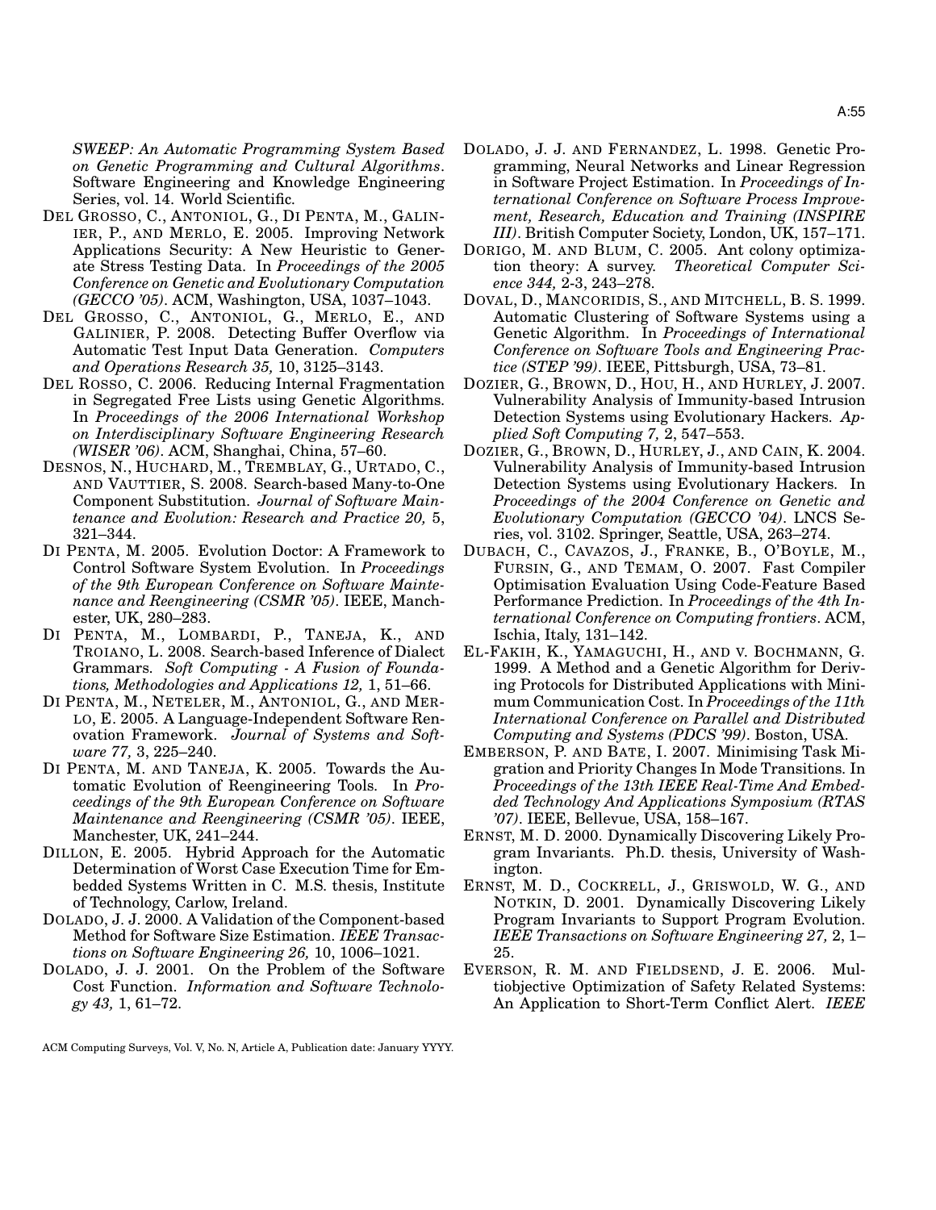*SWEEP: An Automatic Programming System Based on Genetic Programming and Cultural Algorithms*. Software Engineering and Knowledge Engineering Series, vol. 14. World Scientific.

DEL GROSSO, C., ANTONIOL, G., DI PENTA, M., GALINIER, P., AND MERLO, E. 2005. Improving Network Applications Security: A New Heuristic to Generate Stress Testing Data. In *Proceedings of the 2005 Conference on Genetic and Evolutionary Computation (GECCO '05)*. ACM, Washington, USA, 1037–1043.

DEL GROSSO, C., ANTONIOL, G., MERLO, E., AND GALINIER, P. 2008. Detecting Buffer Overflow via Automatic Test Input Data Generation. *Computers and Operations Research 35,* 10, 3125–3143.

DEL ROSSO, C. 2006. Reducing Internal Fragmentation in Segregated Free Lists using Genetic Algorithms. In *Proceedings of the 2006 International Workshop on Interdisciplinary Software Engineering Research (WISER '06)*. ACM, Shanghai, China, 57–60.

DESNOS, N., HUCHARD, M., TREMBLAY, G., URTADO, C., AND VAUTTIER, S. 2008. Search-based Many-to-One Component Substitution. *Journal of Software Maintenance and Evolution: Research and Practice 20,* 5, 321–344.

DI PENTA, M. 2005. Evolution Doctor: A Framework to Control Software System Evolution. In *Proceedings of the 9th European Conference on Software Maintenance and Reengineering (CSMR '05)*. IEEE, Manchester, UK, 280–283.

DI PENTA, M., LOMBARDI, P., TANEJA, K., AND TROIANO, L. 2008. Search-based Inference of Dialect Grammars. *Soft Computing - A Fusion of Foundations, Methodologies and Applications 12,* 1, 51–66.

DI PENTA, M., NETELER, M., ANTONIOL, G., AND MERLO, E. 2005. A Language-Independent Software Renovation Framework. *Journal of Systems and Software 77,* 3, 225–240.

DI PENTA, M. AND TANEJA, K. 2005. Towards the Automatic Evolution of Reengineering Tools. In *Proceedings of the 9th European Conference on Software Maintenance and Reengineering (CSMR '05)*. IEEE, Manchester, UK, 241–244.

DILLON, E. 2005. Hybrid Approach for the Automatic Determination of Worst Case Execution Time for Embedded Systems Written in C. M.S. thesis, Institute of Technology, Carlow, Ireland.

DOLADO, J. J. 2000. A Validation of the Component-based Method for Software Size Estimation. *IEEE Transactions on Software Engineering 26,* 10, 1006–1021.

DOLADO, J. J. 2001. On the Problem of the Software Cost Function. *Information and Software Technology 43,* 1, 61–72.

DOLADO, J. J. AND FERNANDEZ, L. 1998. Genetic Programming, Neural Networks and Linear Regression in Software Project Estimation. In *Proceedings of International Conference on Software Process Improvement, Research, Education and Training (INSPIRE III)*. British Computer Society, London, UK, 157–171.

DORIGO, M. AND BLUM, C. 2005. Ant colony optimization theory: A survey. *Theoretical Computer Science 344,* 2-3, 243–278.

DOVAL, D., MANCORIDIS, S., AND MITCHELL, B. S. 1999. Automatic Clustering of Software Systems using a Genetic Algorithm. In *Proceedings of International Conference on Software Tools and Engineering Practice (STEP '99)*. IEEE, Pittsburgh, USA, 73–81.

DOZIER, G., BROWN, D., HOU, H., AND HURLEY, J. 2007. Vulnerability Analysis of Immunity-based Intrusion Detection Systems using Evolutionary Hackers. *Applied Soft Computing 7,* 2, 547–553.

DOZIER, G., BROWN, D., HURLEY, J., AND CAIN, K. 2004. Vulnerability Analysis of Immunity-based Intrusion Detection Systems using Evolutionary Hackers. In *Proceedings of the 2004 Conference on Genetic and Evolutionary Computation (GECCO '04)*. LNCS Series, vol. 3102. Springer, Seattle, USA, 263–274.

DUBACH, C., CAVAZOS, J., FRANKE, B., O'BOYLE, M., FURSIN, G., AND TEMAM, O. 2007. Fast Compiler Optimisation Evaluation Using Code-Feature Based Performance Prediction. In *Proceedings of the 4th International Conference on Computing frontiers*. ACM, Ischia, Italy, 131–142.

EL-FAKIH, K., YAMAGUCHI, H., AND V. BOCHMANN, G. 1999. A Method and a Genetic Algorithm for Deriving Protocols for Distributed Applications with Minimum Communication Cost. In *Proceedings of the 11th International Conference on Parallel and Distributed Computing and Systems (PDCS '99)*. Boston, USA.

EMBERSON, P. AND BATE, I. 2007. Minimising Task Migration and Priority Changes In Mode Transitions. In *Proceedings of the 13th IEEE Real-Time And Embedded Technology And Applications Symposium (RTAS '07)*. IEEE, Bellevue, USA, 158–167.

ERNST, M. D. 2000. Dynamically Discovering Likely Program Invariants. Ph.D. thesis, University of Washington.

ERNST, M. D., COCKRELL, J., GRISWOLD, W. G., AND NOTKIN, D. 2001. Dynamically Discovering Likely Program Invariants to Support Program Evolution. *IEEE Transactions on Software Engineering 27,* 2, 1–25.

EVERSON, R. M. AND FIELDSEND, J. E. 2006. Multiobjective Optimization of Safety Related Systems: An Application to Short-Term Conflict Alert. *IEEE*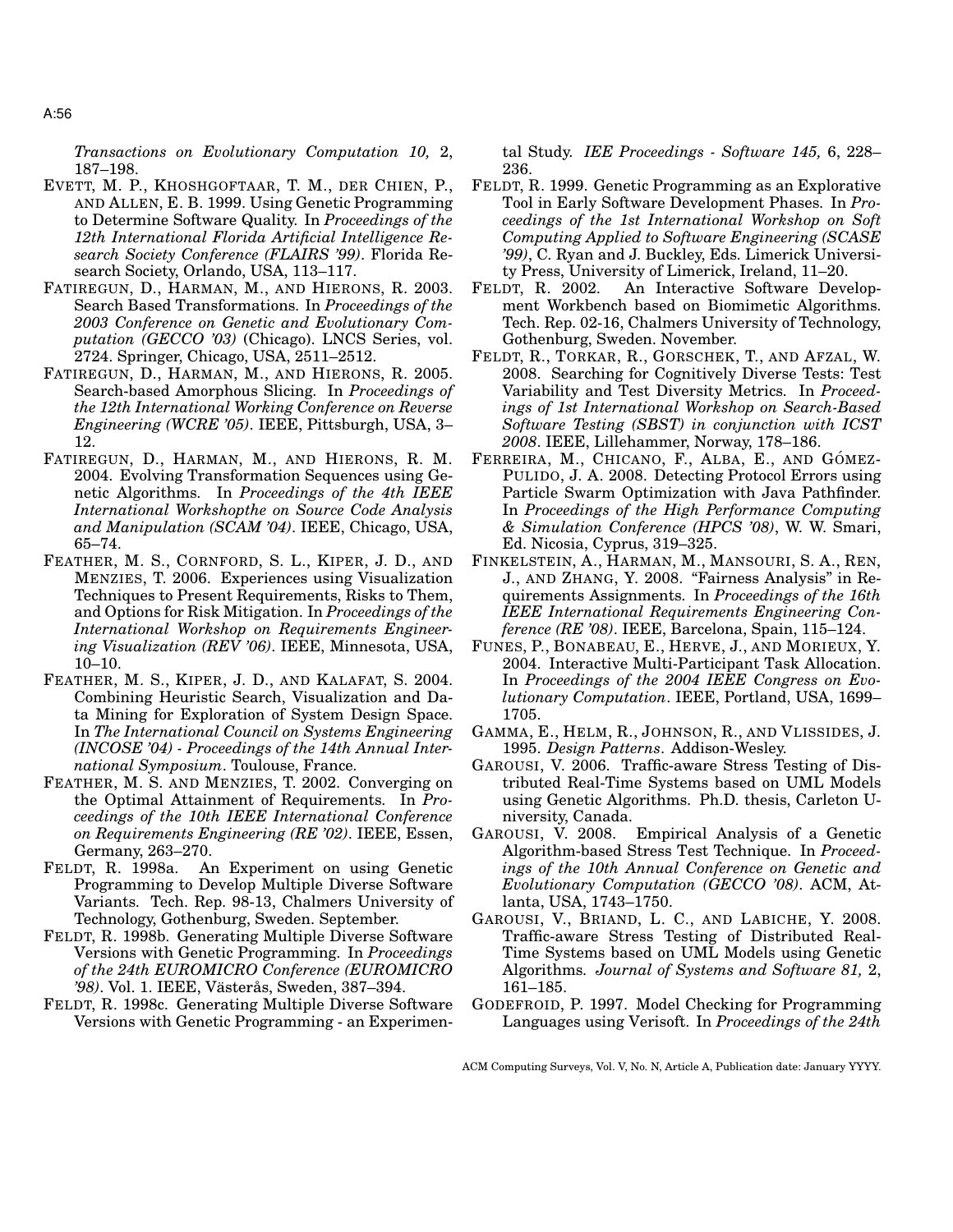*Transactions on Evolutionary Computation 10,* 2, 187–198.

EVETT, M. P., KHOSHGOFTAAR, T. M., DER CHIEN, P., AND ALLEN, E. B. 1999. Using Genetic Programming to Determine Software Quality. In *Proceedings of the 12th International Florida Artificial Intelligence Research Society Conference (FLAIRS '99)*. Florida Research Society, Orlando, USA, 113–117.

FATIREGUN, D., HARMAN, M., AND HIERONS, R. 2003. Search Based Transformations. In *Proceedings of the 2003 Conference on Genetic and Evolutionary Computation (GECCO '03)* (Chicago). LNCS Series, vol. 2724. Springer, Chicago, USA, 2511–2512.

FATIREGUN, D., HARMAN, M., AND HIERONS, R. 2005. Search-based Amorphous Slicing. In *Proceedings of the 12th International Working Conference on Reverse Engineering (WCRE '05)*. IEEE, Pittsburgh, USA, 3–12.

FATIREGUN, D., HARMAN, M., AND HIERONS, R. M. 2004. Evolving Transformation Sequences using Genetic Algorithms. In *Proceedings of the 4th IEEE International Workshopthe on Source Code Analysis and Manipulation (SCAM '04)*. IEEE, Chicago, USA, 65–74.

FEATHER, M. S., CORNFORD, S. L., KIPER, J. D., AND MENZIES, T. 2006. Experiences using Visualization Techniques to Present Requirements, Risks to Them, and Options for Risk Mitigation. In *Proceedings of the International Workshop on Requirements Engineering Visualization (REV '06)*. IEEE, Minnesota, USA, 10–10.

FEATHER, M. S., KIPER, J. D., AND KALAFAT, S. 2004. Combining Heuristic Search, Visualization and Data Mining for Exploration of System Design Space. In *The International Council on Systems Engineering (INCOSE '04) - Proceedings of the 14th Annual International Symposium*. Toulouse, France.

FEATHER, M. S. AND MENZIES, T. 2002. Converging on the Optimal Attainment of Requirements. In *Proceedings of the 10th IEEE International Conference on Requirements Engineering (RE '02)*. IEEE, Essen, Germany, 263–270.

FELDT, R. 1998a. An Experiment on using Genetic Programming to Develop Multiple Diverse Software Variants. Tech. Rep. 98-13, Chalmers University of Technology, Gothenburg, Sweden. September.

FELDT, R. 1998b. Generating Multiple Diverse Software Versions with Genetic Programming. In *Proceedings of the 24th EUROMICRO Conference (EUROMICRO '98)*. Vol. 1. IEEE, Västerås, Sweden, 387–394.

FELDT, R. 1998c. Generating Multiple Diverse Software Versions with Genetic Programming - an Experimental Study. *IEE Proceedings - Software 145,* 6, 228–236.

FELDT, R. 1999. Genetic Programming as an Explorative Tool in Early Software Development Phases. In *Proceedings of the 1st International Workshop on Soft Computing Applied to Software Engineering (SCASE '99)*, C. Ryan and J. Buckley, Eds. Limerick University Press, University of Limerick, Ireland, 11–20.

FELDT, R. 2002. An Interactive Software Development Workbench based on Biomimetic Algorithms. Tech. Rep. 02-16, Chalmers University of Technology, Gothenburg, Sweden. November.

FELDT, R., TORKAR, R., GORSCHEK, T., AND AFZAL, W. 2008. Searching for Cognitively Diverse Tests: Test Variability and Test Diversity Metrics. In *Proceedings of 1st International Workshop on Search-Based Software Testing (SBST) in conjunction with ICST 2008*. IEEE, Lillehammer, Norway, 178–186.

FERREIRA, M., CHICANO, F., ALBA, E., AND GÓMEZ-PULIDO, J. A. 2008. Detecting Protocol Errors using Particle Swarm Optimization with Java Pathfinder. In *Proceedings of the High Performance Computing & Simulation Conference (HPCS '08)*, W. W. Smari, Ed. Nicosia, Cyprus, 319–325.

FINKELSTEIN, A., HARMAN, M., MANSOURI, S. A., REN, J., AND ZHANG, Y. 2008. "Fairness Analysis" in Requirements Assignments. In *Proceedings of the 16th IEEE International Requirements Engineering Conference (RE '08)*. IEEE, Barcelona, Spain, 115–124.

FUNES, P., BONABEAU, E., HERVE, J., AND MORIEUX, Y. 2004. Interactive Multi-Participant Task Allocation. In *Proceedings of the 2004 IEEE Congress on Evolutionary Computation*. IEEE, Portland, USA, 1699–1705.

GAMMA, E., HELM, R., JOHNSON, R., AND VLISSIDES, J. 1995. *Design Patterns*. Addison-Wesley.

GAROUSI, V. 2006. Traffic-aware Stress Testing of Distributed Real-Time Systems based on UML Models using Genetic Algorithms. Ph.D. thesis, Carleton University, Canada.

GAROUSI, V. 2008. Empirical Analysis of a Genetic Algorithm-based Stress Test Technique. In *Proceedings of the 10th Annual Conference on Genetic and Evolutionary Computation (GECCO '08)*. ACM, Atlanta, USA, 1743–1750.

GAROUSI, V., BRIAND, L. C., AND LABICHE, Y. 2008. Traffic-aware Stress Testing of Distributed Real-Time Systems based on UML Models using Genetic Algorithms. *Journal of Systems and Software 81,* 2, 161–185.

GODEFROID, P. 1997. Model Checking for Programming Languages using Verisoft. In *Proceedings of the 24th*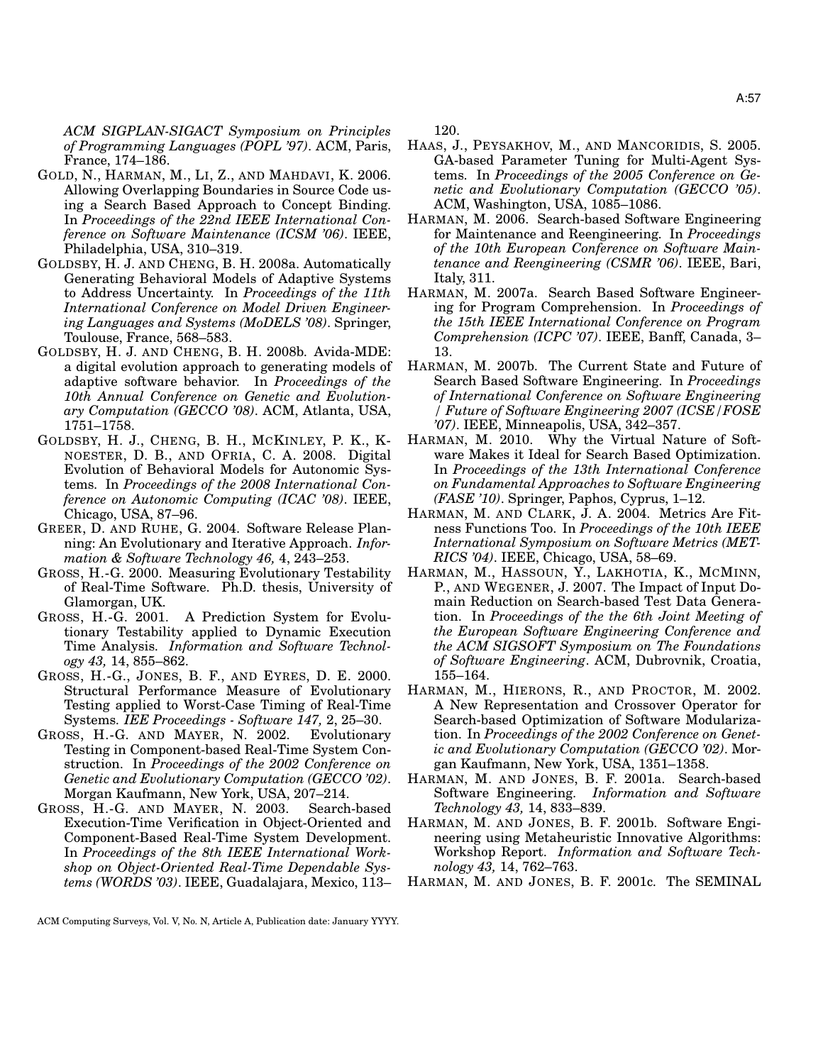*ACM SIGPLAN-SIGACT Symposium on Principles of Programming Languages (POPL '97)*. ACM, Paris, France, 174–186.

GOLD, N., HARMAN, M., LI, Z., AND MAHDAVI, K. 2006. Allowing Overlapping Boundaries in Source Code using a Search Based Approach to Concept Binding. In *Proceedings of the 22nd IEEE International Conference on Software Maintenance (ICSM '06)*. IEEE, Philadelphia, USA, 310–319.

GOLDSBY, H. J. AND CHENG, B. H. 2008a. Automatically Generating Behavioral Models of Adaptive Systems to Address Uncertainty. In *Proceedings of the 11th International Conference on Model Driven Engineering Languages and Systems (MoDELS '08)*. Springer, Toulouse, France, 568–583.

GOLDSBY, H. J. AND CHENG, B. H. 2008b. Avida-MDE: a digital evolution approach to generating models of adaptive software behavior. In *Proceedings of the 10th Annual Conference on Genetic and Evolutionary Computation (GECCO '08)*. ACM, Atlanta, USA, 1751–1758.

GOLDSBY, H. J., CHENG, B. H., MCKINLEY, P. K., KNOESTER, D. B., AND OFRIA, C. A. 2008. Digital Evolution of Behavioral Models for Autonomic Systems. In *Proceedings of the 2008 International Conference on Autonomic Computing (ICAC '08)*. IEEE, Chicago, USA, 87–96.

GREER, D. AND RUHE, G. 2004. Software Release Planning: An Evolutionary and Iterative Approach. *Information & Software Technology 46,* 4, 243–253.

GROSS, H.-G. 2000. Measuring Evolutionary Testability of Real-Time Software. Ph.D. thesis, University of Glamorgan, UK.

GROSS, H.-G. 2001. A Prediction System for Evolutionary Testability applied to Dynamic Execution Time Analysis. *Information and Software Technology 43,* 14, 855–862.

GROSS, H.-G., JONES, B. F., AND EYRES, D. E. 2000. Structural Performance Measure of Evolutionary Testing applied to Worst-Case Timing of Real-Time Systems. *IEE Proceedings - Software 147,* 2, 25–30.

GROSS, H.-G. AND MAYER, N. 2002. Evolutionary Testing in Component-based Real-Time System Construction. In *Proceedings of the 2002 Conference on Genetic and Evolutionary Computation (GECCO '02)*. Morgan Kaufmann, New York, USA, 207–214.

GROSS, H.-G. AND MAYER, N. 2003. Search-based Execution-Time Verification in Object-Oriented and Component-Based Real-Time System Development. In *Proceedings of the 8th IEEE International Workshop on Object-Oriented Real-Time Dependable Systems (WORDS '03)*. IEEE, Guadalajara, Mexico, 113–120.

HAAS, J., PEYSAKHOV, M., AND MANCORIDIS, S. 2005. GA-based Parameter Tuning for Multi-Agent Systems. In *Proceedings of the 2005 Conference on Genetic and Evolutionary Computation (GECCO '05)*. ACM, Washington, USA, 1085–1086.

HARMAN, M. 2006. Search-based Software Engineering for Maintenance and Reengineering. In *Proceedings of the 10th European Conference on Software Maintenance and Reengineering (CSMR '06)*. IEEE, Bari, Italy, 311.

HARMAN, M. 2007a. Search Based Software Engineering for Program Comprehension. In *Proceedings of the 15th IEEE International Conference on Program Comprehension (ICPC '07)*. IEEE, Banff, Canada, 3–13.

HARMAN, M. 2007b. The Current State and Future of Search Based Software Engineering. In *Proceedings of International Conference on Software Engineering / Future of Software Engineering 2007 (ICSE/FOSE '07)*. IEEE, Minneapolis, USA, 342–357.

HARMAN, M. 2010. Why the Virtual Nature of Software Makes it Ideal for Search Based Optimization. In *Proceedings of the 13th International Conference on Fundamental Approaches to Software Engineering (FASE '10)*. Springer, Paphos, Cyprus, 1–12.

HARMAN, M. AND CLARK, J. A. 2004. Metrics Are Fitness Functions Too. In *Proceedings of the 10th IEEE International Symposium on Software Metrics (METRICS '04)*. IEEE, Chicago, USA, 58–69.

HARMAN, M., HASSOUN, Y., LAKHOTIA, K., MCMINN, P., AND WEGENER, J. 2007. The Impact of Input Domain Reduction on Search-based Test Data Generation. In *Proceedings of the the 6th Joint Meeting of the European Software Engineering Conference and the ACM SIGSOFT Symposium on The Foundations of Software Engineering*. ACM, Dubrovnik, Croatia, 155–164.

HARMAN, M., HIERONS, R., AND PROCTOR, M. 2002. A New Representation and Crossover Operator for Search-based Optimization of Software Modularization. In *Proceedings of the 2002 Conference on Genetic and Evolutionary Computation (GECCO '02)*. Morgan Kaufmann, New York, USA, 1351–1358.

HARMAN, M. AND JONES, B. F. 2001a. Search-based Software Engineering. *Information and Software Technology 43,* 14, 833–839.

HARMAN, M. AND JONES, B. F. 2001b. Software Engineering using Metaheuristic Innovative Algorithms: Workshop Report. *Information and Software Technology 43,* 14, 762–763.

HARMAN, M. AND JONES, B. F. 2001c. The SEMINAL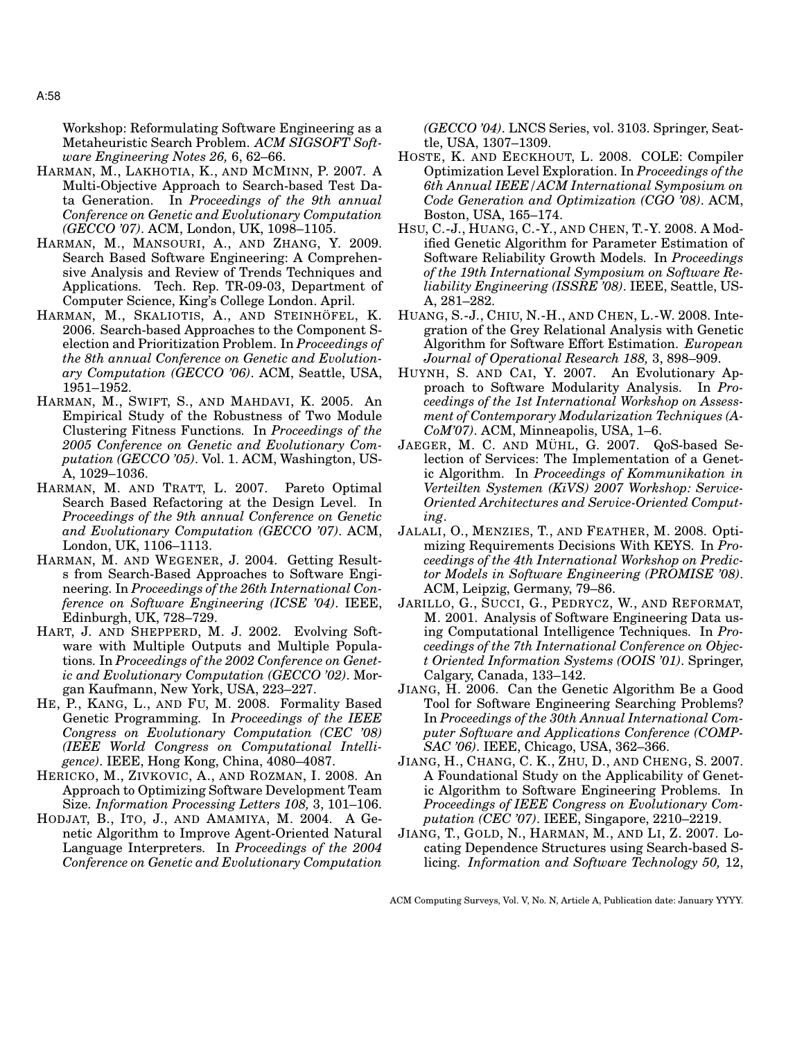Workshop: Reformulating Software Engineering as a Metaheuristic Search Problem. *ACM SIGSOFT Software Engineering Notes 26,* 6, 62–66.

HARMAN, M., LAKHOTIA, K., AND MCMINN, P. 2007. A Multi-Objective Approach to Search-based Test Data Generation. In *Proceedings of the 9th annual Conference on Genetic and Evolutionary Computation (GECCO '07)*. ACM, London, UK, 1098–1105.

HARMAN, M., MANSOURI, A., AND ZHANG, Y. 2009. Search Based Software Engineering: A Comprehensive Analysis and Review of Trends Techniques and Applications. Tech. Rep. TR-09-03, Department of Computer Science, King's College London. April.

HARMAN, M., SKALIOTIS, A., AND STEINHÖFEL, K. 2006. Search-based Approaches to the Component Selection and Prioritization Problem. In *Proceedings of the 8th annual Conference on Genetic and Evolutionary Computation (GECCO '06)*. ACM, Seattle, USA, 1951–1952.

HARMAN, M., SWIFT, S., AND MAHDAVI, K. 2005. An Empirical Study of the Robustness of Two Module Clustering Fitness Functions. In *Proceedings of the 2005 Conference on Genetic and Evolutionary Computation (GECCO '05)*. Vol. 1. ACM, Washington, USA, 1029–1036.

HARMAN, M. AND TRATT, L. 2007. Pareto Optimal Search Based Refactoring at the Design Level. In *Proceedings of the 9th annual Conference on Genetic and Evolutionary Computation (GECCO '07)*. ACM, London, UK, 1106–1113.

HARMAN, M. AND WEGENER, J. 2004. Getting Results from Search-Based Approaches to Software Engineering. In *Proceedings of the 26th International Conference on Software Engineering (ICSE '04)*. IEEE, Edinburgh, UK, 728–729.

HART, J. AND SHEPPERD, M. J. 2002. Evolving Software with Multiple Outputs and Multiple Populations. In *Proceedings of the 2002 Conference on Genetic and Evolutionary Computation (GECCO '02)*. Morgan Kaufmann, New York, USA, 223–227.

HE, P., KANG, L., AND FU, M. 2008. Formality Based Genetic Programming. In *Proceedings of the IEEE Congress on Evolutionary Computation (CEC '08) (IEEE World Congress on Computational Intelligence)*. IEEE, Hong Kong, China, 4080–4087.

HERICKO, M., ZIVKOVIC, A., AND ROZMAN, I. 2008. An Approach to Optimizing Software Development Team Size. *Information Processing Letters 108,* 3, 101–106.

HODJAT, B., ITO, J., AND AMAMIYA, M. 2004. A Genetic Algorithm to Improve Agent-Oriented Natural Language Interpreters. In *Proceedings of the 2004 Conference on Genetic and Evolutionary Computation (GECCO '04)*. LNCS Series, vol. 3103. Springer, Seattle, USA, 1307–1309.

HOSTE, K. AND EECKHOUT, L. 2008. COLE: Compiler Optimization Level Exploration. In *Proceedings of the 6th Annual IEEE/ACM International Symposium on Code Generation and Optimization (CGO '08)*. ACM, Boston, USA, 165–174.

HSU, C.-J., HUANG, C.-Y., AND CHEN, T.-Y. 2008. A Modified Genetic Algorithm for Parameter Estimation of Software Reliability Growth Models. In *Proceedings of the 19th International Symposium on Software Reliability Engineering (ISSRE '08)*. IEEE, Seattle, USA, 281–282.

HUANG, S.-J., CHIU, N.-H., AND CHEN, L.-W. 2008. Integration of the Grey Relational Analysis with Genetic Algorithm for Software Effort Estimation. *European Journal of Operational Research 188,* 3, 898–909.

HUYNH, S. AND CAI, Y. 2007. An Evolutionary Approach to Software Modularity Analysis. In *Proceedings of the 1st International Workshop on Assessment of Contemporary Modularization Techniques (ACoM'07)*. ACM, Minneapolis, USA, 1–6.

JAEGER, M. C. AND MÜHL, G. 2007. QoS-based Selection of Services: The Implementation of a Genetic Algorithm. In *Proceedings of Kommunikation in Verteilten Systemen (KiVS) 2007 Workshop: Service-Oriented Architectures and Service-Oriented Computing*.

JALALI, O., MENZIES, T., AND FEATHER, M. 2008. Optimizing Requirements Decisions With KEYS. In *Proceedings of the 4th International Workshop on Predictor Models in Software Engineering (PROMISE '08)*. ACM, Leipzig, Germany, 79–86.

JARILLO, G., SUCCI, G., PEDRYCZ, W., AND REFORMAT, M. 2001. Analysis of Software Engineering Data using Computational Intelligence Techniques. In *Proceedings of the 7th International Conference on Object Oriented Information Systems (OOIS '01)*. Springer, Calgary, Canada, 133–142.

JIANG, H. 2006. Can the Genetic Algorithm Be a Good Tool for Software Engineering Searching Problems? In *Proceedings of the 30th Annual International Computer Software and Applications Conference (COMPSAC '06)*. IEEE, Chicago, USA, 362–366.

JIANG, H., CHANG, C. K., ZHU, D., AND CHENG, S. 2007. A Foundational Study on the Applicability of Genetic Algorithm to Software Engineering Problems. In *Proceedings of IEEE Congress on Evolutionary Computation (CEC '07)*. IEEE, Singapore, 2210–2219.

JIANG, T., GOLD, N., HARMAN, M., AND LI, Z. 2007. Locating Dependence Structures using Search-based Slicing. *Information and Software Technology 50,* 12,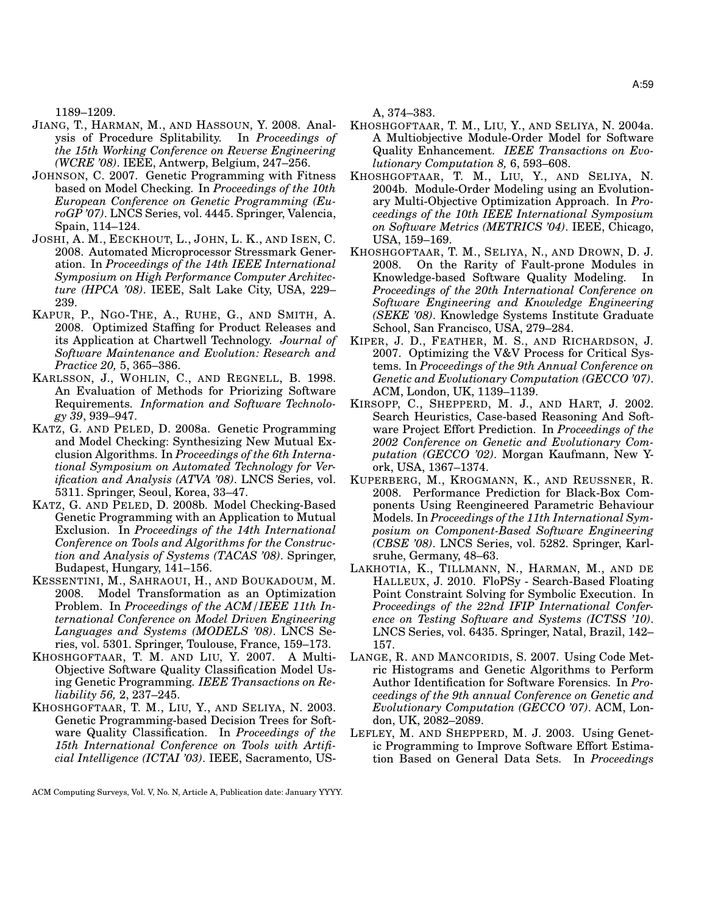1189–1209.

JIANG, T., HARMAN, M., AND HASSOUN, Y. 2008. Analysis of Procedure Splitability. In *Proceedings of the 15th Working Conference on Reverse Engineering (WCRE '08)*. IEEE, Antwerp, Belgium, 247–256.

JOHNSON, C. 2007. Genetic Programming with Fitness based on Model Checking. In *Proceedings of the 10th European Conference on Genetic Programming (EuroGP '07)*. LNCS Series, vol. 4445. Springer, Valencia, Spain, 114–124.

JOSHI, A. M., EECKHOUT, L., JOHN, L. K., AND ISEN, C. 2008. Automated Microprocessor Stressmark Generation. In *Proceedings of the 14th IEEE International Symposium on High Performance Computer Architecture (HPCA '08)*. IEEE, Salt Lake City, USA, 229–239.

KAPUR, P., NGO-THE, A., RUHE, G., AND SMITH, A. 2008. Optimized Staffing for Product Releases and its Application at Chartwell Technology. *Journal of Software Maintenance and Evolution: Research and Practice 20,* 5, 365–386.

KARLSSON, J., WOHLIN, C., AND REGNELL, B. 1998. An Evaluation of Methods for Priorizing Software Requirements. *Information and Software Technology 39*, 939–947.

KATZ, G. AND PELED, D. 2008a. Genetic Programming and Model Checking: Synthesizing New Mutual Exclusion Algorithms. In *Proceedings of the 6th International Symposium on Automated Technology for Verification and Analysis (ATVA '08)*. LNCS Series, vol. 5311. Springer, Seoul, Korea, 33–47.

KATZ, G. AND PELED, D. 2008b. Model Checking-Based Genetic Programming with an Application to Mutual Exclusion. In *Proceedings of the 14th International Conference on Tools and Algorithms for the Construction and Analysis of Systems (TACAS '08)*. Springer, Budapest, Hungary, 141–156.

KESSENTINI, M., SAHRAOUI, H., AND BOUKADOUM, M. 2008. Model Transformation as an Optimization Problem. In *Proceedings of the ACM/IEEE 11th International Conference on Model Driven Engineering Languages and Systems (MODELS '08)*. LNCS Series, vol. 5301. Springer, Toulouse, France, 159–173.

KHOSHGOFTAAR, T. M. AND LIU, Y. 2007. A Multi-Objective Software Quality Classification Model Using Genetic Programming. *IEEE Transactions on Reliability 56,* 2, 237–245.

KHOSHGOFTAAR, T. M., LIU, Y., AND SELIYA, N. 2003. Genetic Programming-based Decision Trees for Software Quality Classification. In *Proceedings of the 15th International Conference on Tools with Artificial Intelligence (ICTAI '03)*. IEEE, Sacramento, USA, 374–383.

KHOSHGOFTAAR, T. M., LIU, Y., AND SELIYA, N. 2004a. A Multiobjective Module-Order Model for Software Quality Enhancement. *IEEE Transactions on Evolutionary Computation 8,* 6, 593–608.

KHOSHGOFTAAR, T. M., LIU, Y., AND SELIYA, N. 2004b. Module-Order Modeling using an Evolutionary Multi-Objective Optimization Approach. In *Proceedings of the 10th IEEE International Symposium on Software Metrics (METRICS '04)*. IEEE, Chicago, USA, 159–169.

KHOSHGOFTAAR, T. M., SELIYA, N., AND DROWN, D. J. 2008. On the Rarity of Fault-prone Modules in Knowledge-based Software Quality Modeling. In *Proceedings of the 20th International Conference on Software Engineering and Knowledge Engineering (SEKE '08)*. Knowledge Systems Institute Graduate School, San Francisco, USA, 279–284.

KIPER, J. D., FEATHER, M. S., AND RICHARDSON, J. 2007. Optimizing the V&V Process for Critical Systems. In *Proceedings of the 9th Annual Conference on Genetic and Evolutionary Computation (GECCO '07)*. ACM, London, UK, 1139–1139.

KIRSOPP, C., SHEPPERD, M. J., AND HART, J. 2002. Search Heuristics, Case-based Reasoning And Software Project Effort Prediction. In *Proceedings of the 2002 Conference on Genetic and Evolutionary Computation (GECCO '02)*. Morgan Kaufmann, New York, USA, 1367–1374.

KUPERBERG, M., KROGMANN, K., AND REUSSNER, R. 2008. Performance Prediction for Black-Box Components Using Reengineered Parametric Behaviour Models. In *Proceedings of the 11th International Symposium on Component-Based Software Engineering (CBSE '08)*. LNCS Series, vol. 5282. Springer, Karlsruhe, Germany, 48–63.

LAKHOTIA, K., TILLMANN, N., HARMAN, M., AND DE HALLEUX, J. 2010. FloPSy - Search-Based Floating Point Constraint Solving for Symbolic Execution. In *Proceedings of the 22nd IFIP International Conference on Testing Software and Systems (ICTSS '10)*. LNCS Series, vol. 6435. Springer, Natal, Brazil, 142–157.

LANGE, R. AND MANCORIDIS, S. 2007. Using Code Metric Histograms and Genetic Algorithms to Perform Author Identification for Software Forensics. In *Proceedings of the 9th annual Conference on Genetic and Evolutionary Computation (GECCO '07)*. ACM, London, UK, 2082–2089.

LEFLEY, M. AND SHEPPERD, M. J. 2003. Using Genetic Programming to Improve Software Effort Estimation Based on General Data Sets. In *Proceedings*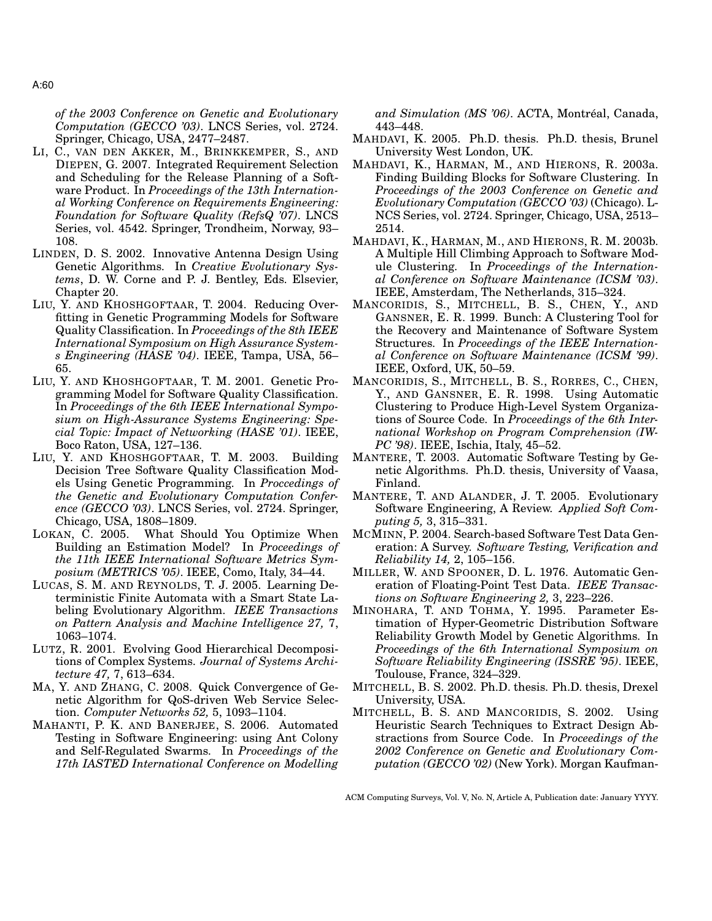*of the 2003 Conference on Genetic and Evolutionary Computation (GECCO '03)*. LNCS Series, vol. 2724. Springer, Chicago, USA, 2477–2487.

LI, C., VAN DEN AKKER, M., BRINKKEMPER, S., AND DIEPEN, G. 2007. Integrated Requirement Selection and Scheduling for the Release Planning of a Software Product. In *Proceedings of the 13th International Working Conference on Requirements Engineering: Foundation for Software Quality (RefsQ '07)*. LNCS Series, vol. 4542. Springer, Trondheim, Norway, 93–108.

LINDEN, D. S. 2002. Innovative Antenna Design Using Genetic Algorithms. In *Creative Evolutionary Systems*, D. W. Corne and P. J. Bentley, Eds. Elsevier, Chapter 20.

LIU, Y. AND KHOSHGOFTAAR, T. 2004. Reducing Overfitting in Genetic Programming Models for Software Quality Classification. In *Proceedings of the 8th IEEE International Symposium on High Assurance Systems Engineering (HASE '04)*. IEEE, Tampa, USA, 56–65.

LIU, Y. AND KHOSHGOFTAAR, T. M. 2001. Genetic Programming Model for Software Quality Classification. In *Proceedings of the 6th IEEE International Symposium on High-Assurance Systems Engineering: Special Topic: Impact of Networking (HASE '01)*. IEEE, Boco Raton, USA, 127–136.

LIU, Y. AND KHOSHGOFTAAR, T. M. 2003. Building Decision Tree Software Quality Classification Models Using Genetic Programming. In *Proccedings of the Genetic and Evolutionary Computation Conference (GECCO '03)*. LNCS Series, vol. 2724. Springer, Chicago, USA, 1808–1809.

LOKAN, C. 2005. What Should You Optimize When Building an Estimation Model? In *Proceedings of the 11th IEEE International Software Metrics Symposium (METRICS '05)*. IEEE, Como, Italy, 34–44.

LUCAS, S. M. AND REYNOLDS, T. J. 2005. Learning Deterministic Finite Automata with a Smart State Labeling Evolutionary Algorithm. *IEEE Transactions on Pattern Analysis and Machine Intelligence 27,* 7, 1063–1074.

LUTZ, R. 2001. Evolving Good Hierarchical Decompositions of Complex Systems. *Journal of Systems Architecture 47,* 7, 613–634.

MA, Y. AND ZHANG, C. 2008. Quick Convergence of Genetic Algorithm for QoS-driven Web Service Selection. *Computer Networks 52,* 5, 1093–1104.

MAHANTI, P. K. AND BANERJEE, S. 2006. Automated Testing in Software Engineering: using Ant Colony and Self-Regulated Swarms. In *Proceedings of the 17th IASTED International Conference on Modelling and Simulation (MS '06)*. ACTA, Montréal, Canada, 443–448.

MAHDAVI, K. 2005. Ph.D. thesis. Ph.D. thesis, Brunel University West London, UK.

MAHDAVI, K., HARMAN, M., AND HIERONS, R. 2003a. Finding Building Blocks for Software Clustering. In *Proceedings of the 2003 Conference on Genetic and Evolutionary Computation (GECCO '03)* (Chicago). LNCS Series, vol. 2724. Springer, Chicago, USA, 2513–2514.

MAHDAVI, K., HARMAN, M., AND HIERONS, R. M. 2003b. A Multiple Hill Climbing Approach to Software Module Clustering. In *Proceedings of the International Conference on Software Maintenance (ICSM '03)*. IEEE, Amsterdam, The Netherlands, 315–324.

MANCORIDIS, S., MITCHELL, B. S., CHEN, Y., AND GANSNER, E. R. 1999. Bunch: A Clustering Tool for the Recovery and Maintenance of Software System Structures. In *Proceedings of the IEEE International Conference on Software Maintenance (ICSM '99)*. IEEE, Oxford, UK, 50–59.

MANCORIDIS, S., MITCHELL, B. S., RORRES, C., CHEN, Y., AND GANSNER, E. R. 1998. Using Automatic Clustering to Produce High-Level System Organizations of Source Code. In *Proceedings of the 6th International Workshop on Program Comprehension (IWPC '98)*. IEEE, Ischia, Italy, 45–52.

MANTERE, T. 2003. Automatic Software Testing by Genetic Algorithms. Ph.D. thesis, University of Vaasa, Finland.

MANTERE, T. AND ALANDER, J. T. 2005. Evolutionary Software Engineering, A Review. *Applied Soft Computing 5,* 3, 315–331.

MCMINN, P. 2004. Search-based Software Test Data Generation: A Survey. *Software Testing, Verification and Reliability 14,* 2, 105–156.

MILLER, W. AND SPOONER, D. L. 1976. Automatic Generation of Floating-Point Test Data. *IEEE Transactions on Software Engineering 2,* 3, 223–226.

MINOHARA, T. AND TOHMA, Y. 1995. Parameter Estimation of Hyper-Geometric Distribution Software Reliability Growth Model by Genetic Algorithms. In *Proceedings of the 6th International Symposium on Software Reliability Engineering (ISSRE '95)*. IEEE, Toulouse, France, 324–329.

MITCHELL, B. S. 2002. Ph.D. thesis. Ph.D. thesis, Drexel University, USA.

MITCHELL, B. S. AND MANCORIDIS, S. 2002. Using Heuristic Search Techniques to Extract Design Abstractions from Source Code. In *Proceedings of the 2002 Conference on Genetic and Evolutionary Computation (GECCO '02)* (New York). Morgan Kaufman-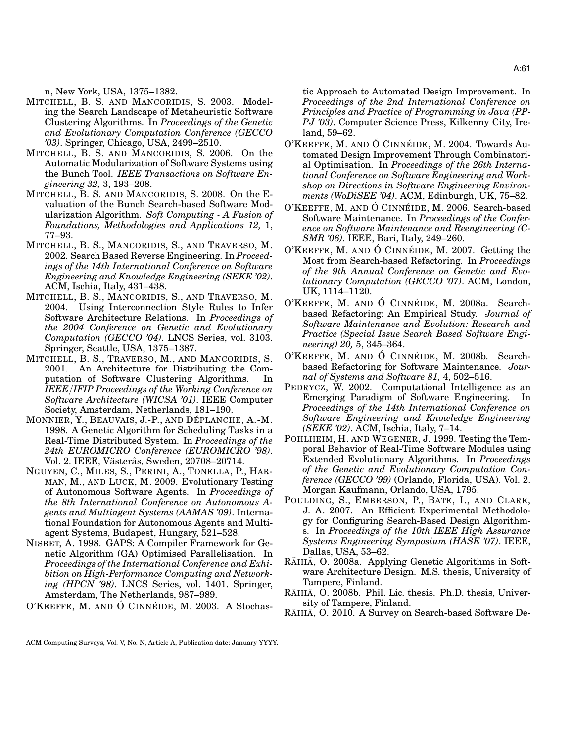n, New York, USA, 1375–1382.

MITCHELL, B. S. AND MANCORIDIS, S. 2003. Modeling the Search Landscape of Metaheuristic Software Clustering Algorithms. In *Proceedings of the Genetic and Evolutionary Computation Conference (GECCO '03)*. Springer, Chicago, USA, 2499–2510.

MITCHELL, B. S. AND MANCORIDIS, S. 2006. On the Automatic Modularization of Software Systems using the Bunch Tool. *IEEE Transactions on Software Engineering 32,* 3, 193–208.

MITCHELL, B. S. AND MANCORIDIS, S. 2008. On the Evaluation of the Bunch Search-based Software Modularization Algorithm. *Soft Computing - A Fusion of Foundations, Methodologies and Applications 12,* 1, 77–93.

MITCHELL, B. S., MANCORIDIS, S., AND TRAVERSO, M. 2002. Search Based Reverse Engineering. In *Proceedings of the 14th International Conference on Software Engineering and Knowledge Engineering (SEKE '02)*. ACM, Ischia, Italy, 431–438.

MITCHELL, B. S., MANCORIDIS, S., AND TRAVERSO, M. 2004. Using Interconnection Style Rules to Infer Software Architecture Relations. In *Proceedings of the 2004 Conference on Genetic and Evolutionary Computation (GECCO '04)*. LNCS Series, vol. 3103. Springer, Seattle, USA, 1375–1387.

MITCHELL, B. S., TRAVERSO, M., AND MANCORIDIS, S. 2001. An Architecture for Distributing the Computation of Software Clustering Algorithms. In *IEEE/IFIP Proceedings of the Working Conference on Software Architecture (WICSA '01)*. IEEE Computer Society, Amsterdam, Netherlands, 181–190.

MONNIER, Y., BEAUVAIS, J.-P., AND DÉPLANCHE, A.-M. 1998. A Genetic Algorithm for Scheduling Tasks in a Real-Time Distributed System. In *Proceedings of the 24th EUROMICRO Conference (EUROMICRO '98)*. Vol. 2. IEEE, Västerås, Sweden, 20708–20714.

NGUYEN, C., MILES, S., PERINI, A., TONELLA, P., HARMAN, M., AND LUCK, M. 2009. Evolutionary Testing of Autonomous Software Agents. In *Proceedings of the 8th International Conference on Autonomous Agents and Multiagent Systems (AAMAS '09)*. International Foundation for Autonomous Agents and Multiagent Systems, Budapest, Hungary, 521–528.

NISBET, A. 1998. GAPS: A Compiler Framework for Genetic Algorithm (GA) Optimised Parallelisation. In *Proceedings of the International Conference and Exhibition on High-Performance Computing and Networking (HPCN '98)*. LNCS Series, vol. 1401. Springer, Amsterdam, The Netherlands, 987–989.

O'KEEFFE, M. AND Ó CINNÉIDE, M. 2003. A Stochastic Approach to Automated Design Improvement. In *Proceedings of the 2nd International Conference on Principles and Practice of Programming in Java (PPPJ '03)*. Computer Science Press, Kilkenny City, Ireland, 59–62.

O'KEEFFE, M. AND Ó CINNÉIDE, M. 2004. Towards Automated Design Improvement Through Combinatorial Optimisation. In *Proceedings of the 26th International Conference on Software Engineering and Workshop on Directions in Software Engineering Environments (WoDiSEE '04)*. ACM, Edinburgh, UK, 75–82.

O'KEEFFE, M. AND Ó CINNÉIDE, M. 2006. Search-based Software Maintenance. In *Proceedings of the Conference on Software Maintenance and Reengineering (CSMR '06)*. IEEE, Bari, Italy, 249–260.

O'KEEFFE, M. AND Ó CINNÉIDE, M. 2007. Getting the Most from Search-based Refactoring. In *Proceedings of the 9th Annual Conference on Genetic and Evolutionary Computation (GECCO '07)*. ACM, London, UK, 1114–1120.

O'KEEFFE, M. AND Ó CINNÉIDE, M. 2008a. Search-based Refactoring: An Empirical Study. *Journal of Software Maintenance and Evolution: Research and Practice (Special Issue Search Based Software Engineering) 20,* 5, 345–364.

O'KEEFFE, M. AND Ó CINNÉIDE, M. 2008b. Search-based Refactoring for Software Maintenance. *Journal of Systems and Software 81,* 4, 502–516.

PEDRYCZ, W. 2002. Computational Intelligence as an Emerging Paradigm of Software Engineering. In *Proceedings of the 14th International Conference on Software Engineering and Knowledge Engineering (SEKE '02)*. ACM, Ischia, Italy, 7–14.

POHLHEIM, H. AND WEGENER, J. 1999. Testing the Temporal Behavior of Real-Time Software Modules using Extended Evolutionary Algorithms. In *Proceedings of the Genetic and Evolutionary Computation Conference (GECCO '99)* (Orlando, Florida, USA). Vol. 2. Morgan Kaufmann, Orlando, USA, 1795.

POULDING, S., EMBERSON, P., BATE, I., AND CLARK, J. A. 2007. An Efficient Experimental Methodology for Configuring Search-Based Design Algorithms. In *Proceedings of the 10th IEEE High Assurance Systems Engineering Symposium (HASE '07)*. IEEE, Dallas, USA, 53–62.

RÄIHÄ, O. 2008a. Applying Genetic Algorithms in Software Architecture Design. M.S. thesis, University of Tampere, Finland.

RÄIHÄ, O. 2008b. Phil. Lic. thesis. Ph.D. thesis, University of Tampere, Finland.

RÄIHÄ, O. 2010. A Survey on Search-based Software De-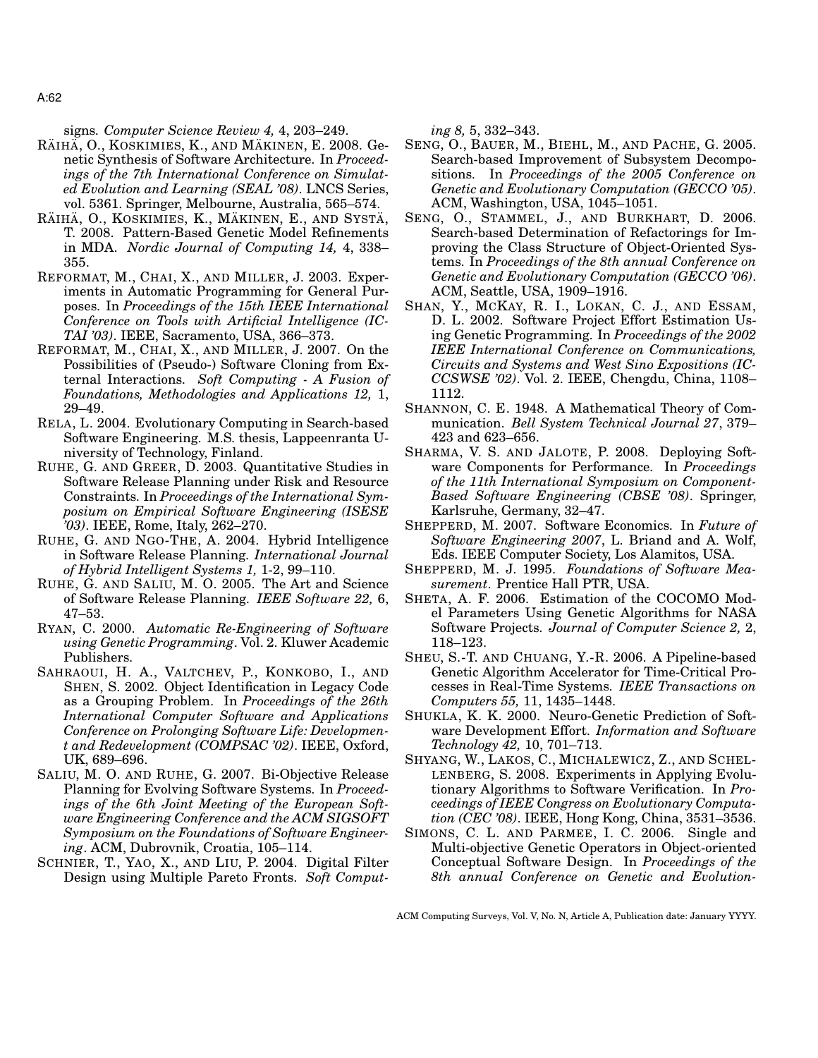signs. *Computer Science Review 4,* 4, 203–249.

RÄIHÄ, O., KOSKIMIES, K., AND MÄKINEN, E. 2008. Genetic Synthesis of Software Architecture. In *Proceedings of the 7th International Conference on Simulated Evolution and Learning (SEAL '08)*. LNCS Series, vol. 5361. Springer, Melbourne, Australia, 565–574.

RÄIHÄ, O., KOSKIMIES, K., MÄKINEN, E., AND SYSTÄ, T. 2008. Pattern-Based Genetic Model Refinements in MDA. *Nordic Journal of Computing 14,* 4, 338–355.

REFORMAT, M., CHAI, X., AND MILLER, J. 2003. Experiments in Automatic Programming for General Purposes. In *Proceedings of the 15th IEEE International Conference on Tools with Artificial Intelligence (ICTAI '03)*. IEEE, Sacramento, USA, 366–373.

REFORMAT, M., CHAI, X., AND MILLER, J. 2007. On the Possibilities of (Pseudo-) Software Cloning from External Interactions. *Soft Computing - A Fusion of Foundations, Methodologies and Applications 12,* 1, 29–49.

RELA, L. 2004. Evolutionary Computing in Search-based Software Engineering. M.S. thesis, Lappeenranta University of Technology, Finland.

RUHE, G. AND GREER, D. 2003. Quantitative Studies in Software Release Planning under Risk and Resource Constraints. In *Proceedings of the International Symposium on Empirical Software Engineering (ISESE '03)*. IEEE, Rome, Italy, 262–270.

RUHE, G. AND NGO-THE, A. 2004. Hybrid Intelligence in Software Release Planning. *International Journal of Hybrid Intelligent Systems 1,* 1-2, 99–110.

RUHE, G. AND SALIU, M. O. 2005. The Art and Science of Software Release Planning. *IEEE Software 22,* 6, 47–53.

RYAN, C. 2000. *Automatic Re-Engineering of Software using Genetic Programming*. Vol. 2. Kluwer Academic Publishers.

SAHRAOUI, H. A., VALTCHEV, P., KONKOBO, I., AND SHEN, S. 2002. Object Identification in Legacy Code as a Grouping Problem. In *Proceedings of the 26th International Computer Software and Applications Conference on Prolonging Software Life: Development and Redevelopment (COMPSAC '02)*. IEEE, Oxford, UK, 689–696.

SALIU, M. O. AND RUHE, G. 2007. Bi-Objective Release Planning for Evolving Software Systems. In *Proceedings of the 6th Joint Meeting of the European Software Engineering Conference and the ACM SIGSOFT Symposium on the Foundations of Software Engineering*. ACM, Dubrovnik, Croatia, 105–114.

SCHNIER, T., YAO, X., AND LIU, P. 2004. Digital Filter Design using Multiple Pareto Fronts. *Soft Computing 8,* 5, 332–343.

SENG, O., BAUER, M., BIEHL, M., AND PACHE, G. 2005. Search-based Improvement of Subsystem Decompositions. In *Proceedings of the 2005 Conference on Genetic and Evolutionary Computation (GECCO '05)*. ACM, Washington, USA, 1045–1051.

SENG, O., STAMMEL, J., AND BURKHART, D. 2006. Search-based Determination of Refactorings for Improving the Class Structure of Object-Oriented Systems. In *Proceedings of the 8th annual Conference on Genetic and Evolutionary Computation (GECCO '06)*. ACM, Seattle, USA, 1909–1916.

SHAN, Y., MCKAY, R. I., LOKAN, C. J., AND ESSAM, D. L. 2002. Software Project Effort Estimation Using Genetic Programming. In *Proceedings of the 2002 IEEE International Conference on Communications, Circuits and Systems and West Sino Expositions (ICCCSWSE '02)*. Vol. 2. IEEE, Chengdu, China, 1108–1112.

SHANNON, C. E. 1948. A Mathematical Theory of Communication. *Bell System Technical Journal 27*, 379–423 and 623–656.

SHARMA, V. S. AND JALOTE, P. 2008. Deploying Software Components for Performance. In *Proceedings of the 11th International Symposium on Component-Based Software Engineering (CBSE '08)*. Springer, Karlsruhe, Germany, 32–47.

SHEPPERD, M. 2007. Software Economics. In *Future of Software Engineering 2007*, L. Briand and A. Wolf, Eds. IEEE Computer Society, Los Alamitos, USA.

SHEPPERD, M. J. 1995. *Foundations of Software Measurement*. Prentice Hall PTR, USA.

SHETA, A. F. 2006. Estimation of the COCOMO Model Parameters Using Genetic Algorithms for NASA Software Projects. *Journal of Computer Science 2,* 2, 118–123.

SHEU, S.-T. AND CHUANG, Y.-R. 2006. A Pipeline-based Genetic Algorithm Accelerator for Time-Critical Processes in Real-Time Systems. *IEEE Transactions on Computers 55,* 11, 1435–1448.

SHUKLA, K. K. 2000. Neuro-Genetic Prediction of Software Development Effort. *Information and Software Technology 42,* 10, 701–713.

SHYANG, W., LAKOS, C., MICHALEWICZ, Z., AND SCHELLENBERG, S. 2008. Experiments in Applying Evolutionary Algorithms to Software Verification. In *Proceedings of IEEE Congress on Evolutionary Computation (CEC '08)*. IEEE, Hong Kong, China, 3531–3536.

SIMONS, C. L. AND PARMEE, I. C. 2006. Single and Multi-objective Genetic Operators in Object-oriented Conceptual Software Design. In *Proceedings of the 8th annual Conference on Genetic and Evolution-*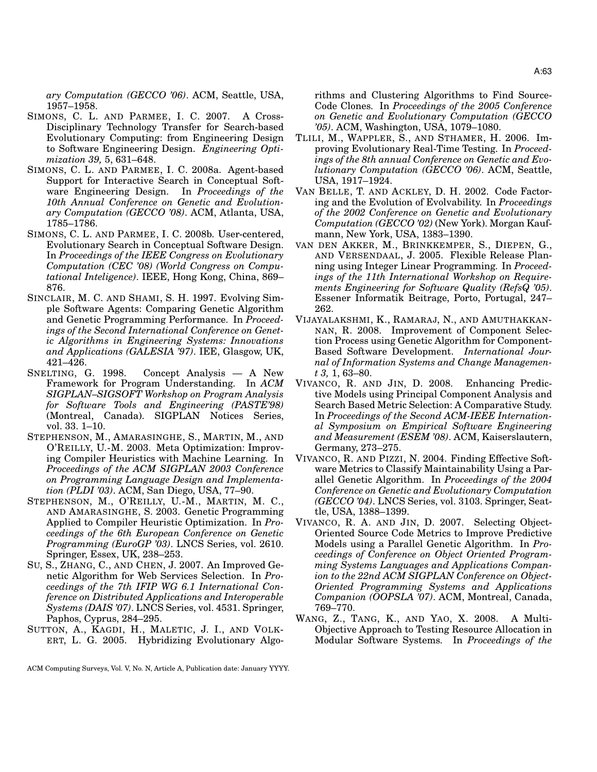*ary Computation (GECCO '06)*. ACM, Seattle, USA, 1957–1958.

SIMONS, C. L. AND PARMEE, I. C. 2007. A Cross-Disciplinary Technology Transfer for Search-based Evolutionary Computing: from Engineering Design to Software Engineering Design. *Engineering Optimization 39,* 5, 631–648.

SIMONS, C. L. AND PARMEE, I. C. 2008a. Agent-based Support for Interactive Search in Conceptual Software Engineering Design. In *Proceedings of the 10th Annual Conference on Genetic and Evolutionary Computation (GECCO '08)*. ACM, Atlanta, USA, 1785–1786.

SIMONS, C. L. AND PARMEE, I. C. 2008b. User-centered, Evolutionary Search in Conceptual Software Design. In *Proceedings of the IEEE Congress on Evolutionary Computation (CEC '08) (World Congress on Computational Inteligence)*. IEEE, Hong Kong, China, 869–876.

SINCLAIR, M. C. AND SHAMI, S. H. 1997. Evolving Simple Software Agents: Comparing Genetic Algorithm and Genetic Programming Performance. In *Proceedings of the Second International Conference on Genetic Algorithms in Engineering Systems: Innovations and Applications (GALESIA '97)*. IEE, Glasgow, UK, 421–426.

SNELTING, G. 1998. Concept Analysis — A New Framework for Program Understanding. In *ACM SIGPLAN–SIGSOFT Workshop on Program Analysis for Software Tools and Engineering (PASTE'98)* (Montreal, Canada). SIGPLAN Notices Series, vol. 33. 1–10.

STEPHENSON, M., AMARASINGHE, S., MARTIN, M., AND O'REILLY, U.-M. 2003. Meta Optimization: Improving Compiler Heuristics with Machine Learning. In *Proceedings of the ACM SIGPLAN 2003 Conference on Programming Language Design and Implementation (PLDI '03)*. ACM, San Diego, USA, 77–90.

STEPHENSON, M., O'REILLY, U.-M., MARTIN, M. C., AND AMARASINGHE, S. 2003. Genetic Programming Applied to Compiler Heuristic Optimization. In *Proceedings of the 6th European Conference on Genetic Programming (EuroGP '03)*. LNCS Series, vol. 2610. Springer, Essex, UK, 238–253.

SU, S., ZHANG, C., AND CHEN, J. 2007. An Improved Genetic Algorithm for Web Services Selection. In *Proceedings of the 7th IFIP WG 6.1 International Conference on Distributed Applications and Interoperable Systems (DAIS '07)*. LNCS Series, vol. 4531. Springer, Paphos, Cyprus, 284–295.

SUTTON, A., KAGDI, H., MALETIC, J. I., AND VOLKERT, L. G. 2005. Hybridizing Evolutionary Algorithms and Clustering Algorithms to Find Source-Code Clones. In *Proceedings of the 2005 Conference on Genetic and Evolutionary Computation (GECCO '05)*. ACM, Washington, USA, 1079–1080.

TLILI, M., WAPPLER, S., AND STHAMER, H. 2006. Improving Evolutionary Real-Time Testing. In *Proceedings of the 8th annual Conference on Genetic and Evolutionary Computation (GECCO '06)*. ACM, Seattle, USA, 1917–1924.

VAN BELLE, T. AND ACKLEY, D. H. 2002. Code Factoring and the Evolution of Evolvability. In *Proceedings of the 2002 Conference on Genetic and Evolutionary Computation (GECCO '02)* (New York). Morgan Kaufmann, New York, USA, 1383–1390.

VAN DEN AKKER, M., BRINKKEMPER, S., DIEPEN, G., AND VERSENDAAL, J. 2005. Flexible Release Planning using Integer Linear Programming. In *Proceedings of the 11th International Workshop on Requirements Engineering for Software Quality (RefsQ '05)*. Essener Informatik Beitrage, Porto, Portugal, 247–262.

VIJAYALAKSHMI, K., RAMARAJ, N., AND AMUTHAKKANNAN, R. 2008. Improvement of Component Selection Process using Genetic Algorithm for Component-Based Software Development. *International Journal of Information Systems and Change Management 3,* 1, 63–80.

VIVANCO, R. AND JIN, D. 2008. Enhancing Predictive Models using Principal Component Analysis and Search Based Metric Selection: A Comparative Study. In *Proceedings of the Second ACM-IEEE International Symposium on Empirical Software Engineering and Measurement (ESEM '08)*. ACM, Kaiserslautern, Germany, 273–275.

VIVANCO, R. AND PIZZI, N. 2004. Finding Effective Software Metrics to Classify Maintainability Using a Parallel Genetic Algorithm. In *Proceedings of the 2004 Conference on Genetic and Evolutionary Computation (GECCO '04)*. LNCS Series, vol. 3103. Springer, Seattle, USA, 1388–1399.

VIVANCO, R. A. AND JIN, D. 2007. Selecting Object-Oriented Source Code Metrics to Improve Predictive Models using a Parallel Genetic Algorithm. In *Proceedings of Conference on Object Oriented Programming Systems Languages and Applications Companion to the 22nd ACM SIGPLAN Conference on Object-Oriented Programming Systems and Applications Companion (OOPSLA '07)*. ACM, Montreal, Canada, 769–770.

WANG, Z., TANG, K., AND YAO, X. 2008. A Multi-Objective Approach to Testing Resource Allocation in Modular Software Systems. In *Proceedings of the*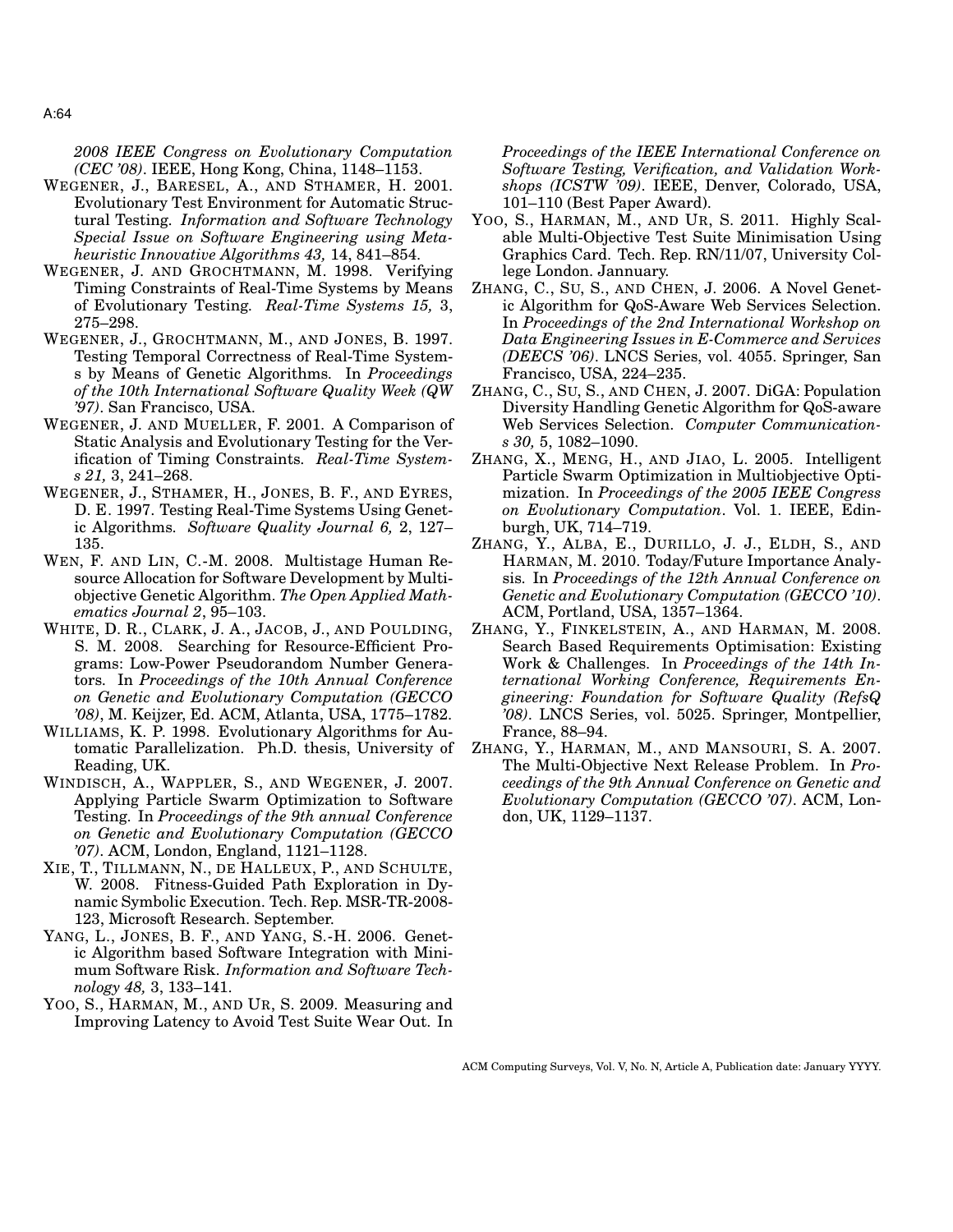*2008 IEEE Congress on Evolutionary Computation (CEC '08)*. IEEE, Hong Kong, China, 1148–1153.

WEGENER, J., BARESEL, A., AND STHAMER, H. 2001. Evolutionary Test Environment for Automatic Structural Testing. *Information and Software Technology Special Issue on Software Engineering using Metaheuristic Innovative Algorithms 43,* 14, 841–854.

WEGENER, J. AND GROCHTMANN, M. 1998. Verifying Timing Constraints of Real-Time Systems by Means of Evolutionary Testing. *Real-Time Systems 15,* 3, 275–298.

WEGENER, J., GROCHTMANN, M., AND JONES, B. 1997. Testing Temporal Correctness of Real-Time Systems by Means of Genetic Algorithms. In *Proceedings of the 10th International Software Quality Week (QW '97)*. San Francisco, USA.

WEGENER, J. AND MUELLER, F. 2001. A Comparison of Static Analysis and Evolutionary Testing for the Verification of Timing Constraints. *Real-Time Systems 21,* 3, 241–268.

WEGENER, J., STHAMER, H., JONES, B. F., AND EYRES, D. E. 1997. Testing Real-Time Systems Using Genetic Algorithms. *Software Quality Journal 6,* 2, 127–135.

WEN, F. AND LIN, C.-M. 2008. Multistage Human Resource Allocation for Software Development by Multiobjective Genetic Algorithm. *The Open Applied Mathematics Journal 2*, 95–103.

WHITE, D. R., CLARK, J. A., JACOB, J., AND POULDING, S. M. 2008. Searching for Resource-Efficient Programs: Low-Power Pseudorandom Number Generators. In *Proceedings of the 10th Annual Conference on Genetic and Evolutionary Computation (GECCO '08)*, M. Keijzer, Ed. ACM, Atlanta, USA, 1775–1782.

WILLIAMS, K. P. 1998. Evolutionary Algorithms for Automatic Parallelization. Ph.D. thesis, University of Reading, UK.

WINDISCH, A., WAPPLER, S., AND WEGENER, J. 2007. Applying Particle Swarm Optimization to Software Testing. In *Proceedings of the 9th annual Conference on Genetic and Evolutionary Computation (GECCO '07)*. ACM, London, England, 1121–1128.

XIE, T., TILLMANN, N., DE HALLEUX, P., AND SCHULTE, W. 2008. Fitness-Guided Path Exploration in Dynamic Symbolic Execution. Tech. Rep. MSR-TR-2008-123, Microsoft Research. September.

YANG, L., JONES, B. F., AND YANG, S.-H. 2006. Genetic Algorithm based Software Integration with Minimum Software Risk. *Information and Software Technology 48,* 3, 133–141.

YOO, S., HARMAN, M., AND UR, S. 2009. Measuring and Improving Latency to Avoid Test Suite Wear Out. In *Proceedings of the IEEE International Conference on Software Testing, Verification, and Validation Workshops (ICSTW '09)*. IEEE, Denver, Colorado, USA, 101–110 (Best Paper Award).

YOO, S., HARMAN, M., AND UR, S. 2011. Highly Scalable Multi-Objective Test Suite Minimisation Using Graphics Card. Tech. Rep. RN/11/07, University College London. Jannuary.

ZHANG, C., SU, S., AND CHEN, J. 2006. A Novel Genetic Algorithm for QoS-Aware Web Services Selection. In *Proceedings of the 2nd International Workshop on Data Engineering Issues in E-Commerce and Services (DEECS '06)*. LNCS Series, vol. 4055. Springer, San Francisco, USA, 224–235.

ZHANG, C., SU, S., AND CHEN, J. 2007. DiGA: Population Diversity Handling Genetic Algorithm for QoS-aware Web Services Selection. *Computer Communications 30,* 5, 1082–1090.

ZHANG, X., MENG, H., AND JIAO, L. 2005. Intelligent Particle Swarm Optimization in Multiobjective Optimization. In *Proceedings of the 2005 IEEE Congress on Evolutionary Computation*. Vol. 1. IEEE, Edinburgh, UK, 714–719.

ZHANG, Y., ALBA, E., DURILLO, J. J., ELDH, S., AND HARMAN, M. 2010. Today/Future Importance Analysis. In *Proceedings of the 12th Annual Conference on Genetic and Evolutionary Computation (GECCO '10)*. ACM, Portland, USA, 1357–1364.

ZHANG, Y., FINKELSTEIN, A., AND HARMAN, M. 2008. Search Based Requirements Optimisation: Existing Work & Challenges. In *Proceedings of the 14th International Working Conference, Requirements Engineering: Foundation for Software Quality (RefsQ '08)*. LNCS Series, vol. 5025. Springer, Montpellier, France, 88–94.

ZHANG, Y., HARMAN, M., AND MANSOURI, S. A. 2007. The Multi-Objective Next Release Problem. In *Proceedings of the 9th Annual Conference on Genetic and Evolutionary Computation (GECCO '07)*. ACM, London, UK, 1129–1137.